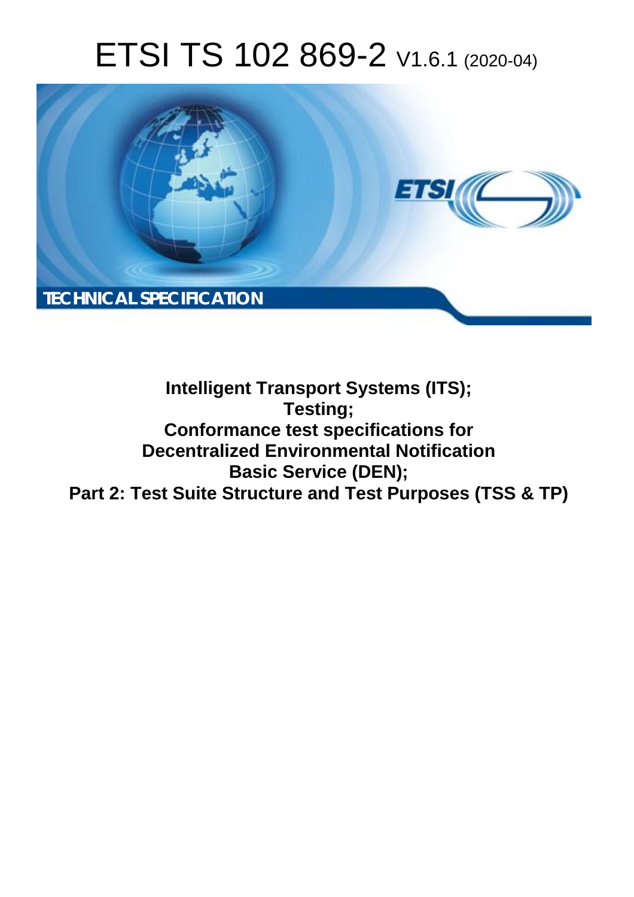# ETSI TS 102 869-2 V1.6.1 (2020-04)

TECHNICAL SPECIFICATION

**Intelligent Transport Systems (ITS);**
**Testing;**
**Conformance test specifications for**
**Decentralized Environmental Notification**
**Basic Service (DEN);**
**Part 2: Test Suite Structure and Test Purposes (TSS & TP)**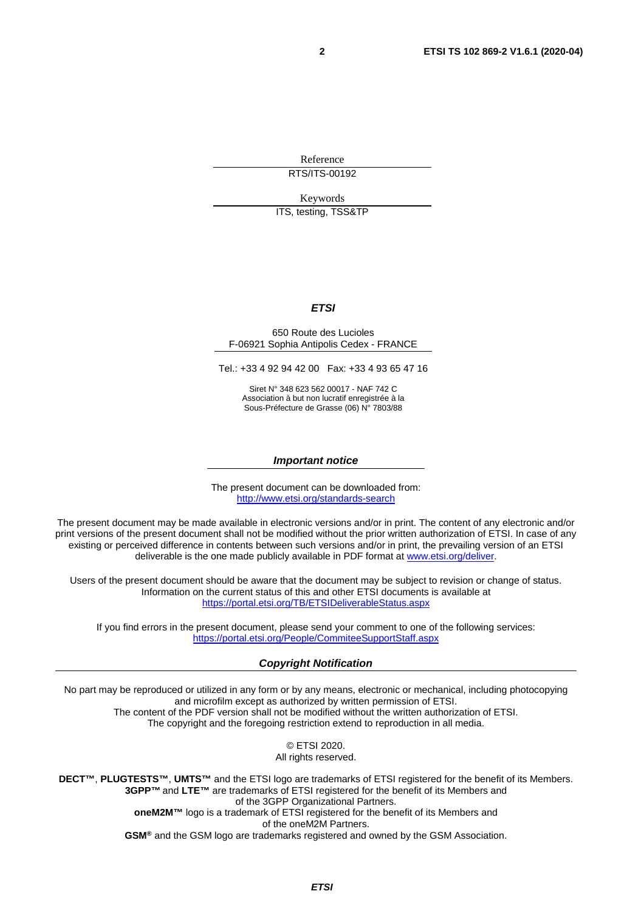Reference

RTS/ITS-00192

Keywords

ITS, testing, TSS&TP

***ETSI***

650 Route des Lucioles
F-06921 Sophia Antipolis Cedex - FRANCE

Tel.: +33 4 92 94 42 00   Fax: +33 4 93 65 47 16

Siret N° 348 623 562 00017 - NAF 742 C
Association à but non lucratif enregistrée à la
Sous-Préfecture de Grasse (06) N° 7803/88

***Important notice***

The present document can be downloaded from:
http://www.etsi.org/standards-search

The present document may be made available in electronic versions and/or in print. The content of any electronic and/or print versions of the present document shall not be modified without the prior written authorization of ETSI. In case of any existing or perceived difference in contents between such versions and/or in print, the prevailing version of an ETSI deliverable is the one made publicly available in PDF format at www.etsi.org/deliver.

Users of the present document should be aware that the document may be subject to revision or change of status. Information on the current status of this and other ETSI documents is available at
https://portal.etsi.org/TB/ETSIDeliverableStatus.aspx

If you find errors in the present document, please send your comment to one of the following services:
https://portal.etsi.org/People/CommiteeSupportStaff.aspx

***Copyright Notification***

No part may be reproduced or utilized in any form or by any means, electronic or mechanical, including photocopying and microfilm except as authorized by written permission of ETSI.
The content of the PDF version shall not be modified without the written authorization of ETSI.
The copyright and the foregoing restriction extend to reproduction in all media.

© ETSI 2020.
All rights reserved.

**DECT™**, **PLUGTESTS™**, **UMTS™** and the ETSI logo are trademarks of ETSI registered for the benefit of its Members.
**3GPP™** and **LTE™** are trademarks of ETSI registered for the benefit of its Members and of the 3GPP Organizational Partners.
**oneM2M™** logo is a trademark of ETSI registered for the benefit of its Members and of the oneM2M Partners.
**GSM®** and the GSM logo are trademarks registered and owned by the GSM Association.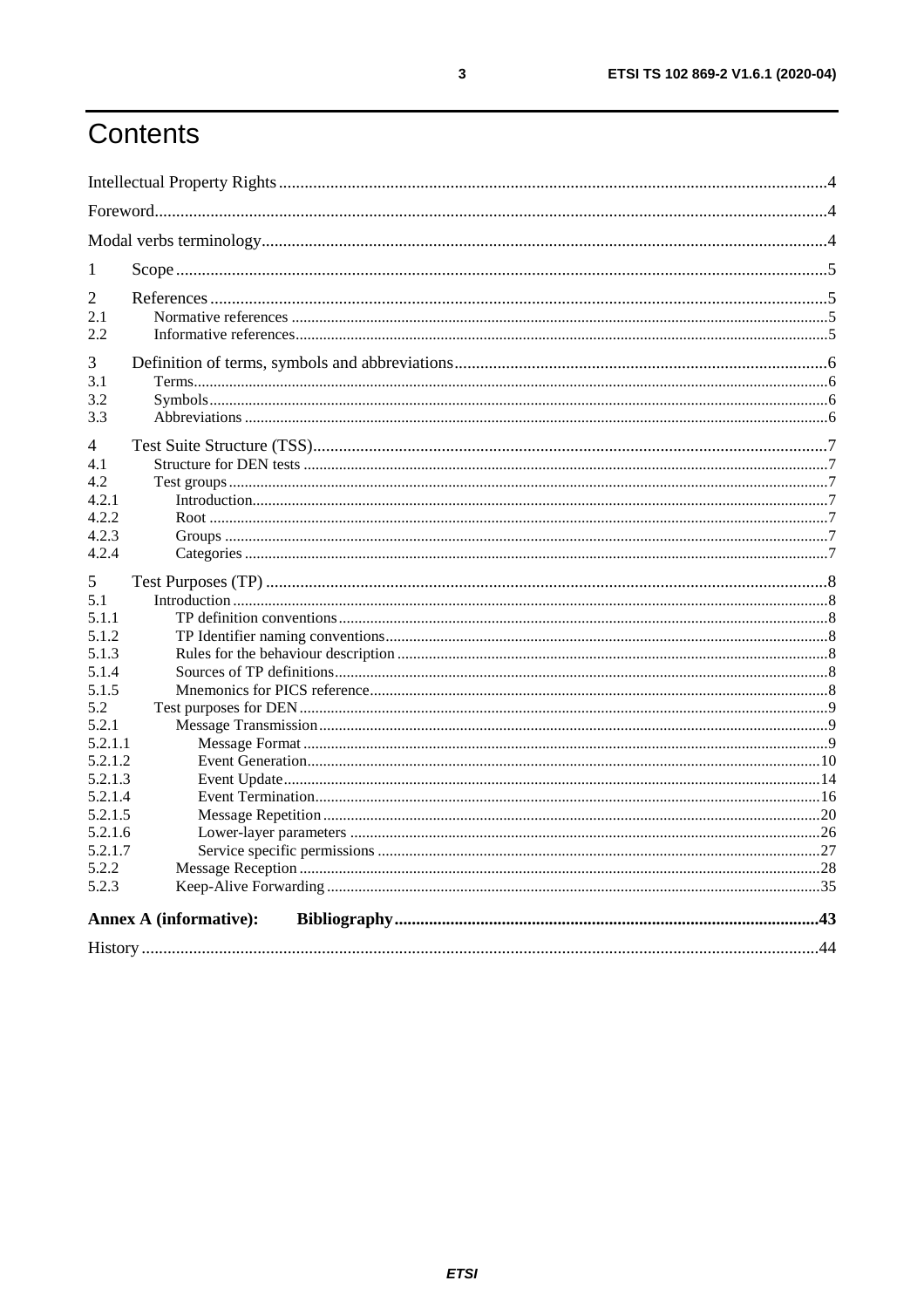# Contents

Intellectual Property Rights .......... 4

Foreword .......... 4

Modal verbs terminology .......... 4

1 Scope .......... 5

2 References .......... 5
- 2.1 Normative references .......... 5
- 2.2 Informative references .......... 5

3 Definition of terms, symbols and abbreviations .......... 6
- 3.1 Terms .......... 6
- 3.2 Symbols .......... 6
- 3.3 Abbreviations .......... 6

4 Test Suite Structure (TSS) .......... 7
- 4.1 Structure for DEN tests .......... 7
- 4.2 Test groups .......... 7
  - 4.2.1 Introduction .......... 7
  - 4.2.2 Root .......... 7
  - 4.2.3 Groups .......... 7
  - 4.2.4 Categories .......... 7

5 Test Purposes (TP) .......... 8
- 5.1 Introduction .......... 8
  - 5.1.1 TP definition conventions .......... 8
  - 5.1.2 TP Identifier naming conventions .......... 8
  - 5.1.3 Rules for the behaviour description .......... 8
  - 5.1.4 Sources of TP definitions .......... 8
  - 5.1.5 Mnemonics for PICS reference .......... 8
- 5.2 Test purposes for DEN .......... 9
  - 5.2.1 Message Transmission .......... 9
    - 5.2.1.1 Message Format .......... 9
    - 5.2.1.2 Event Generation .......... 10
    - 5.2.1.3 Event Update .......... 14
    - 5.2.1.4 Event Termination .......... 16
    - 5.2.1.5 Message Repetition .......... 20
    - 5.2.1.6 Lower-layer parameters .......... 26
    - 5.2.1.7 Service specific permissions .......... 27
  - 5.2.2 Message Reception .......... 28
  - 5.2.3 Keep-Alive Forwarding .......... 35

**Annex A (informative): Bibliography** .......... 43

History .......... 44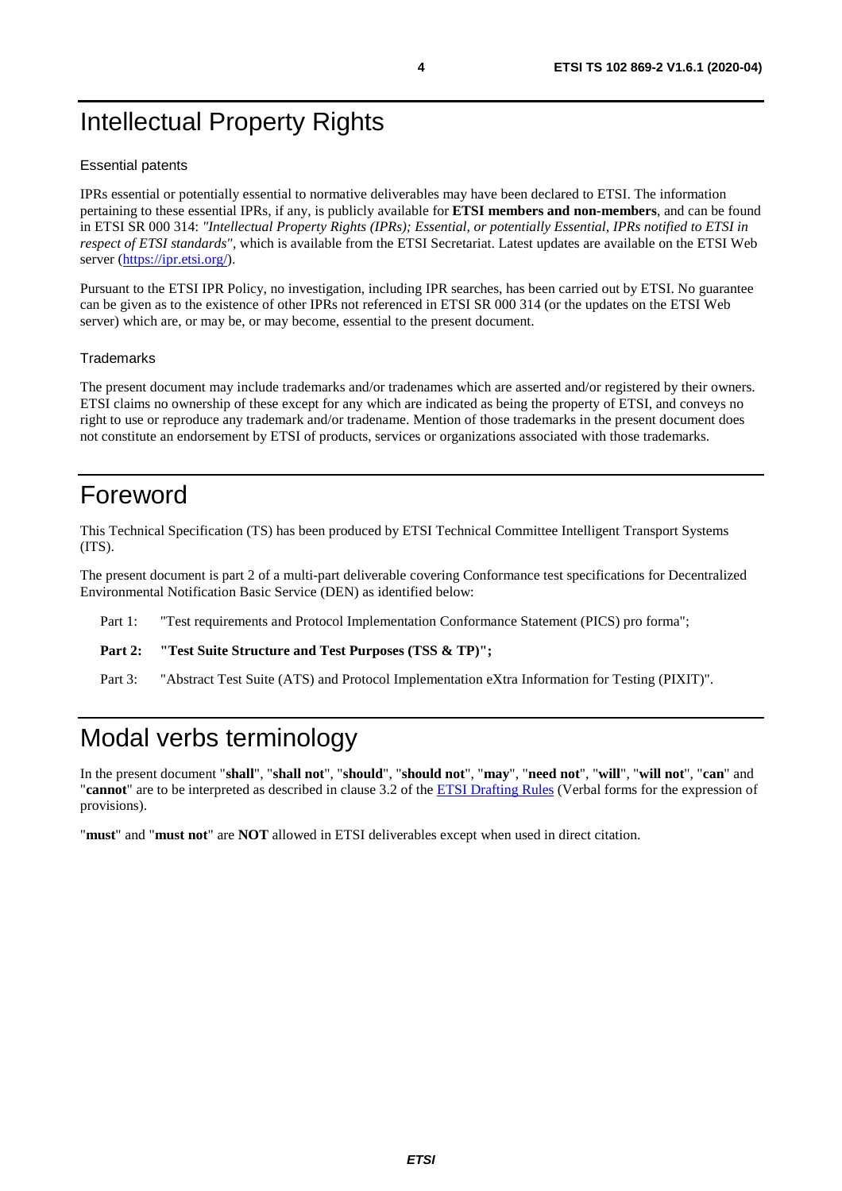# Intellectual Property Rights

### Essential patents

IPRs essential or potentially essential to normative deliverables may have been declared to ETSI. The information pertaining to these essential IPRs, if any, is publicly available for **ETSI members and non-members**, and can be found in ETSI SR 000 314: *"Intellectual Property Rights (IPRs); Essential, or potentially Essential, IPRs notified to ETSI in respect of ETSI standards"*, which is available from the ETSI Secretariat. Latest updates are available on the ETSI Web server (https://ipr.etsi.org/).

Pursuant to the ETSI IPR Policy, no investigation, including IPR searches, has been carried out by ETSI. No guarantee can be given as to the existence of other IPRs not referenced in ETSI SR 000 314 (or the updates on the ETSI Web server) which are, or may be, or may become, essential to the present document.

### Trademarks

The present document may include trademarks and/or tradenames which are asserted and/or registered by their owners. ETSI claims no ownership of these except for any which are indicated as being the property of ETSI, and conveys no right to use or reproduce any trademark and/or tradename. Mention of those trademarks in the present document does not constitute an endorsement by ETSI of products, services or organizations associated with those trademarks.

# Foreword

This Technical Specification (TS) has been produced by ETSI Technical Committee Intelligent Transport Systems (ITS).

The present document is part 2 of a multi-part deliverable covering Conformance test specifications for Decentralized Environmental Notification Basic Service (DEN) as identified below:

Part 1: "Test requirements and Protocol Implementation Conformance Statement (PICS) pro forma";

**Part 2: "Test Suite Structure and Test Purposes (TSS & TP)";**

Part 3: "Abstract Test Suite (ATS) and Protocol Implementation eXtra Information for Testing (PIXIT)".

# Modal verbs terminology

In the present document "**shall**", "**shall not**", "**should**", "**should not**", "**may**", "**need not**", "**will**", "**will not**", "**can**" and "**cannot**" are to be interpreted as described in clause 3.2 of the ETSI Drafting Rules (Verbal forms for the expression of provisions).

"**must**" and "**must not**" are **NOT** allowed in ETSI deliverables except when used in direct citation.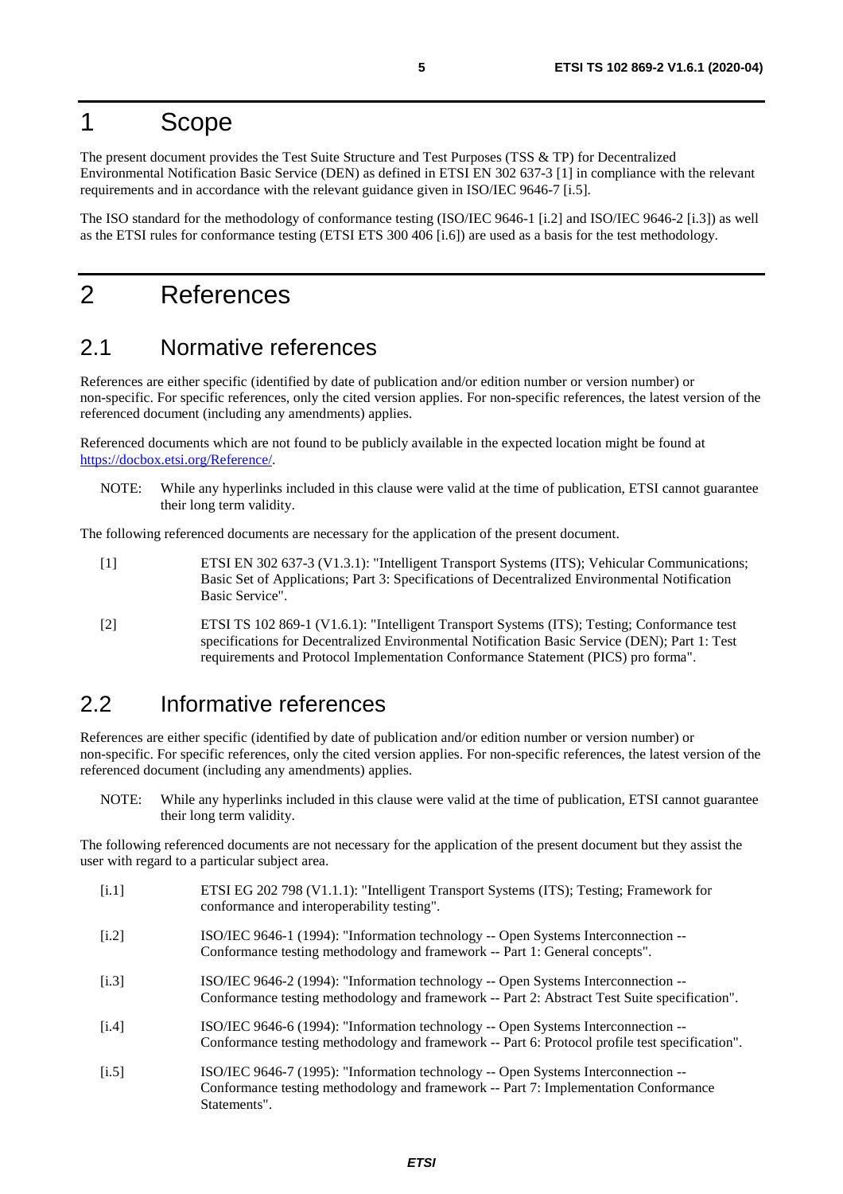# 1 Scope

The present document provides the Test Suite Structure and Test Purposes (TSS & TP) for Decentralized Environmental Notification Basic Service (DEN) as defined in ETSI EN 302 637-3 [1] in compliance with the relevant requirements and in accordance with the relevant guidance given in ISO/IEC 9646-7 [i.5].

The ISO standard for the methodology of conformance testing (ISO/IEC 9646-1 [i.2] and ISO/IEC 9646-2 [i.3]) as well as the ETSI rules for conformance testing (ETSI ETS 300 406 [i.6]) are used as a basis for the test methodology.

# 2 References

## 2.1 Normative references

References are either specific (identified by date of publication and/or edition number or version number) or non-specific. For specific references, only the cited version applies. For non-specific references, the latest version of the referenced document (including any amendments) applies.

Referenced documents which are not found to be publicly available in the expected location might be found at https://docbox.etsi.org/Reference/.

NOTE: While any hyperlinks included in this clause were valid at the time of publication, ETSI cannot guarantee their long term validity.

The following referenced documents are necessary for the application of the present document.

[1] ETSI EN 302 637-3 (V1.3.1): "Intelligent Transport Systems (ITS); Vehicular Communications; Basic Set of Applications; Part 3: Specifications of Decentralized Environmental Notification Basic Service".

[2] ETSI TS 102 869-1 (V1.6.1): "Intelligent Transport Systems (ITS); Testing; Conformance test specifications for Decentralized Environmental Notification Basic Service (DEN); Part 1: Test requirements and Protocol Implementation Conformance Statement (PICS) pro forma".

## 2.2 Informative references

References are either specific (identified by date of publication and/or edition number or version number) or non-specific. For specific references, only the cited version applies. For non-specific references, the latest version of the referenced document (including any amendments) applies.

NOTE: While any hyperlinks included in this clause were valid at the time of publication, ETSI cannot guarantee their long term validity.

The following referenced documents are not necessary for the application of the present document but they assist the user with regard to a particular subject area.

[i.1] ETSI EG 202 798 (V1.1.1): "Intelligent Transport Systems (ITS); Testing; Framework for conformance and interoperability testing".

[i.2] ISO/IEC 9646-1 (1994): "Information technology -- Open Systems Interconnection -- Conformance testing methodology and framework -- Part 1: General concepts".

[i.3] ISO/IEC 9646-2 (1994): "Information technology -- Open Systems Interconnection -- Conformance testing methodology and framework -- Part 2: Abstract Test Suite specification".

[i.4] ISO/IEC 9646-6 (1994): "Information technology -- Open Systems Interconnection -- Conformance testing methodology and framework -- Part 6: Protocol profile test specification".

[i.5] ISO/IEC 9646-7 (1995): "Information technology -- Open Systems Interconnection -- Conformance testing methodology and framework -- Part 7: Implementation Conformance Statements".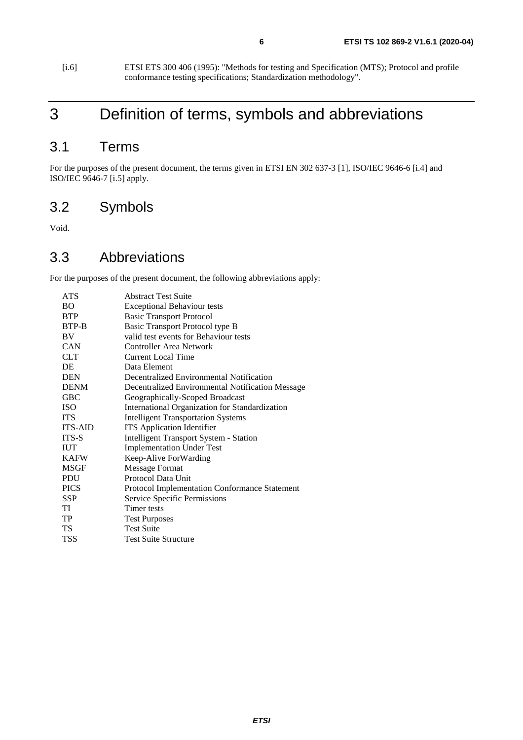[i.6] ETSI ETS 300 406 (1995): "Methods for testing and Specification (MTS); Protocol and profile conformance testing specifications; Standardization methodology".

# 3 Definition of terms, symbols and abbreviations

## 3.1 Terms

For the purposes of the present document, the terms given in ETSI EN 302 637-3 [1], ISO/IEC 9646-6 [i.4] and ISO/IEC 9646-7 [i.5] apply.

## 3.2 Symbols

Void.

## 3.3 Abbreviations

For the purposes of the present document, the following abbreviations apply:

| | |
|---|---|
| ATS | Abstract Test Suite |
| BO | Exceptional Behaviour tests |
| BTP | Basic Transport Protocol |
| BTP-B | Basic Transport Protocol type B |
| BV | valid test events for Behaviour tests |
| CAN | Controller Area Network |
| CLT | Current Local Time |
| DE | Data Element |
| DEN | Decentralized Environmental Notification |
| DENM | Decentralized Environmental Notification Message |
| GBC | Geographically-Scoped Broadcast |
| ISO | International Organization for Standardization |
| ITS | Intelligent Transportation Systems |
| ITS-AID | ITS Application Identifier |
| ITS-S | Intelligent Transport System - Station |
| IUT | Implementation Under Test |
| KAFW | Keep-Alive ForWarding |
| MSGF | Message Format |
| PDU | Protocol Data Unit |
| PICS | Protocol Implementation Conformance Statement |
| SSP | Service Specific Permissions |
| TI | Timer tests |
| TP | Test Purposes |
| TS | Test Suite |
| TSS | Test Suite Structure |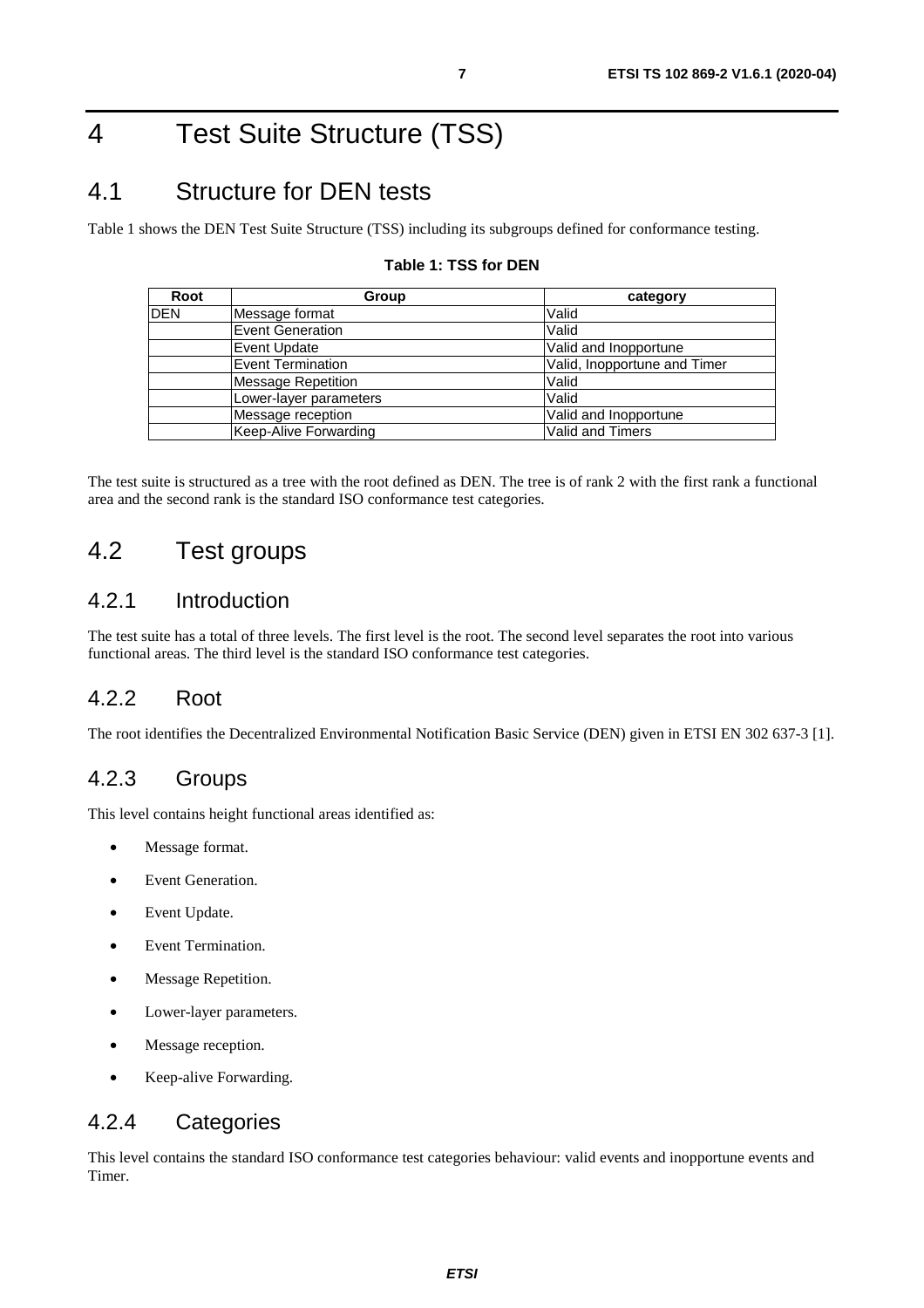# 4 Test Suite Structure (TSS)

## 4.1 Structure for DEN tests

Table 1 shows the DEN Test Suite Structure (TSS) including its subgroups defined for conformance testing.

**Table 1: TSS for DEN**

| Root | Group | category |
|---|---|---|
| DEN | Message format | Valid |
| | Event Generation | Valid |
| | Event Update | Valid and Inopportune |
| | Event Termination | Valid, Inopportune and Timer |
| | Message Repetition | Valid |
| | Lower-layer parameters | Valid |
| | Message reception | Valid and Inopportune |
| | Keep-Alive Forwarding | Valid and Timers |

The test suite is structured as a tree with the root defined as DEN. The tree is of rank 2 with the first rank a functional area and the second rank is the standard ISO conformance test categories.

## 4.2 Test groups

### 4.2.1 Introduction

The test suite has a total of three levels. The first level is the root. The second level separates the root into various functional areas. The third level is the standard ISO conformance test categories.

### 4.2.2 Root

The root identifies the Decentralized Environmental Notification Basic Service (DEN) given in ETSI EN 302 637-3 [1].

### 4.2.3 Groups

This level contains height functional areas identified as:

- Message format.
- Event Generation.
- Event Update.
- Event Termination.
- Message Repetition.
- Lower-layer parameters.
- Message reception.
- Keep-alive Forwarding.

### 4.2.4 Categories

This level contains the standard ISO conformance test categories behaviour: valid events and inopportune events and Timer.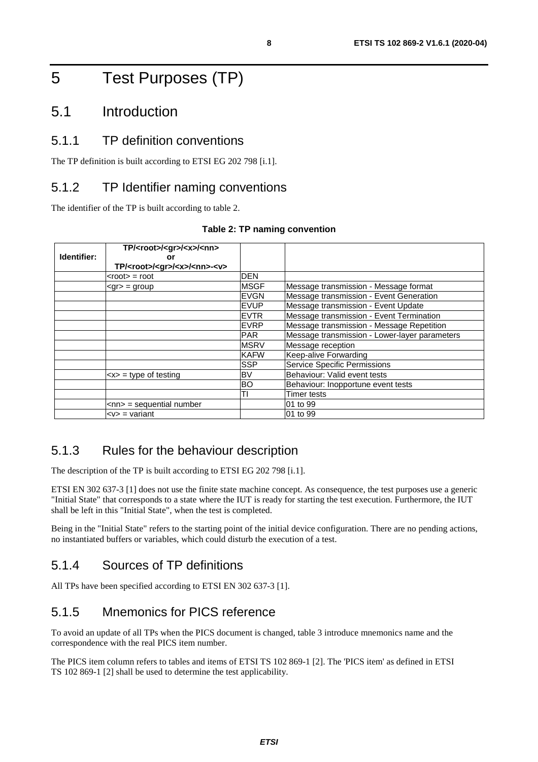# 5 Test Purposes (TP)

## 5.1 Introduction

### 5.1.1 TP definition conventions

The TP definition is built according to ETSI EG 202 798 [i.1].

### 5.1.2 TP Identifier naming conventions

The identifier of the TP is built according to table 2.

**Table 2: TP naming convention**

| **Identifier:** | **TP/<root>/<gr>/<x>/<nn> or TP/<root>/<gr>/<x>/<nn>-<v>** | | |
|---|---|---|---|
| | <root> = root | DEN | |
| | <gr> = group | MSGF | Message transmission - Message format |
| | | EVGN | Message transmission - Event Generation |
| | | EVUP | Message transmission - Event Update |
| | | EVTR | Message transmission - Event Termination |
| | | EVRP | Message transmission - Message Repetition |
| | | PAR | Message transmission - Lower-layer parameters |
| | | MSRV | Message reception |
| | | KAFW | Keep-alive Forwarding |
| | | SSP | Service Specific Permissions |
| | <x> = type of testing | BV | Behaviour: Valid event tests |
| | | BO | Behaviour: Inopportune event tests |
| | | TI | Timer tests |
| | <nn> = sequential number | | 01 to 99 |
| | <v> = variant | | 01 to 99 |

### 5.1.3 Rules for the behaviour description

The description of the TP is built according to ETSI EG 202 798 [i.1].

ETSI EN 302 637-3 [1] does not use the finite state machine concept. As consequence, the test purposes use a generic "Initial State" that corresponds to a state where the IUT is ready for starting the test execution. Furthermore, the IUT shall be left in this "Initial State", when the test is completed.

Being in the "Initial State" refers to the starting point of the initial device configuration. There are no pending actions, no instantiated buffers or variables, which could disturb the execution of a test.

### 5.1.4 Sources of TP definitions

All TPs have been specified according to ETSI EN 302 637-3 [1].

### 5.1.5 Mnemonics for PICS reference

To avoid an update of all TPs when the PICS document is changed, table 3 introduce mnemonics name and the correspondence with the real PICS item number.

The PICS item column refers to tables and items of ETSI TS 102 869-1 [2]. The 'PICS item' as defined in ETSI TS 102 869-1 [2] shall be used to determine the test applicability.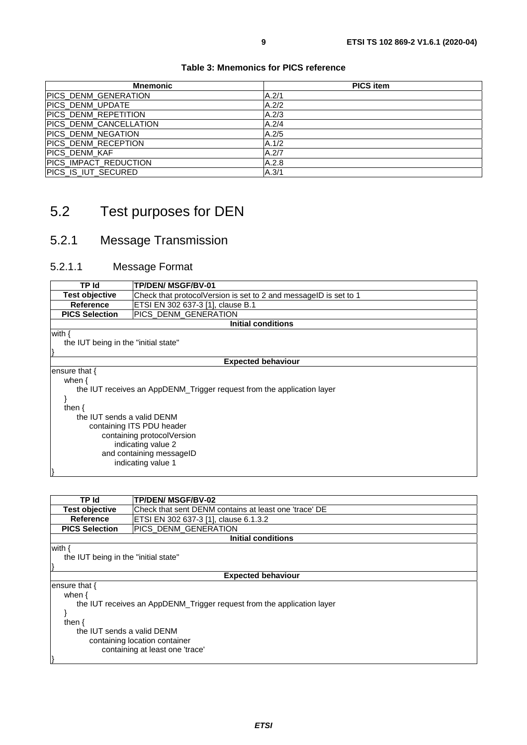**Table 3: Mnemonics for PICS reference**

| Mnemonic | PICS item |
| --- | --- |
| PICS_DENM_GENERATION | A.2/1 |
| PICS_DENM_UPDATE | A.2/2 |
| PICS_DENM_REPETITION | A.2/3 |
| PICS_DENM_CANCELLATION | A.2/4 |
| PICS_DENM_NEGATION | A.2/5 |
| PICS_DENM_RECEPTION | A.1/2 |
| PICS_DENM_KAF | A.2/7 |
| PICS_IMPACT_REDUCTION | A.2.8 |
| PICS_IS_IUT_SECURED | A.3/1 |

# 5.2 Test purposes for DEN

## 5.2.1 Message Transmission

### 5.2.1.1 Message Format

| TP Id | TP/DEN/ MSGF/BV-01 |
| --- | --- |
| Test objective | Check that protocolVersion is set to 2 and messageID is set to 1 |
| Reference | ETSI EN 302 637-3 [1], clause B.1 |
| PICS Selection | PICS_DENM_GENERATION |
| **Initial conditions** | |

```
with {
    the IUT being in the "initial state"
}
```

**Expected behaviour**

```
ensure that {
    when {
        the IUT receives an AppDENM_Trigger request from the application layer
    }
    then {
        the IUT sends a valid DENM
            containing ITS PDU header
                containing protocolVersion
                    indicating value 2
                and containing messageID
                    indicating value 1
}
```

| TP Id | TP/DEN/ MSGF/BV-02 |
| --- | --- |
| Test objective | Check that sent DENM contains at least one 'trace' DE |
| Reference | ETSI EN 302 637-3 [1], clause 6.1.3.2 |
| PICS Selection | PICS_DENM_GENERATION |
| **Initial conditions** | |

```
with {
    the IUT being in the "initial state"
}
```

**Expected behaviour**

```
ensure that {
    when {
        the IUT receives an AppDENM_Trigger request from the application layer
    }
    then {
        the IUT sends a valid DENM
            containing location container
                containing at least one 'trace'
}
```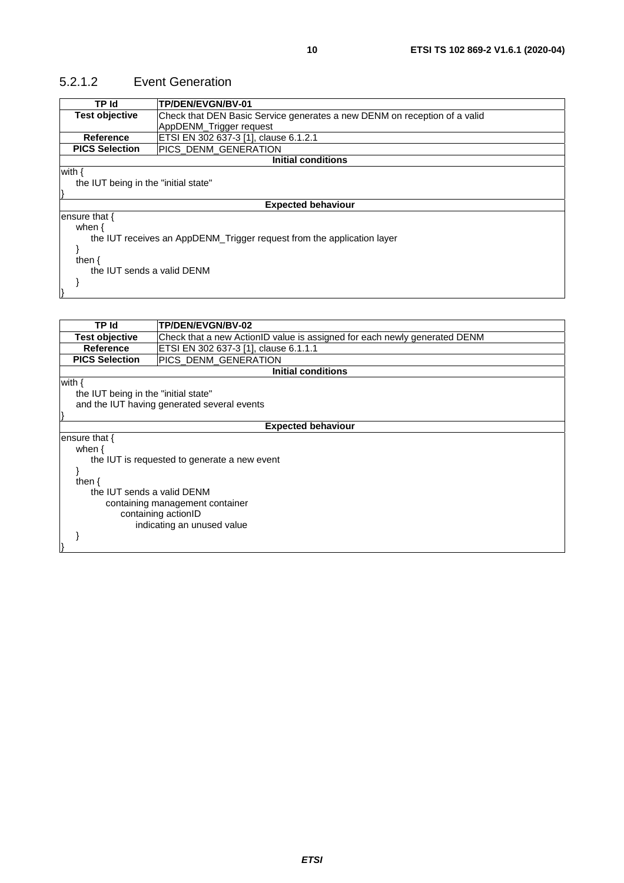### 5.2.1.2 Event Generation

| TP Id | TP/DEN/EVGN/BV-01 |
|---|---|
| **Test objective** | Check that DEN Basic Service generates a new DENM on reception of a valid AppDENM_Trigger request |
| **Reference** | ETSI EN 302 637-3 [1], clause 6.1.2.1 |
| **PICS Selection** | PICS_DENM_GENERATION |

**Initial conditions**

```
with {
    the IUT being in the "initial state"
}
```

**Expected behaviour**

```
ensure that {
    when {
        the IUT receives an AppDENM_Trigger request from the application layer
    }
    then {
        the IUT sends a valid DENM
    }
}
```

| TP Id | TP/DEN/EVGN/BV-02 |
|---|---|
| **Test objective** | Check that a new ActionID value is assigned for each newly generated DENM |
| **Reference** | ETSI EN 302 637-3 [1], clause 6.1.1.1 |
| **PICS Selection** | PICS_DENM_GENERATION |

**Initial conditions**

```
with {
    the IUT being in the "initial state"
    and the IUT having generated several events
}
```

**Expected behaviour**

```
ensure that {
    when {
        the IUT is requested to generate a new event
    }
    then {
        the IUT sends a valid DENM
            containing management container
                containing actionID
                    indicating an unused value
    }
}
```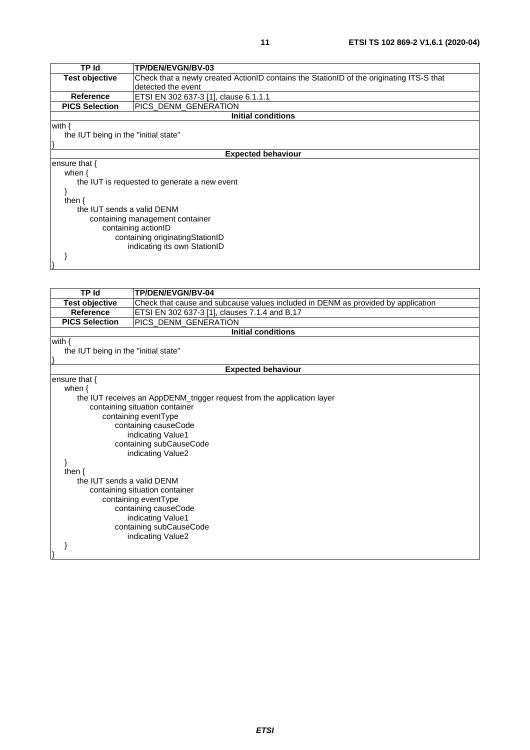| TP Id | TP/DEN/EVGN/BV-03 |
|---|---|
| Test objective | Check that a newly created ActionID contains the StationID of the originating ITS-S that detected the event |
| Reference | ETSI EN 302 637-3 [1], clause 6.1.1.1 |
| PICS Selection | PICS_DENM_GENERATION |
| **Initial conditions** | |
| with {<br>the IUT being in the "initial state"<br>} | |
| **Expected behaviour** | |
| ensure that {<br>when {<br>the IUT is requested to generate a new event<br>}<br>then {<br>the IUT sends a valid DENM<br>containing management container<br>containing actionID<br>containing originatingStationID<br>indicating its own StationID<br>}<br>} | |

| TP Id | TP/DEN/EVGN/BV-04 |
|---|---|
| Test objective | Check that cause and subcause values included in DENM as provided by application |
| Reference | ETSI EN 302 637-3 [1], clauses 7.1.4 and B.17 |
| PICS Selection | PICS_DENM_GENERATION |
| **Initial conditions** | |
| with {<br>the IUT being in the "initial state"<br>} | |
| **Expected behaviour** | |
| ensure that {<br>when {<br>the IUT receives an AppDENM_trigger request from the application layer<br>containing situation container<br>containing eventType<br>containing causeCode<br>indicating Value1<br>containing subCauseCode<br>indicating Value2<br>}<br>then {<br>the IUT sends a valid DENM<br>containing situation container<br>containing eventType<br>containing causeCode<br>indicating Value1<br>containing subCauseCode<br>indicating Value2<br>}<br>} | |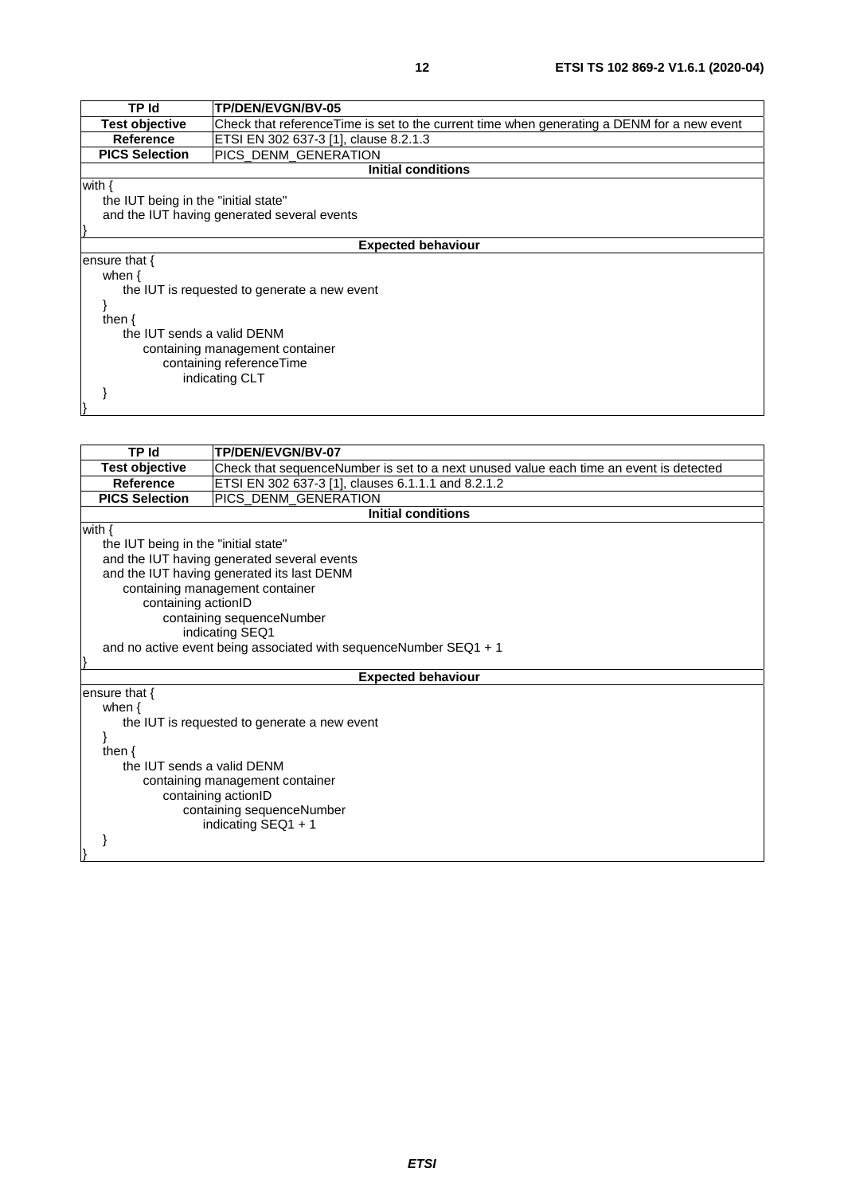| TP Id | TP/DEN/EVGN/BV-05 |
|---|---|
| **Test objective** | Check that referenceTime is set to the current time when generating a DENM for a new event |
| **Reference** | ETSI EN 302 637-3 [1], clause 8.2.1.3 |
| **PICS Selection** | PICS_DENM_GENERATION |
| **Initial conditions** | |

```
with {
    the IUT being in the "initial state"
    and the IUT having generated several events
}
```

**Expected behaviour**

```
ensure that {
    when {
        the IUT is requested to generate a new event
    }
    then {
        the IUT sends a valid DENM
            containing management container
                containing referenceTime
                    indicating CLT
    }
}
```

| TP Id | TP/DEN/EVGN/BV-07 |
|---|---|
| **Test objective** | Check that sequenceNumber is set to a next unused value each time an event is detected |
| **Reference** | ETSI EN 302 637-3 [1], clauses 6.1.1.1 and 8.2.1.2 |
| **PICS Selection** | PICS_DENM_GENERATION |
| **Initial conditions** | |

```
with {
    the IUT being in the "initial state"
    and the IUT having generated several events
    and the IUT having generated its last DENM
        containing management container
            containing actionID
                containing sequenceNumber
                    indicating SEQ1
    and no active event being associated with sequenceNumber SEQ1 + 1
}
```

**Expected behaviour**

```
ensure that {
    when {
        the IUT is requested to generate a new event
    }
    then {
        the IUT sends a valid DENM
            containing management container
                containing actionID
                    containing sequenceNumber
                        indicating SEQ1 + 1
    }
}
```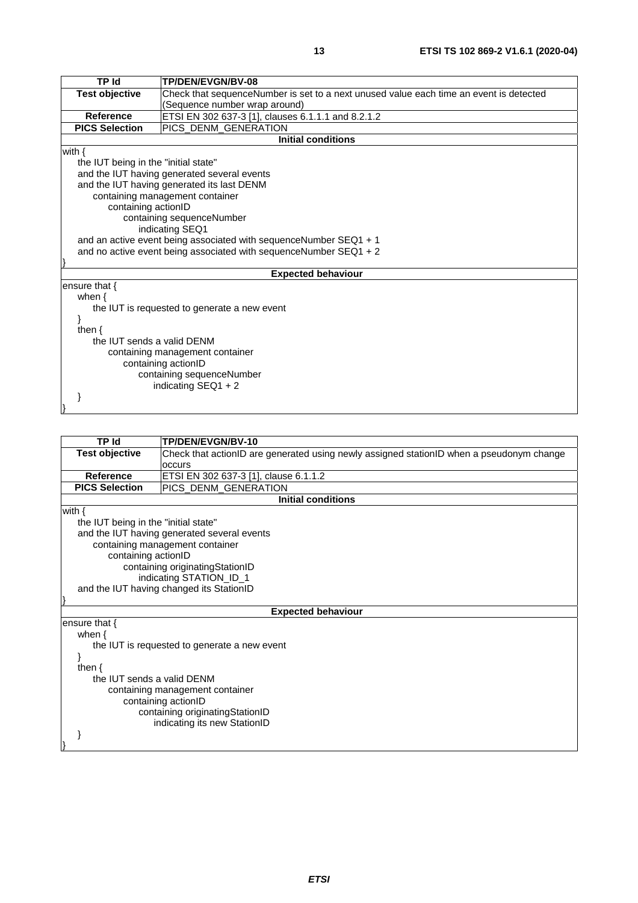| TP Id | TP/DEN/EVGN/BV-08 |
| --- | --- |
| **Test objective** | Check that sequenceNumber is set to a next unused value each time an event is detected (Sequence number wrap around) |
| **Reference** | ETSI EN 302 637-3 [1], clauses 6.1.1.1 and 8.2.1.2 |
| **PICS Selection** | PICS_DENM_GENERATION |
| **Initial conditions** | |
| with {<br>    the IUT being in the "initial state"<br>    and the IUT having generated several events<br>    and the IUT having generated its last DENM<br>        containing management container<br>            containing actionID<br>                containing sequenceNumber<br>                    indicating SEQ1<br>    and an active event being associated with sequenceNumber SEQ1 + 1<br>    and no active event being associated with sequenceNumber SEQ1 + 2<br>} | |
| **Expected behaviour** | |
| ensure that {<br>    when {<br>        the IUT is requested to generate a new event<br>    }<br>    then {<br>        the IUT sends a valid DENM<br>            containing management container<br>                containing actionID<br>                    containing sequenceNumber<br>                        indicating SEQ1 + 2<br>    }<br>} | |

| TP Id | TP/DEN/EVGN/BV-10 |
| --- | --- |
| **Test objective** | Check that actionID are generated using newly assigned stationID when a pseudonym change occurs |
| **Reference** | ETSI EN 302 637-3 [1], clause 6.1.1.2 |
| **PICS Selection** | PICS_DENM_GENERATION |
| **Initial conditions** | |
| with {<br>    the IUT being in the "initial state"<br>    and the IUT having generated several events<br>        containing management container<br>            containing actionID<br>                containing originatingStationID<br>                    indicating STATION_ID_1<br>    and the IUT having changed its StationID<br>} | |
| **Expected behaviour** | |
| ensure that {<br>    when {<br>        the IUT is requested to generate a new event<br>    }<br>    then {<br>        the IUT sends a valid DENM<br>            containing management container<br>                containing actionID<br>                    containing originatingStationID<br>                        indicating its new StationID<br>    }<br>} | |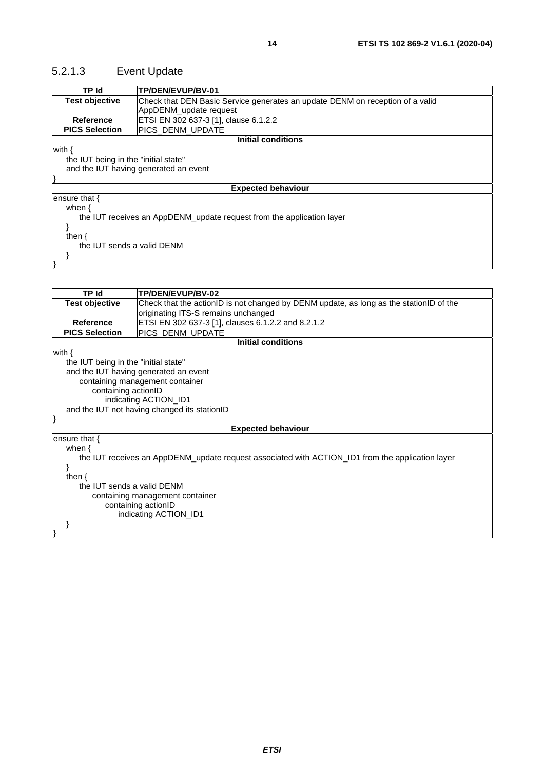### 5.2.1.3 Event Update

| TP Id | TP/DEN/EVUP/BV-01 |
|---|---|
| **Test objective** | Check that DEN Basic Service generates an update DENM on reception of a valid AppDENM_update request |
| **Reference** | ETSI EN 302 637-3 [1], clause 6.1.2.2 |
| **PICS Selection** | PICS_DENM_UPDATE |
| **Initial conditions** | |
| with {<br>&nbsp;&nbsp;&nbsp;&nbsp;the IUT being in the "initial state"<br>&nbsp;&nbsp;&nbsp;&nbsp;and the IUT having generated an event<br>} | |
| **Expected behaviour** | |
| ensure that {<br>&nbsp;&nbsp;&nbsp;&nbsp;when {<br>&nbsp;&nbsp;&nbsp;&nbsp;&nbsp;&nbsp;&nbsp;&nbsp;the IUT receives an AppDENM_update request from the application layer<br>&nbsp;&nbsp;&nbsp;&nbsp;}<br>&nbsp;&nbsp;&nbsp;&nbsp;then {<br>&nbsp;&nbsp;&nbsp;&nbsp;&nbsp;&nbsp;&nbsp;&nbsp;the IUT sends a valid DENM<br>&nbsp;&nbsp;&nbsp;&nbsp;}<br>} | |

| TP Id | TP/DEN/EVUP/BV-02 |
|---|---|
| **Test objective** | Check that the actionID is not changed by DENM update, as long as the stationID of the originating ITS-S remains unchanged |
| **Reference** | ETSI EN 302 637-3 [1], clauses 6.1.2.2 and 8.2.1.2 |
| **PICS Selection** | PICS_DENM_UPDATE |
| **Initial conditions** | |
| with {<br>&nbsp;&nbsp;&nbsp;&nbsp;the IUT being in the "initial state"<br>&nbsp;&nbsp;&nbsp;&nbsp;and the IUT having generated an event<br>&nbsp;&nbsp;&nbsp;&nbsp;&nbsp;&nbsp;&nbsp;&nbsp;containing management container<br>&nbsp;&nbsp;&nbsp;&nbsp;&nbsp;&nbsp;&nbsp;&nbsp;&nbsp;&nbsp;&nbsp;&nbsp;containing actionID<br>&nbsp;&nbsp;&nbsp;&nbsp;&nbsp;&nbsp;&nbsp;&nbsp;&nbsp;&nbsp;&nbsp;&nbsp;&nbsp;&nbsp;&nbsp;&nbsp;indicating ACTION_ID1<br>&nbsp;&nbsp;&nbsp;&nbsp;and the IUT not having changed its stationID<br>} | |
| **Expected behaviour** | |
| ensure that {<br>&nbsp;&nbsp;&nbsp;&nbsp;when {<br>&nbsp;&nbsp;&nbsp;&nbsp;&nbsp;&nbsp;&nbsp;&nbsp;the IUT receives an AppDENM_update request associated with ACTION_ID1 from the application layer<br>&nbsp;&nbsp;&nbsp;&nbsp;}<br>&nbsp;&nbsp;&nbsp;&nbsp;then {<br>&nbsp;&nbsp;&nbsp;&nbsp;&nbsp;&nbsp;&nbsp;&nbsp;the IUT sends a valid DENM<br>&nbsp;&nbsp;&nbsp;&nbsp;&nbsp;&nbsp;&nbsp;&nbsp;&nbsp;&nbsp;&nbsp;&nbsp;containing management container<br>&nbsp;&nbsp;&nbsp;&nbsp;&nbsp;&nbsp;&nbsp;&nbsp;&nbsp;&nbsp;&nbsp;&nbsp;&nbsp;&nbsp;&nbsp;&nbsp;containing actionID<br>&nbsp;&nbsp;&nbsp;&nbsp;&nbsp;&nbsp;&nbsp;&nbsp;&nbsp;&nbsp;&nbsp;&nbsp;&nbsp;&nbsp;&nbsp;&nbsp;&nbsp;&nbsp;&nbsp;&nbsp;indicating ACTION_ID1<br>&nbsp;&nbsp;&nbsp;&nbsp;}<br>} | |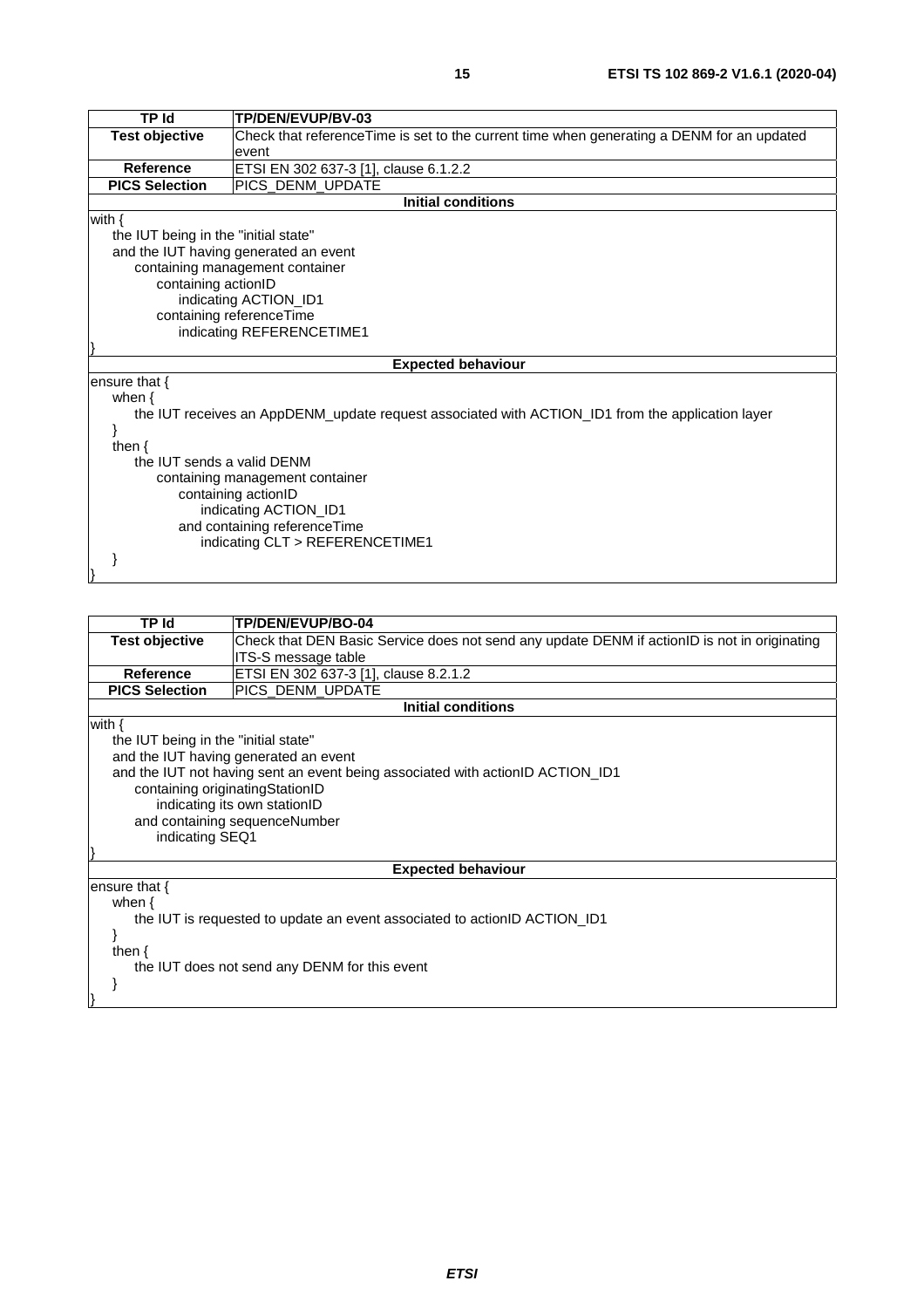| TP Id | TP/DEN/EVUP/BV-03 |
|---|---|
| **Test objective** | Check that referenceTime is set to the current time when generating a DENM for an updated event |
| **Reference** | ETSI EN 302 637-3 [1], clause 6.1.2.2 |
| **PICS Selection** | PICS_DENM_UPDATE |
| **Initial conditions** | |
| with {<br>&nbsp;&nbsp;&nbsp;&nbsp;the IUT being in the "initial state"<br>&nbsp;&nbsp;&nbsp;&nbsp;and the IUT having generated an event<br>&nbsp;&nbsp;&nbsp;&nbsp;&nbsp;&nbsp;&nbsp;&nbsp;containing management container<br>&nbsp;&nbsp;&nbsp;&nbsp;&nbsp;&nbsp;&nbsp;&nbsp;&nbsp;&nbsp;&nbsp;&nbsp;containing actionID<br>&nbsp;&nbsp;&nbsp;&nbsp;&nbsp;&nbsp;&nbsp;&nbsp;&nbsp;&nbsp;&nbsp;&nbsp;&nbsp;&nbsp;&nbsp;&nbsp;indicating ACTION_ID1<br>&nbsp;&nbsp;&nbsp;&nbsp;&nbsp;&nbsp;&nbsp;&nbsp;&nbsp;&nbsp;&nbsp;&nbsp;containing referenceTime<br>&nbsp;&nbsp;&nbsp;&nbsp;&nbsp;&nbsp;&nbsp;&nbsp;&nbsp;&nbsp;&nbsp;&nbsp;&nbsp;&nbsp;&nbsp;&nbsp;indicating REFERENCETIME1<br>} | |
| **Expected behaviour** | |
| ensure that {<br>&nbsp;&nbsp;&nbsp;&nbsp;when {<br>&nbsp;&nbsp;&nbsp;&nbsp;&nbsp;&nbsp;&nbsp;&nbsp;the IUT receives an AppDENM_update request associated with ACTION_ID1 from the application layer<br>&nbsp;&nbsp;&nbsp;&nbsp;}<br>&nbsp;&nbsp;&nbsp;&nbsp;then {<br>&nbsp;&nbsp;&nbsp;&nbsp;&nbsp;&nbsp;&nbsp;&nbsp;the IUT sends a valid DENM<br>&nbsp;&nbsp;&nbsp;&nbsp;&nbsp;&nbsp;&nbsp;&nbsp;&nbsp;&nbsp;&nbsp;&nbsp;containing management container<br>&nbsp;&nbsp;&nbsp;&nbsp;&nbsp;&nbsp;&nbsp;&nbsp;&nbsp;&nbsp;&nbsp;&nbsp;&nbsp;&nbsp;&nbsp;&nbsp;containing actionID<br>&nbsp;&nbsp;&nbsp;&nbsp;&nbsp;&nbsp;&nbsp;&nbsp;&nbsp;&nbsp;&nbsp;&nbsp;&nbsp;&nbsp;&nbsp;&nbsp;&nbsp;&nbsp;&nbsp;&nbsp;indicating ACTION_ID1<br>&nbsp;&nbsp;&nbsp;&nbsp;&nbsp;&nbsp;&nbsp;&nbsp;&nbsp;&nbsp;&nbsp;&nbsp;&nbsp;&nbsp;&nbsp;&nbsp;and containing referenceTime<br>&nbsp;&nbsp;&nbsp;&nbsp;&nbsp;&nbsp;&nbsp;&nbsp;&nbsp;&nbsp;&nbsp;&nbsp;&nbsp;&nbsp;&nbsp;&nbsp;&nbsp;&nbsp;&nbsp;&nbsp;indicating CLT > REFERENCETIME1<br>&nbsp;&nbsp;&nbsp;&nbsp;}<br>} | |

| TP Id | TP/DEN/EVUP/BO-04 |
|---|---|
| **Test objective** | Check that DEN Basic Service does not send any update DENM if actionID is not in originating ITS-S message table |
| **Reference** | ETSI EN 302 637-3 [1], clause 8.2.1.2 |
| **PICS Selection** | PICS_DENM_UPDATE |
| **Initial conditions** | |
| with {<br>&nbsp;&nbsp;&nbsp;&nbsp;the IUT being in the "initial state"<br>&nbsp;&nbsp;&nbsp;&nbsp;and the IUT having generated an event<br>&nbsp;&nbsp;&nbsp;&nbsp;and the IUT not having sent an event being associated with actionID ACTION_ID1<br>&nbsp;&nbsp;&nbsp;&nbsp;&nbsp;&nbsp;&nbsp;&nbsp;containing originatingStationID<br>&nbsp;&nbsp;&nbsp;&nbsp;&nbsp;&nbsp;&nbsp;&nbsp;&nbsp;&nbsp;&nbsp;&nbsp;indicating its own stationID<br>&nbsp;&nbsp;&nbsp;&nbsp;&nbsp;&nbsp;&nbsp;&nbsp;and containing sequenceNumber<br>&nbsp;&nbsp;&nbsp;&nbsp;&nbsp;&nbsp;&nbsp;&nbsp;&nbsp;&nbsp;&nbsp;&nbsp;indicating SEQ1<br>} | |
| **Expected behaviour** | |
| ensure that {<br>&nbsp;&nbsp;&nbsp;&nbsp;when {<br>&nbsp;&nbsp;&nbsp;&nbsp;&nbsp;&nbsp;&nbsp;&nbsp;the IUT is requested to update an event associated to actionID ACTION_ID1<br>&nbsp;&nbsp;&nbsp;&nbsp;}<br>&nbsp;&nbsp;&nbsp;&nbsp;then {<br>&nbsp;&nbsp;&nbsp;&nbsp;&nbsp;&nbsp;&nbsp;&nbsp;the IUT does not send any DENM for this event<br>&nbsp;&nbsp;&nbsp;&nbsp;}<br>} | |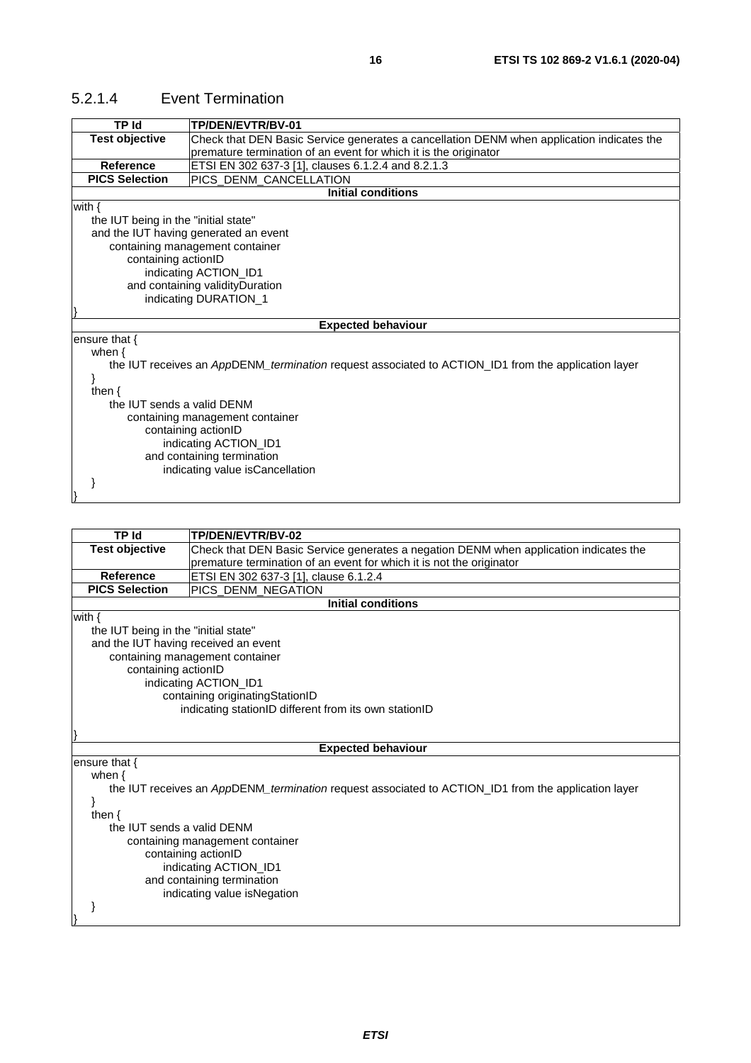### 5.2.1.4 Event Termination

| TP Id | TP/DEN/EVTR/BV-01 |
|---|---|
| **Test objective** | Check that DEN Basic Service generates a cancellation DENM when application indicates the premature termination of an event for which it is the originator |
| **Reference** | ETSI EN 302 637-3 [1], clauses 6.1.2.4 and 8.2.1.3 |
| **PICS Selection** | PICS_DENM_CANCELLATION |
| **Initial conditions** | |
| with {<br>  the IUT being in the "initial state"<br>  and the IUT having generated an event<br>    containing management container<br>      containing actionID<br>        indicating ACTION_ID1<br>      and containing validityDuration<br>        indicating DURATION_1<br>} | |
| **Expected behaviour** | |
| ensure that {<br>  when {<br>    the IUT receives an *App*DENM_*termination* request associated to ACTION_ID1 from the application layer<br>  }<br>  then {<br>    the IUT sends a valid DENM<br>      containing management container<br>        containing actionID<br>          indicating ACTION_ID1<br>        and containing termination<br>          indicating value isCancellation<br>  }<br>} | |

| TP Id | TP/DEN/EVTR/BV-02 |
|---|---|
| **Test objective** | Check that DEN Basic Service generates a negation DENM when application indicates the premature termination of an event for which it is not the originator |
| **Reference** | ETSI EN 302 637-3 [1], clause 6.1.2.4 |
| **PICS Selection** | PICS_DENM_NEGATION |
| **Initial conditions** | |
| with {<br>  the IUT being in the "initial state"<br>  and the IUT having received an event<br>    containing management container<br>      containing actionID<br>        indicating ACTION_ID1<br>          containing originatingStationID<br>            indicating stationID different from its own stationID<br>} | |
| **Expected behaviour** | |
| ensure that {<br>  when {<br>    the IUT receives an *App*DENM_*termination* request associated to ACTION_ID1 from the application layer<br>  }<br>  then {<br>    the IUT sends a valid DENM<br>      containing management container<br>        containing actionID<br>          indicating ACTION_ID1<br>        and containing termination<br>          indicating value isNegation<br>  }<br>} | |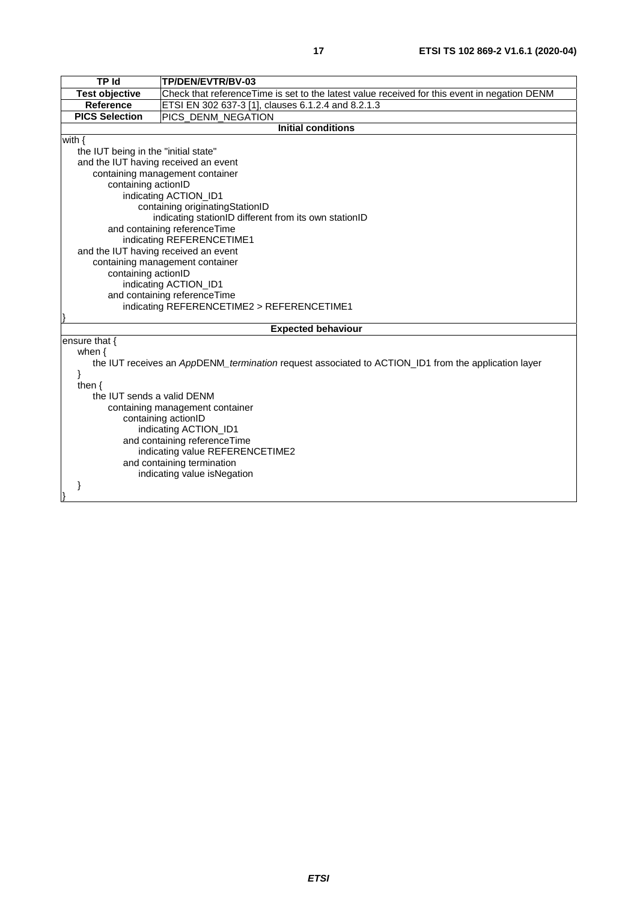| TP Id | TP/DEN/EVTR/BV-03 |
|---|---|
| **Test objective** | Check that referenceTime is set to the latest value received for this event in negation DENM |
| **Reference** | ETSI EN 302 637-3 [1], clauses 6.1.2.4 and 8.2.1.3 |
| **PICS Selection** | PICS_DENM_NEGATION |

**Initial conditions**

```
with {
    the IUT being in the "initial state"
    and the IUT having received an event
        containing management container
            containing actionID
                indicating ACTION_ID1
                    containing originatingStationID
                        indicating stationID different from its own stationID
            and containing referenceTime
                indicating REFERENCETIME1
    and the IUT having received an event
        containing management container
            containing actionID
                indicating ACTION_ID1
            and containing referenceTime
                indicating REFERENCETIME2 > REFERENCETIME1
}
```

**Expected behaviour**

```
ensure that {
    when {
        the IUT receives an AppDENM_termination request associated to ACTION_ID1 from the application layer
    }
    then {
        the IUT sends a valid DENM
            containing management container
                containing actionID
                    indicating ACTION_ID1
                and containing referenceTime
                    indicating value REFERENCETIME2
                and containing termination
                    indicating value isNegation
    }
}
```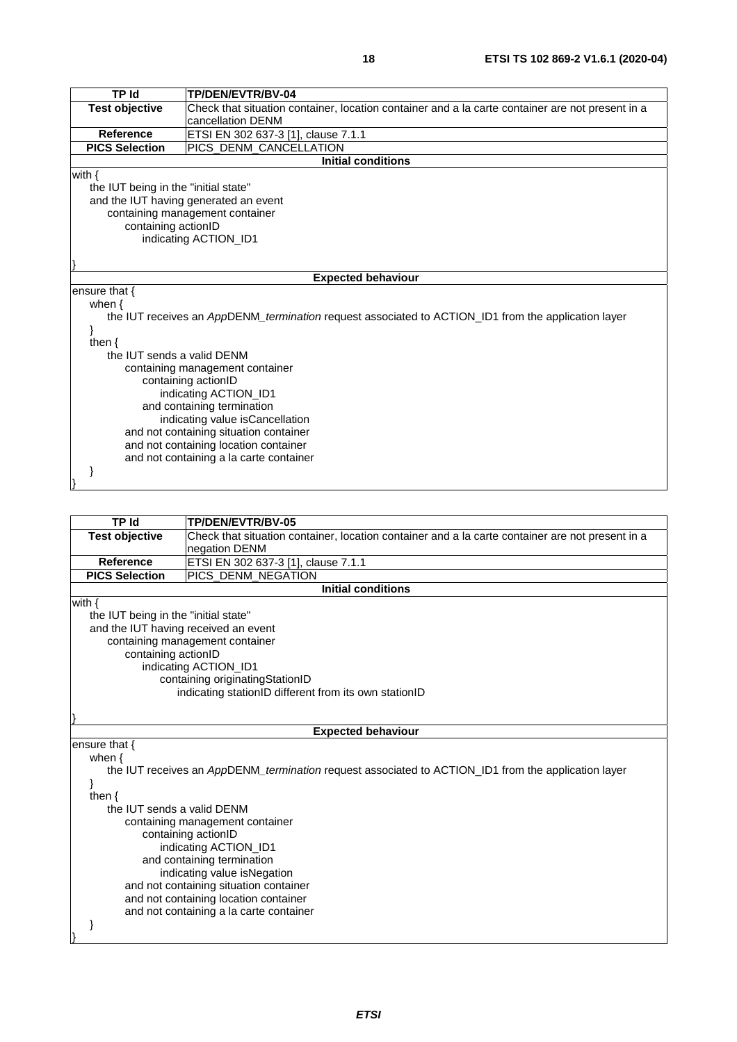| TP Id | TP/DEN/EVTR/BV-04 |
|---|---|
| **Test objective** | Check that situation container, location container and a la carte container are not present in a cancellation DENM |
| **Reference** | ETSI EN 302 637-3 [1], clause 7.1.1 |
| **PICS Selection** | PICS_DENM_CANCELLATION |
| **Initial conditions** | |
| with {<br>    the IUT being in the "initial state"<br>    and the IUT having generated an event<br>        containing management container<br>            containing actionID<br>                indicating ACTION_ID1<br>} | |
| **Expected behaviour** | |
| ensure that {<br>    when {<br>        the IUT receives an *App*DENM_*termination* request associated to ACTION_ID1 from the application layer<br>    }<br>    then {<br>        the IUT sends a valid DENM<br>            containing management container<br>                containing actionID<br>                    indicating ACTION_ID1<br>                and containing termination<br>                    indicating value isCancellation<br>            and not containing situation container<br>            and not containing location container<br>            and not containing a la carte container<br>    }<br>} | |

| TP Id | TP/DEN/EVTR/BV-05 |
|---|---|
| **Test objective** | Check that situation container, location container and a la carte container are not present in a negation DENM |
| **Reference** | ETSI EN 302 637-3 [1], clause 7.1.1 |
| **PICS Selection** | PICS_DENM_NEGATION |
| **Initial conditions** | |
| with {<br>    the IUT being in the "initial state"<br>    and the IUT having received an event<br>        containing management container<br>            containing actionID<br>                indicating ACTION_ID1<br>                    containing originatingStationID<br>                        indicating stationID different from its own stationID<br>} | |
| **Expected behaviour** | |
| ensure that {<br>    when {<br>        the IUT receives an *App*DENM_*termination* request associated to ACTION_ID1 from the application layer<br>    }<br>    then {<br>        the IUT sends a valid DENM<br>            containing management container<br>                containing actionID<br>                    indicating ACTION_ID1<br>                and containing termination<br>                    indicating value isNegation<br>            and not containing situation container<br>            and not containing location container<br>            and not containing a la carte container<br>    }<br>} | |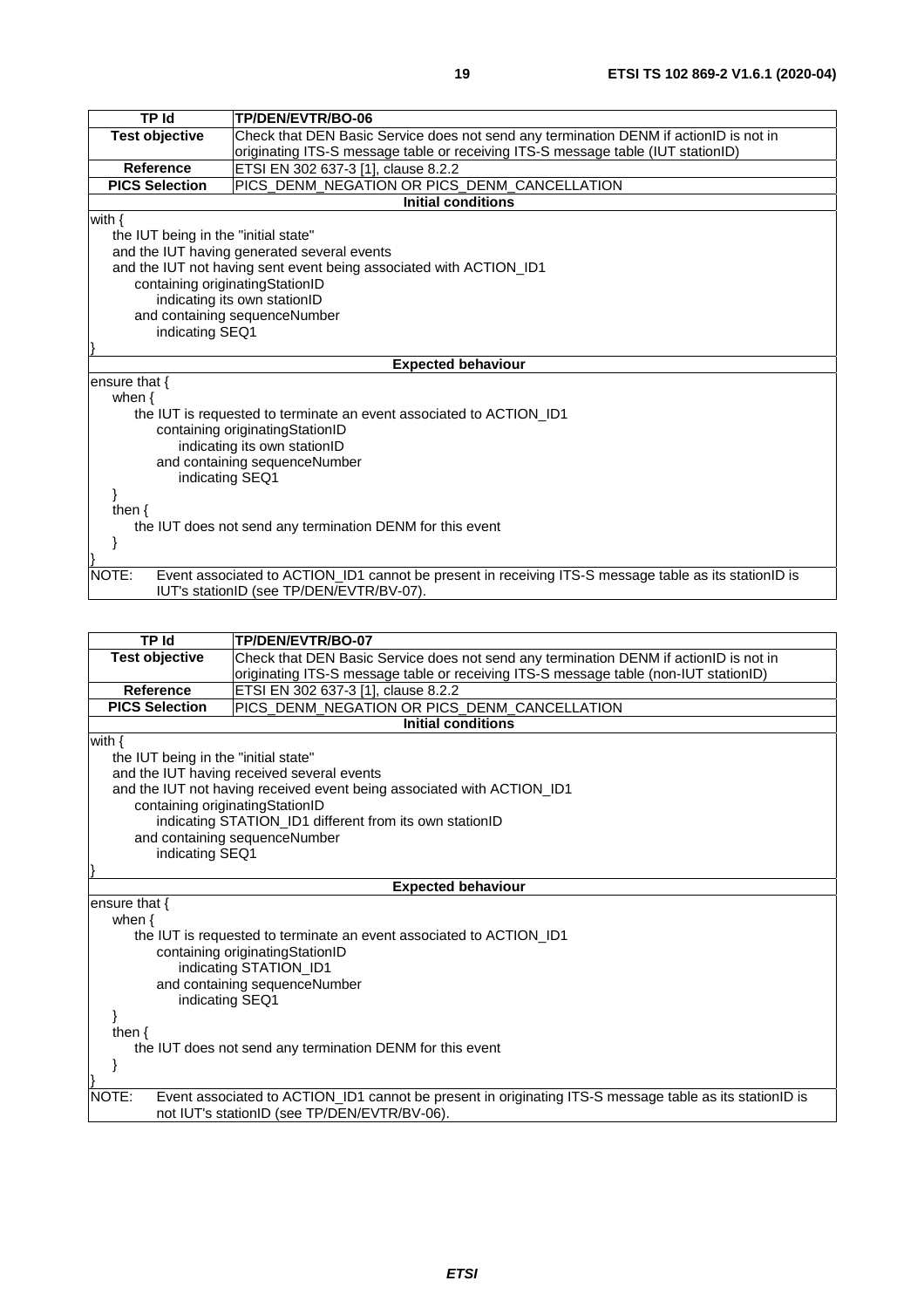| TP Id | TP/DEN/EVTR/BO-06 |
|---|---|
| **Test objective** | Check that DEN Basic Service does not send any termination DENM if actionID is not in originating ITS-S message table or receiving ITS-S message table (IUT stationID) |
| **Reference** | ETSI EN 302 637-3 [1], clause 8.2.2 |
| **PICS Selection** | PICS_DENM_NEGATION OR PICS_DENM_CANCELLATION |
| **Initial conditions** | |
| with {<br>the IUT being in the "initial state"<br>and the IUT having generated several events<br>and the IUT not having sent event being associated with ACTION_ID1<br>containing originatingStationID<br>indicating its own stationID<br>and containing sequenceNumber<br>indicating SEQ1<br>} | |
| **Expected behaviour** | |
| ensure that {<br>when {<br>the IUT is requested to terminate an event associated to ACTION_ID1<br>containing originatingStationID<br>indicating its own stationID<br>and containing sequenceNumber<br>indicating SEQ1<br>}<br>then {<br>the IUT does not send any termination DENM for this event<br>}<br>} | |
| NOTE: Event associated to ACTION_ID1 cannot be present in receiving ITS-S message table as its stationID is IUT's stationID (see TP/DEN/EVTR/BV-07). | |

| TP Id | TP/DEN/EVTR/BO-07 |
|---|---|
| **Test objective** | Check that DEN Basic Service does not send any termination DENM if actionID is not in originating ITS-S message table or receiving ITS-S message table (non-IUT stationID) |
| **Reference** | ETSI EN 302 637-3 [1], clause 8.2.2 |
| **PICS Selection** | PICS_DENM_NEGATION OR PICS_DENM_CANCELLATION |
| **Initial conditions** | |
| with {<br>the IUT being in the "initial state"<br>and the IUT having received several events<br>and the IUT not having received event being associated with ACTION_ID1<br>containing originatingStationID<br>indicating STATION_ID1 different from its own stationID<br>and containing sequenceNumber<br>indicating SEQ1<br>} | |
| **Expected behaviour** | |
| ensure that {<br>when {<br>the IUT is requested to terminate an event associated to ACTION_ID1<br>containing originatingStationID<br>indicating STATION_ID1<br>and containing sequenceNumber<br>indicating SEQ1<br>}<br>then {<br>the IUT does not send any termination DENM for this event<br>}<br>} | |
| NOTE: Event associated to ACTION_ID1 cannot be present in originating ITS-S message table as its stationID is not IUT's stationID (see TP/DEN/EVTR/BV-06). | |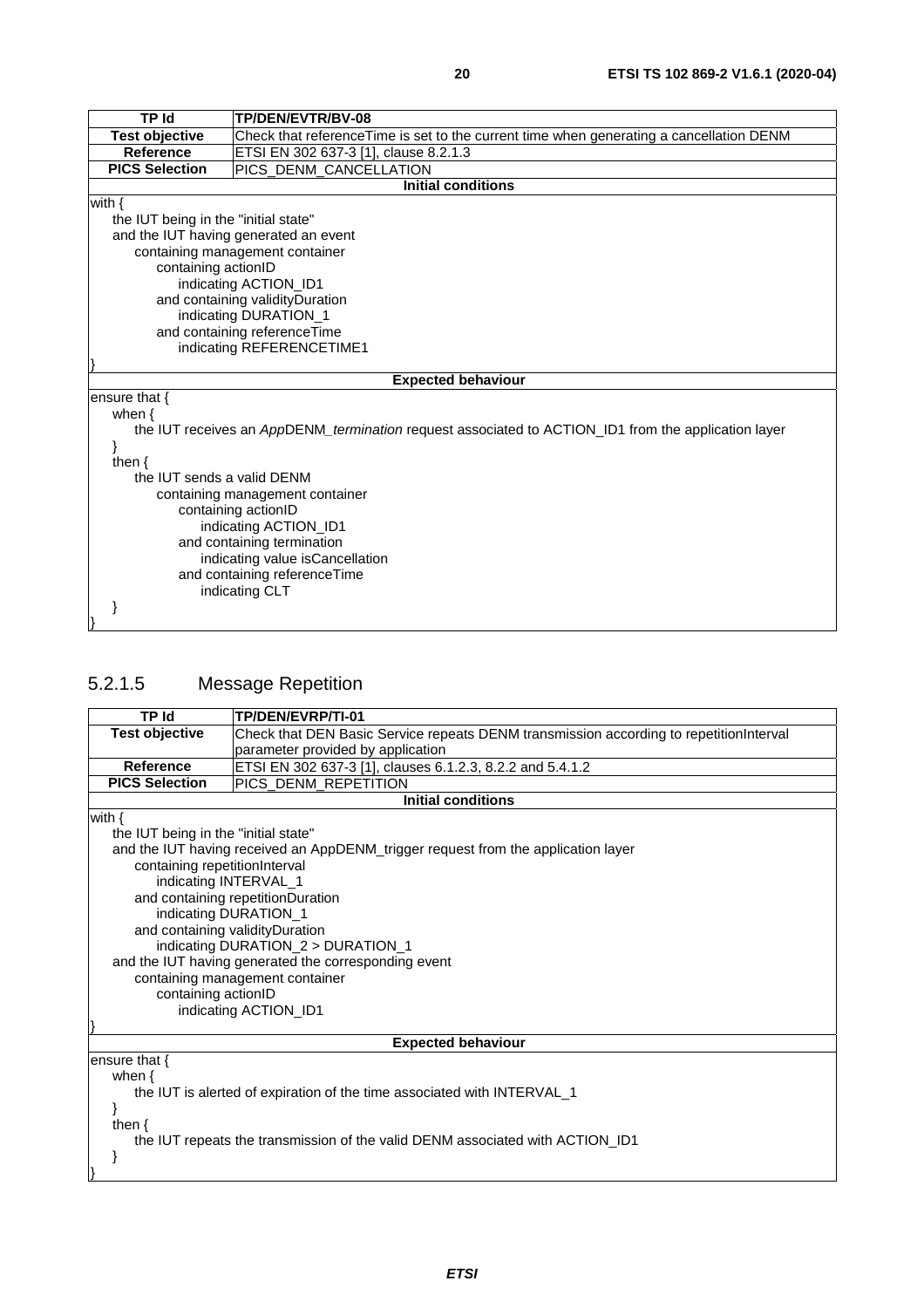| TP Id | TP/DEN/EVTR/BV-08 |
|---|---|
| **Test objective** | Check that referenceTime is set to the current time when generating a cancellation DENM |
| **Reference** | ETSI EN 302 637-3 [1], clause 8.2.1.3 |
| **PICS Selection** | PICS_DENM_CANCELLATION |
| **Initial conditions** | |
| with {<br>&nbsp;&nbsp;&nbsp;&nbsp;the IUT being in the "initial state"<br>&nbsp;&nbsp;&nbsp;&nbsp;and the IUT having generated an event<br>&nbsp;&nbsp;&nbsp;&nbsp;&nbsp;&nbsp;&nbsp;&nbsp;containing management container<br>&nbsp;&nbsp;&nbsp;&nbsp;&nbsp;&nbsp;&nbsp;&nbsp;&nbsp;&nbsp;&nbsp;&nbsp;containing actionID<br>&nbsp;&nbsp;&nbsp;&nbsp;&nbsp;&nbsp;&nbsp;&nbsp;&nbsp;&nbsp;&nbsp;&nbsp;&nbsp;&nbsp;&nbsp;&nbsp;indicating ACTION_ID1<br>&nbsp;&nbsp;&nbsp;&nbsp;&nbsp;&nbsp;&nbsp;&nbsp;&nbsp;&nbsp;&nbsp;&nbsp;and containing validityDuration<br>&nbsp;&nbsp;&nbsp;&nbsp;&nbsp;&nbsp;&nbsp;&nbsp;&nbsp;&nbsp;&nbsp;&nbsp;&nbsp;&nbsp;&nbsp;&nbsp;indicating DURATION_1<br>&nbsp;&nbsp;&nbsp;&nbsp;&nbsp;&nbsp;&nbsp;&nbsp;&nbsp;&nbsp;&nbsp;&nbsp;and containing referenceTime<br>&nbsp;&nbsp;&nbsp;&nbsp;&nbsp;&nbsp;&nbsp;&nbsp;&nbsp;&nbsp;&nbsp;&nbsp;&nbsp;&nbsp;&nbsp;&nbsp;indicating REFERENCETIME1<br>} | |
| **Expected behaviour** | |
| ensure that {<br>&nbsp;&nbsp;&nbsp;&nbsp;when {<br>&nbsp;&nbsp;&nbsp;&nbsp;&nbsp;&nbsp;&nbsp;&nbsp;the IUT receives an *App*DENM_*termination* request associated to ACTION_ID1 from the application layer<br>&nbsp;&nbsp;&nbsp;&nbsp;}<br>&nbsp;&nbsp;&nbsp;&nbsp;then {<br>&nbsp;&nbsp;&nbsp;&nbsp;&nbsp;&nbsp;&nbsp;&nbsp;the IUT sends a valid DENM<br>&nbsp;&nbsp;&nbsp;&nbsp;&nbsp;&nbsp;&nbsp;&nbsp;&nbsp;&nbsp;&nbsp;&nbsp;containing management container<br>&nbsp;&nbsp;&nbsp;&nbsp;&nbsp;&nbsp;&nbsp;&nbsp;&nbsp;&nbsp;&nbsp;&nbsp;&nbsp;&nbsp;&nbsp;&nbsp;containing actionID<br>&nbsp;&nbsp;&nbsp;&nbsp;&nbsp;&nbsp;&nbsp;&nbsp;&nbsp;&nbsp;&nbsp;&nbsp;&nbsp;&nbsp;&nbsp;&nbsp;&nbsp;&nbsp;&nbsp;&nbsp;indicating ACTION_ID1<br>&nbsp;&nbsp;&nbsp;&nbsp;&nbsp;&nbsp;&nbsp;&nbsp;&nbsp;&nbsp;&nbsp;&nbsp;&nbsp;&nbsp;&nbsp;&nbsp;and containing termination<br>&nbsp;&nbsp;&nbsp;&nbsp;&nbsp;&nbsp;&nbsp;&nbsp;&nbsp;&nbsp;&nbsp;&nbsp;&nbsp;&nbsp;&nbsp;&nbsp;&nbsp;&nbsp;&nbsp;&nbsp;indicating value isCancellation<br>&nbsp;&nbsp;&nbsp;&nbsp;&nbsp;&nbsp;&nbsp;&nbsp;&nbsp;&nbsp;&nbsp;&nbsp;&nbsp;&nbsp;&nbsp;&nbsp;and containing referenceTime<br>&nbsp;&nbsp;&nbsp;&nbsp;&nbsp;&nbsp;&nbsp;&nbsp;&nbsp;&nbsp;&nbsp;&nbsp;&nbsp;&nbsp;&nbsp;&nbsp;&nbsp;&nbsp;&nbsp;&nbsp;indicating CLT<br>&nbsp;&nbsp;&nbsp;&nbsp;}<br>} | |

### 5.2.1.5 Message Repetition

| TP Id | TP/DEN/EVRP/TI-01 |
|---|---|
| **Test objective** | Check that DEN Basic Service repeats DENM transmission according to repetitionInterval parameter provided by application |
| **Reference** | ETSI EN 302 637-3 [1], clauses 6.1.2.3, 8.2.2 and 5.4.1.2 |
| **PICS Selection** | PICS_DENM_REPETITION |
| **Initial conditions** | |
| with {<br>&nbsp;&nbsp;&nbsp;&nbsp;the IUT being in the "initial state"<br>&nbsp;&nbsp;&nbsp;&nbsp;and the IUT having received an AppDENM_trigger request from the application layer<br>&nbsp;&nbsp;&nbsp;&nbsp;&nbsp;&nbsp;&nbsp;&nbsp;containing repetitionInterval<br>&nbsp;&nbsp;&nbsp;&nbsp;&nbsp;&nbsp;&nbsp;&nbsp;&nbsp;&nbsp;&nbsp;&nbsp;indicating INTERVAL_1<br>&nbsp;&nbsp;&nbsp;&nbsp;&nbsp;&nbsp;&nbsp;&nbsp;and containing repetitionDuration<br>&nbsp;&nbsp;&nbsp;&nbsp;&nbsp;&nbsp;&nbsp;&nbsp;&nbsp;&nbsp;&nbsp;&nbsp;indicating DURATION_1<br>&nbsp;&nbsp;&nbsp;&nbsp;&nbsp;&nbsp;&nbsp;&nbsp;and containing validityDuration<br>&nbsp;&nbsp;&nbsp;&nbsp;&nbsp;&nbsp;&nbsp;&nbsp;&nbsp;&nbsp;&nbsp;&nbsp;indicating DURATION_2 > DURATION_1<br>&nbsp;&nbsp;&nbsp;&nbsp;and the IUT having generated the corresponding event<br>&nbsp;&nbsp;&nbsp;&nbsp;&nbsp;&nbsp;&nbsp;&nbsp;containing management container<br>&nbsp;&nbsp;&nbsp;&nbsp;&nbsp;&nbsp;&nbsp;&nbsp;&nbsp;&nbsp;&nbsp;&nbsp;containing actionID<br>&nbsp;&nbsp;&nbsp;&nbsp;&nbsp;&nbsp;&nbsp;&nbsp;&nbsp;&nbsp;&nbsp;&nbsp;&nbsp;&nbsp;&nbsp;&nbsp;indicating ACTION_ID1<br>} | |
| **Expected behaviour** | |
| ensure that {<br>&nbsp;&nbsp;&nbsp;&nbsp;when {<br>&nbsp;&nbsp;&nbsp;&nbsp;&nbsp;&nbsp;&nbsp;&nbsp;the IUT is alerted of expiration of the time associated with INTERVAL_1<br>&nbsp;&nbsp;&nbsp;&nbsp;}<br>&nbsp;&nbsp;&nbsp;&nbsp;then {<br>&nbsp;&nbsp;&nbsp;&nbsp;&nbsp;&nbsp;&nbsp;&nbsp;the IUT repeats the transmission of the valid DENM associated with ACTION_ID1<br>&nbsp;&nbsp;&nbsp;&nbsp;}<br>} | |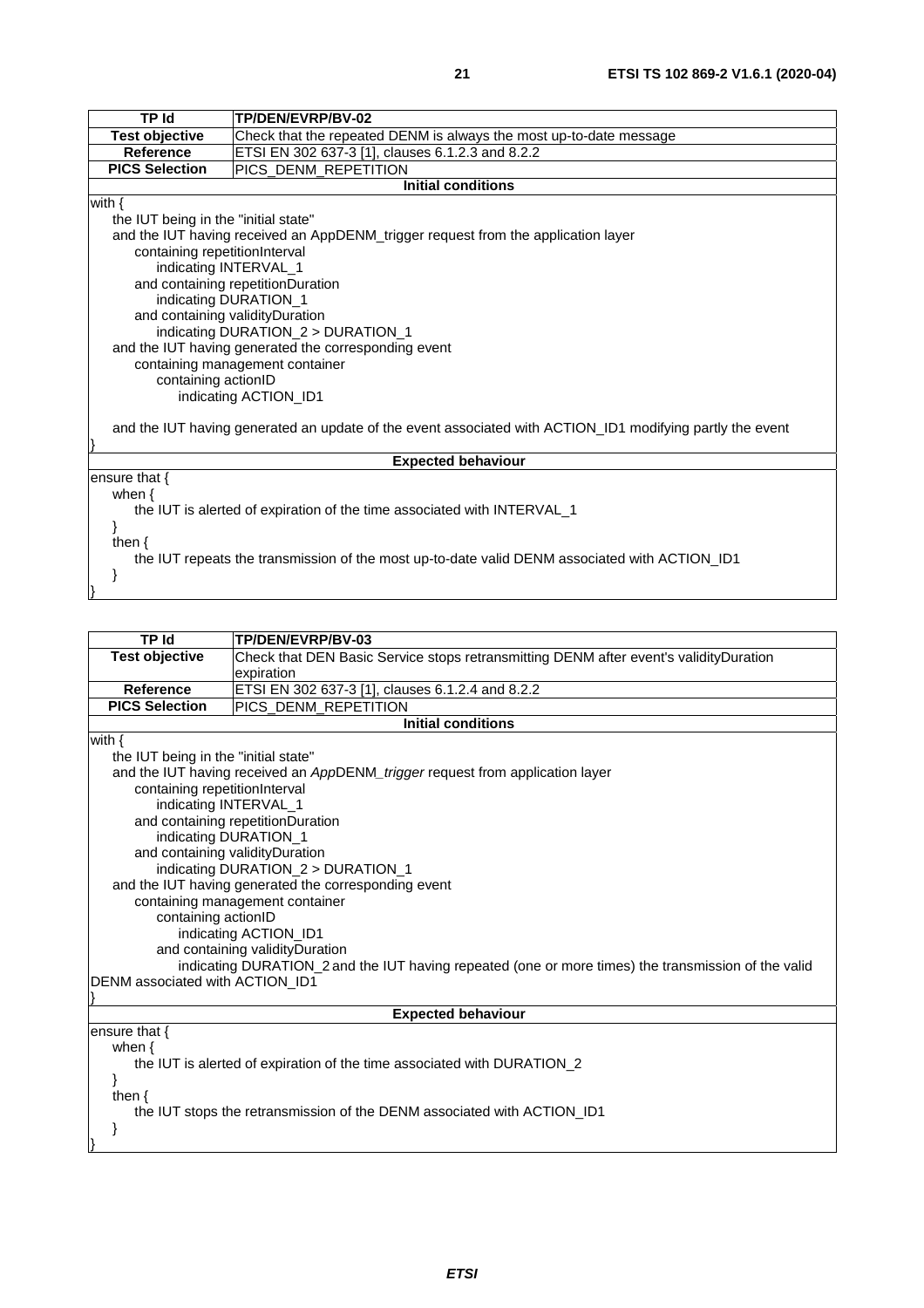| TP Id | TP/DEN/EVRP/BV-02 |
|---|---|
| **Test objective** | Check that the repeated DENM is always the most up-to-date message |
| **Reference** | ETSI EN 302 637-3 [1], clauses 6.1.2.3 and 8.2.2 |
| **PICS Selection** | PICS_DENM_REPETITION |
| **Initial conditions** | |
| with {<br>    the IUT being in the "initial state"<br>    and the IUT having received an AppDENM_trigger request from the application layer<br>        containing repetitionInterval<br>            indicating INTERVAL_1<br>        and containing repetitionDuration<br>            indicating DURATION_1<br>        and containing validityDuration<br>            indicating DURATION_2 > DURATION_1<br>    and the IUT having generated the corresponding event<br>        containing management container<br>            containing actionID<br>                indicating ACTION_ID1<br><br>    and the IUT having generated an update of the event associated with ACTION_ID1 modifying partly the event<br>} | |
| **Expected behaviour** | |
| ensure that {<br>    when {<br>        the IUT is alerted of expiration of the time associated with INTERVAL_1<br>    }<br>    then {<br>        the IUT repeats the transmission of the most up-to-date valid DENM associated with ACTION_ID1<br>    }<br>} | |

| TP Id | TP/DEN/EVRP/BV-03 |
|---|---|
| **Test objective** | Check that DEN Basic Service stops retransmitting DENM after event's validityDuration expiration |
| **Reference** | ETSI EN 302 637-3 [1], clauses 6.1.2.4 and 8.2.2 |
| **PICS Selection** | PICS_DENM_REPETITION |
| **Initial conditions** | |
| with {<br>    the IUT being in the "initial state"<br>    and the IUT having received an *App*DENM_*trigger* request from application layer<br>        containing repetitionInterval<br>            indicating INTERVAL_1<br>        and containing repetitionDuration<br>            indicating DURATION_1<br>        and containing validityDuration<br>            indicating DURATION_2 > DURATION_1<br>    and the IUT having generated the corresponding event<br>        containing management container<br>            containing actionID<br>                indicating ACTION_ID1<br>            and containing validityDuration<br>                indicating DURATION_2 and the IUT having repeated (one or more times) the transmission of the valid DENM associated with ACTION_ID1<br>} | |
| **Expected behaviour** | |
| ensure that {<br>    when {<br>        the IUT is alerted of expiration of the time associated with DURATION_2<br>    }<br>    then {<br>        the IUT stops the retransmission of the DENM associated with ACTION_ID1<br>    }<br>} | |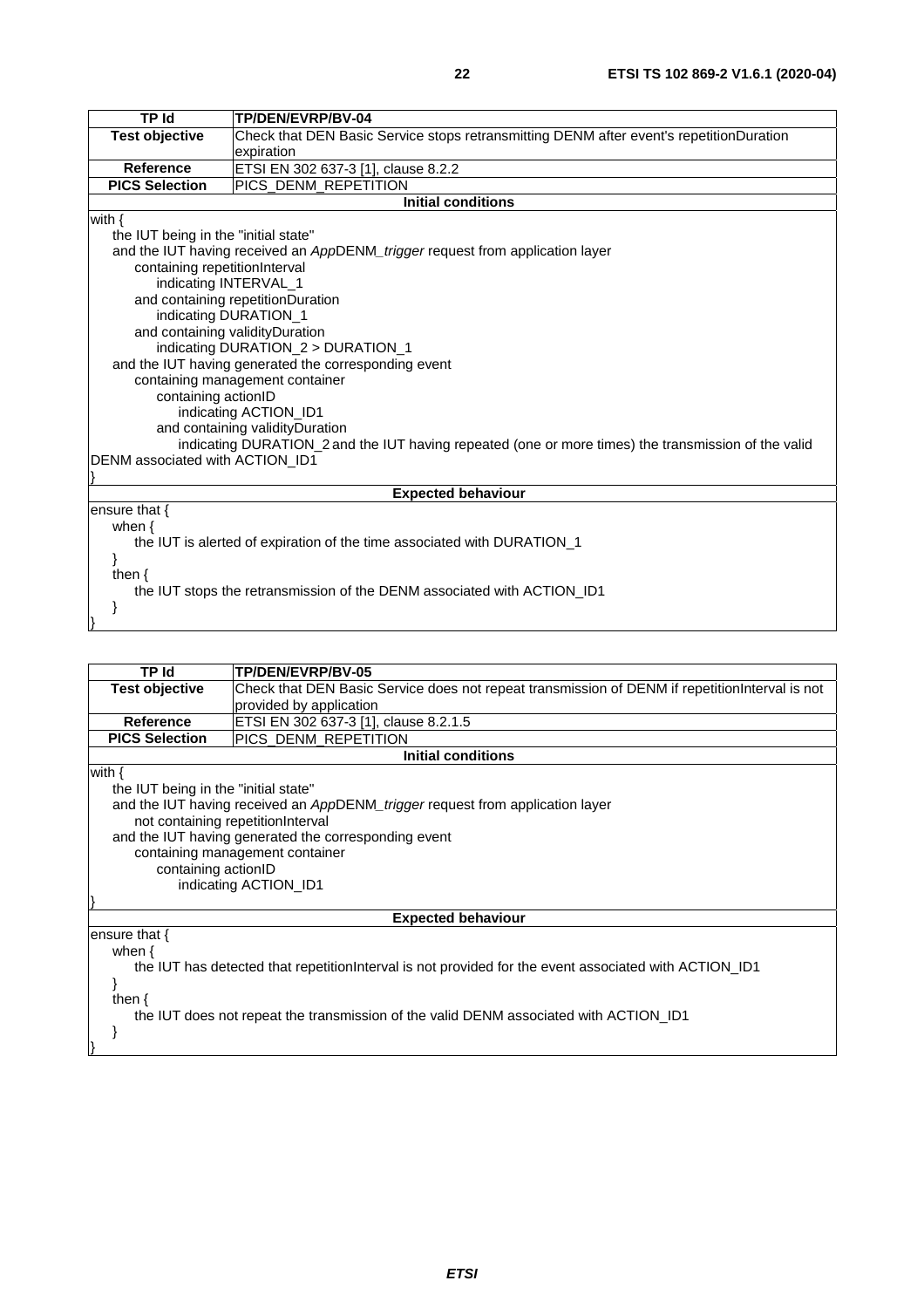| TP Id | TP/DEN/EVRP/BV-04 |
| --- | --- |
| **Test objective** | Check that DEN Basic Service stops retransmitting DENM after event's repetitionDuration expiration |
| **Reference** | ETSI EN 302 637-3 [1], clause 8.2.2 |
| **PICS Selection** | PICS_DENM_REPETITION |
| **Initial conditions** | |
| with {<br>the IUT being in the "initial state"<br>and the IUT having received an *App*DENM_*trigger* request from application layer<br>containing repetitionInterval<br>indicating INTERVAL_1<br>and containing repetitionDuration<br>indicating DURATION_1<br>and containing validityDuration<br>indicating DURATION_2 > DURATION_1<br>and the IUT having generated the corresponding event<br>containing management container<br>containing actionID<br>indicating ACTION_ID1<br>and containing validityDuration<br>indicating DURATION_2 and the IUT having repeated (one or more times) the transmission of the valid DENM associated with ACTION_ID1<br>} | |
| **Expected behaviour** | |
| ensure that {<br>when {<br>the IUT is alerted of expiration of the time associated with DURATION_1<br>}<br>then {<br>the IUT stops the retransmission of the DENM associated with ACTION_ID1<br>}<br>} | |

| TP Id | TP/DEN/EVRP/BV-05 |
| --- | --- |
| **Test objective** | Check that DEN Basic Service does not repeat transmission of DENM if repetitionInterval is not provided by application |
| **Reference** | ETSI EN 302 637-3 [1], clause 8.2.1.5 |
| **PICS Selection** | PICS_DENM_REPETITION |
| **Initial conditions** | |
| with {<br>the IUT being in the "initial state"<br>and the IUT having received an *App*DENM_*trigger* request from application layer<br>not containing repetitionInterval<br>and the IUT having generated the corresponding event<br>containing management container<br>containing actionID<br>indicating ACTION_ID1<br>} | |
| **Expected behaviour** | |
| ensure that {<br>when {<br>the IUT has detected that repetitionInterval is not provided for the event associated with ACTION_ID1<br>}<br>then {<br>the IUT does not repeat the transmission of the valid DENM associated with ACTION_ID1<br>}<br>} | |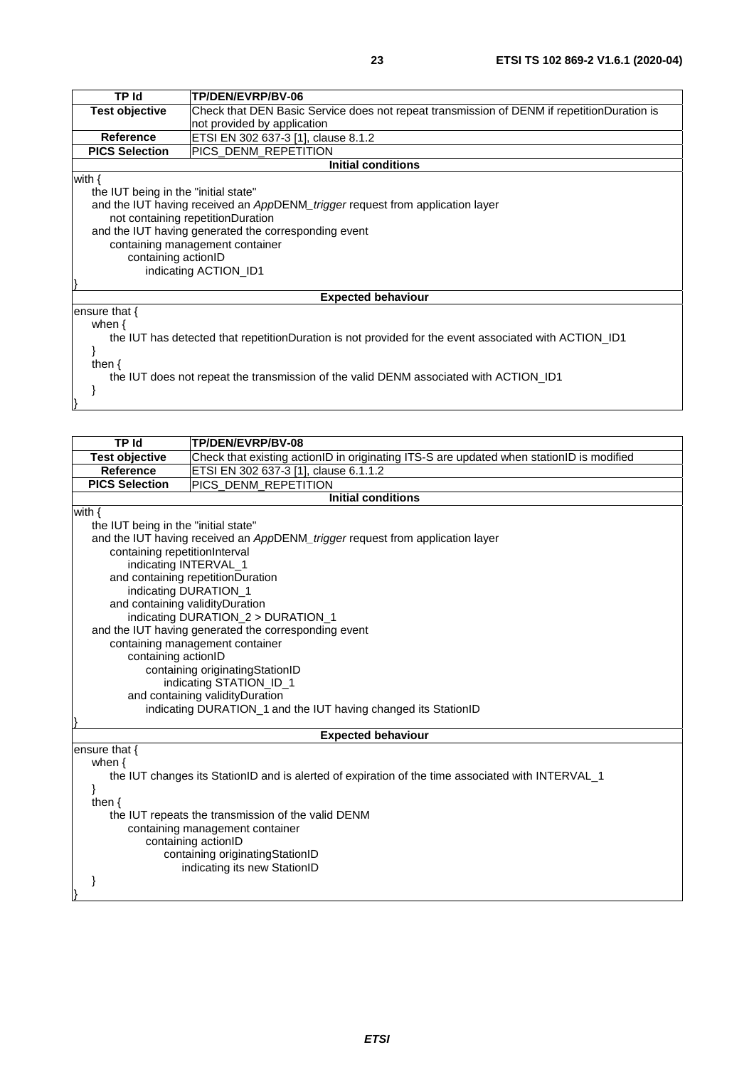| TP Id | TP/DEN/EVRP/BV-06 |
|---|---|
| **Test objective** | Check that DEN Basic Service does not repeat transmission of DENM if repetitionDuration is not provided by application |
| **Reference** | ETSI EN 302 637-3 [1], clause 8.1.2 |
| **PICS Selection** | PICS_DENM_REPETITION |
| **Initial conditions** | |
| with {<br>    the IUT being in the "initial state"<br>    and the IUT having received an *App*DENM_*trigger* request from application layer<br>        not containing repetitionDuration<br>    and the IUT having generated the corresponding event<br>        containing management container<br>            containing actionID<br>                indicating ACTION_ID1<br>} | |
| **Expected behaviour** | |
| ensure that {<br>    when {<br>        the IUT has detected that repetitionDuration is not provided for the event associated with ACTION_ID1<br>    }<br>    then {<br>        the IUT does not repeat the transmission of the valid DENM associated with ACTION_ID1<br>    }<br>} | |

| TP Id | TP/DEN/EVRP/BV-08 |
|---|---|
| **Test objective** | Check that existing actionID in originating ITS-S are updated when stationID is modified |
| **Reference** | ETSI EN 302 637-3 [1], clause 6.1.1.2 |
| **PICS Selection** | PICS_DENM_REPETITION |
| **Initial conditions** | |
| with {<br>    the IUT being in the "initial state"<br>    and the IUT having received an *App*DENM_*trigger* request from application layer<br>        containing repetitionInterval<br>            indicating INTERVAL_1<br>        and containing repetitionDuration<br>            indicating DURATION_1<br>        and containing validityDuration<br>            indicating DURATION_2 > DURATION_1<br>    and the IUT having generated the corresponding event<br>        containing management container<br>            containing actionID<br>                containing originatingStationID<br>                    indicating STATION_ID_1<br>            and containing validityDuration<br>                indicating DURATION_1 and the IUT having changed its StationID<br>} | |
| **Expected behaviour** | |
| ensure that {<br>    when {<br>        the IUT changes its StationID and is alerted of expiration of the time associated with INTERVAL_1<br>    }<br>    then {<br>        the IUT repeats the transmission of the valid DENM<br>            containing management container<br>                containing actionID<br>                    containing originatingStationID<br>                        indicating its new StationID<br>    }<br>} | |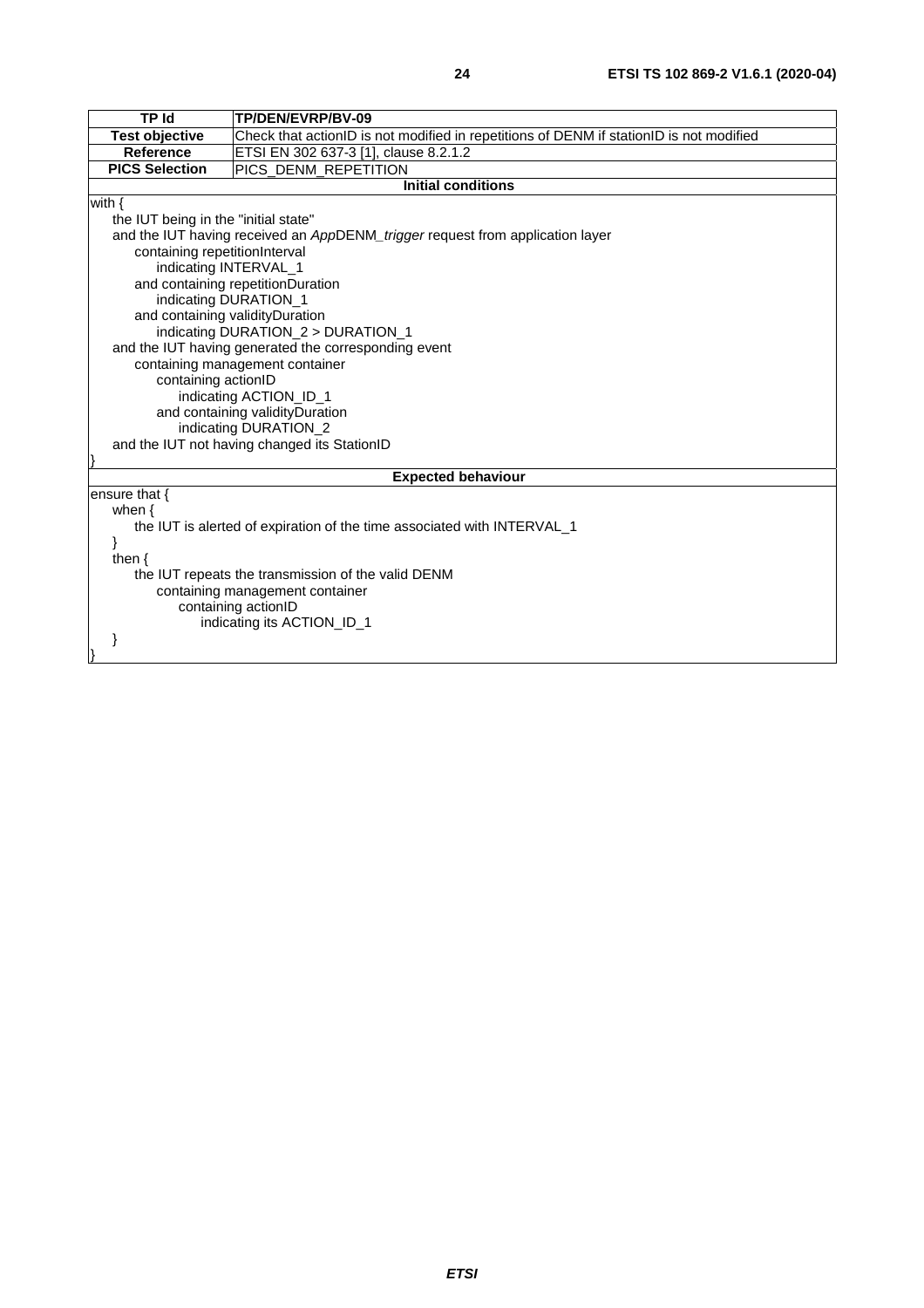| TP Id | TP/DEN/EVRP/BV-09 |
|---|---|
| Test objective | Check that actionID is not modified in repetitions of DENM if stationID is not modified |
| Reference | ETSI EN 302 637-3 [1], clause 8.2.1.2 |
| PICS Selection | PICS_DENM_REPETITION |
| **Initial conditions** | |
| with {<br>    the IUT being in the "initial state"<br>    and the IUT having received an *App*DENM_*trigger* request from application layer<br>        containing repetitionInterval<br>            indicating INTERVAL_1<br>        and containing repetitionDuration<br>            indicating DURATION_1<br>        and containing validityDuration<br>            indicating DURATION_2 > DURATION_1<br>    and the IUT having generated the corresponding event<br>        containing management container<br>            containing actionID<br>                indicating ACTION_ID_1<br>            and containing validityDuration<br>                indicating DURATION_2<br>    and the IUT not having changed its StationID<br>} | |
| **Expected behaviour** | |
| ensure that {<br>    when {<br>        the IUT is alerted of expiration of the time associated with INTERVAL_1<br>    }<br>    then {<br>        the IUT repeats the transmission of the valid DENM<br>            containing management container<br>                containing actionID<br>                    indicating its ACTION_ID_1<br>    }<br>} | |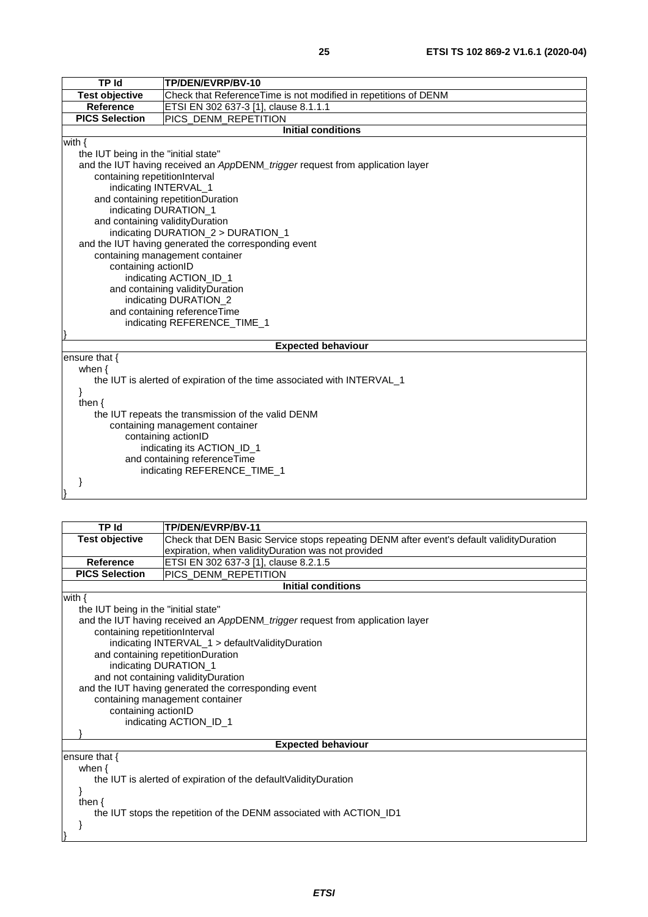| TP Id | TP/DEN/EVRP/BV-10 |
|---|---|
| Test objective | Check that ReferenceTime is not modified in repetitions of DENM |
| Reference | ETSI EN 302 637-3 [1], clause 8.1.1.1 |
| PICS Selection | PICS_DENM_REPETITION |

**Initial conditions**

```
with {
    the IUT being in the "initial state"
    and the IUT having received an AppDENM_trigger request from application layer
        containing repetitionInterval
            indicating INTERVAL_1
        and containing repetitionDuration
            indicating DURATION_1
        and containing validityDuration
            indicating DURATION_2 > DURATION_1
    and the IUT having generated the corresponding event
        containing management container
            containing actionID
                indicating ACTION_ID_1
            and containing validityDuration
                indicating DURATION_2
            and containing referenceTime
                indicating REFERENCE_TIME_1
}
```

**Expected behaviour**

```
ensure that {
    when {
        the IUT is alerted of expiration of the time associated with INTERVAL_1
    }
    then {
        the IUT repeats the transmission of the valid DENM
            containing management container
                containing actionID
                    indicating its ACTION_ID_1
                and containing referenceTime
                    indicating REFERENCE_TIME_1
    }
}
```

| TP Id | TP/DEN/EVRP/BV-11 |
|---|---|
| Test objective | Check that DEN Basic Service stops repeating DENM after event's default validityDuration expiration, when validityDuration was not provided |
| Reference | ETSI EN 302 637-3 [1], clause 8.2.1.5 |
| PICS Selection | PICS_DENM_REPETITION |

**Initial conditions**

```
with {
    the IUT being in the "initial state"
    and the IUT having received an AppDENM_trigger request from application layer
        containing repetitionInterval
            indicating INTERVAL_1 > defaultValidityDuration
        and containing repetitionDuration
            indicating DURATION_1
        and not containing validityDuration
    and the IUT having generated the corresponding event
        containing management container
            containing actionID
                indicating ACTION_ID_1
    }
```

**Expected behaviour**

```
ensure that {
    when {
        the IUT is alerted of expiration of the defaultValidityDuration
    }
    then {
        the IUT stops the repetition of the DENM associated with ACTION_ID1
    }
}
```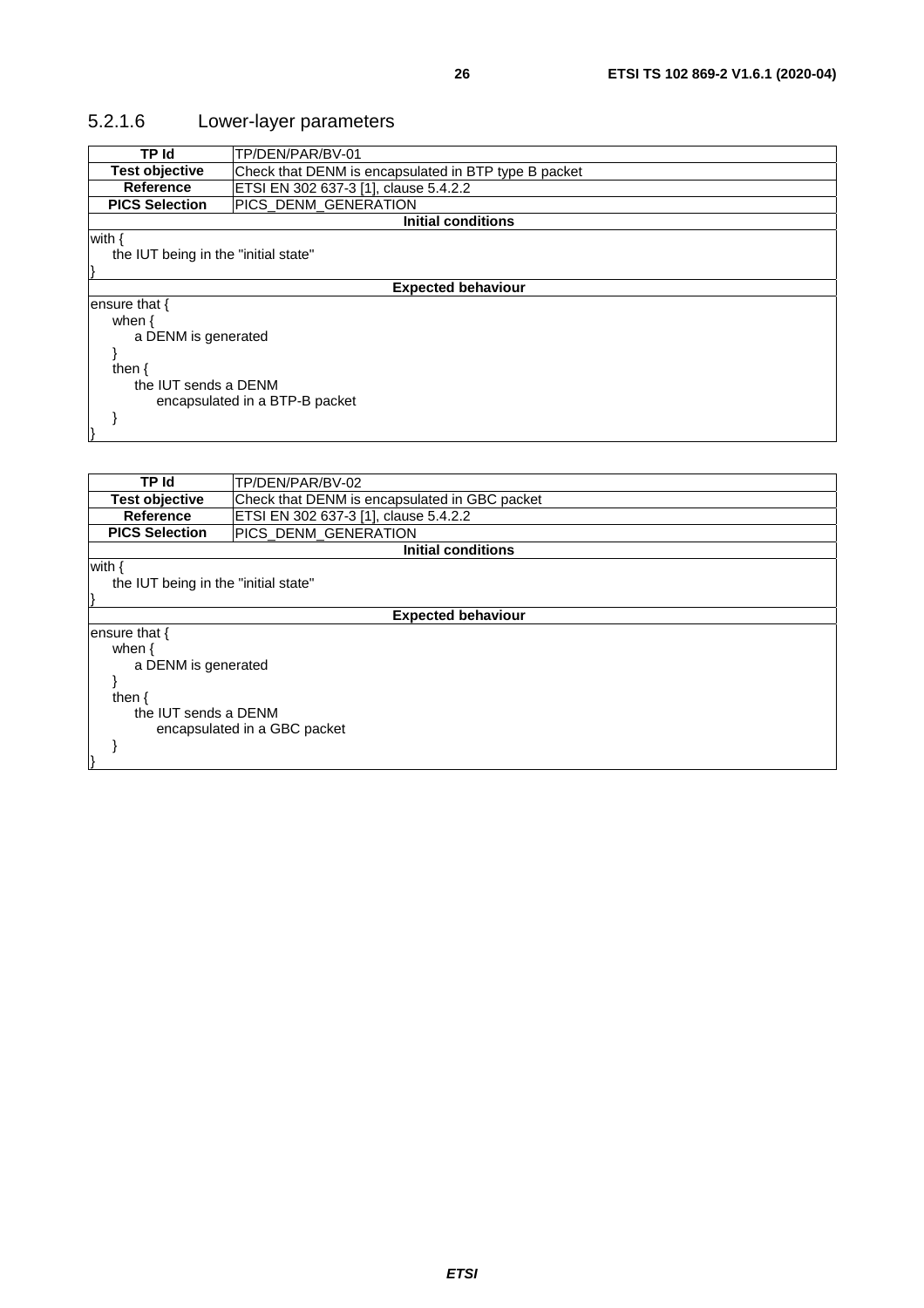### 5.2.1.6 Lower-layer parameters

| TP Id | TP/DEN/PAR/BV-01 |
|---|---|
| **Test objective** | Check that DENM is encapsulated in BTP type B packet |
| **Reference** | ETSI EN 302 637-3 [1], clause 5.4.2.2 |
| **PICS Selection** | PICS_DENM_GENERATION |
| **Initial conditions** | |
| with {<br>&nbsp;&nbsp;&nbsp;&nbsp;the IUT being in the "initial state"<br>} | |
| **Expected behaviour** | |
| ensure that {<br>&nbsp;&nbsp;&nbsp;&nbsp;when {<br>&nbsp;&nbsp;&nbsp;&nbsp;&nbsp;&nbsp;&nbsp;&nbsp;a DENM is generated<br>&nbsp;&nbsp;&nbsp;&nbsp;}<br>&nbsp;&nbsp;&nbsp;&nbsp;then {<br>&nbsp;&nbsp;&nbsp;&nbsp;&nbsp;&nbsp;&nbsp;&nbsp;the IUT sends a DENM<br>&nbsp;&nbsp;&nbsp;&nbsp;&nbsp;&nbsp;&nbsp;&nbsp;&nbsp;&nbsp;&nbsp;&nbsp;encapsulated in a BTP-B packet<br>&nbsp;&nbsp;&nbsp;&nbsp;}<br>} | |

| TP Id | TP/DEN/PAR/BV-02 |
|---|---|
| **Test objective** | Check that DENM is encapsulated in GBC packet |
| **Reference** | ETSI EN 302 637-3 [1], clause 5.4.2.2 |
| **PICS Selection** | PICS_DENM_GENERATION |
| **Initial conditions** | |
| with {<br>&nbsp;&nbsp;&nbsp;&nbsp;the IUT being in the "initial state"<br>} | |
| **Expected behaviour** | |
| ensure that {<br>&nbsp;&nbsp;&nbsp;&nbsp;when {<br>&nbsp;&nbsp;&nbsp;&nbsp;&nbsp;&nbsp;&nbsp;&nbsp;a DENM is generated<br>&nbsp;&nbsp;&nbsp;&nbsp;}<br>&nbsp;&nbsp;&nbsp;&nbsp;then {<br>&nbsp;&nbsp;&nbsp;&nbsp;&nbsp;&nbsp;&nbsp;&nbsp;the IUT sends a DENM<br>&nbsp;&nbsp;&nbsp;&nbsp;&nbsp;&nbsp;&nbsp;&nbsp;&nbsp;&nbsp;&nbsp;&nbsp;encapsulated in a GBC packet<br>&nbsp;&nbsp;&nbsp;&nbsp;}<br>} | |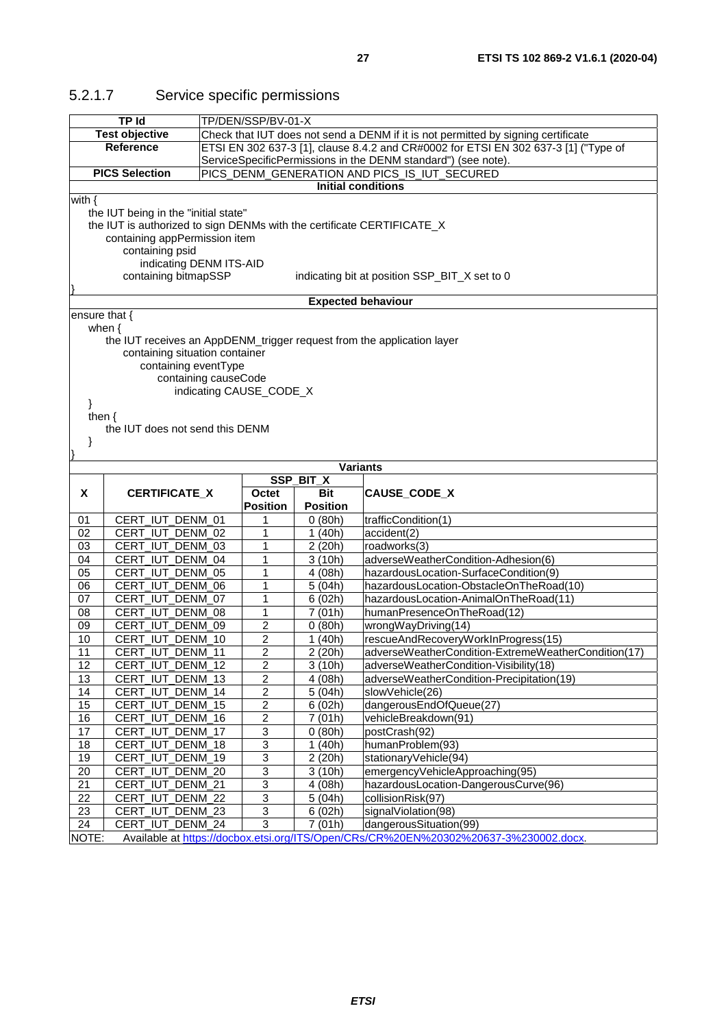### 5.2.1.7 Service specific permissions

| TP Id | TP/DEN/SSP/BV-01-X |
|---|---|
| Test objective | Check that IUT does not send a DENM if it is not permitted by signing certificate |
| Reference | ETSI EN 302 637-3 [1], clause 8.4.2 and CR#0002 for ETSI EN 302 637-3 [1] ("Type of ServiceSpecificPermissions in the DENM standard") (see note). |
| PICS Selection | PICS_DENM_GENERATION AND PICS_IS_IUT_SECURED |

**Initial conditions**

```
with {
    the IUT being in the "initial state"
    the IUT is authorized to sign DENMs with the certificate CERTIFICATE_X
        containing appPermission item
            containing psid
                indicating DENM ITS-AID
            containing bitmapSSP                    indicating bit at position SSP_BIT_X set to 0
}
```

**Expected behaviour**

```
ensure that {
    when {
        the IUT receives an AppDENM_trigger request from the application layer
            containing situation container
                containing eventType
                    containing causeCode
                        indicating CAUSE_CODE_X
    }
    then {
        the IUT does not send this DENM
    }
}
```

**Variants**

| X | CERTIFICATE_X | SSP_BIT_X | | CAUSE_CODE_X |
|---|---|---|---|---|
| | | Octet Position | Bit Position | |
| 01 | CERT_IUT_DENM_01 | 1 | 0 (80h) | trafficCondition(1) |
| 02 | CERT_IUT_DENM_02 | 1 | 1 (40h) | accident(2) |
| 03 | CERT_IUT_DENM_03 | 1 | 2 (20h) | roadworks(3) |
| 04 | CERT_IUT_DENM_04 | 1 | 3 (10h) | adverseWeatherCondition-Adhesion(6) |
| 05 | CERT_IUT_DENM_05 | 1 | 4 (08h) | hazardousLocation-SurfaceCondition(9) |
| 06 | CERT_IUT_DENM_06 | 1 | 5 (04h) | hazardousLocation-ObstacleOnTheRoad(10) |
| 07 | CERT_IUT_DENM_07 | 1 | 6 (02h) | hazardousLocation-AnimalOnTheRoad(11) |
| 08 | CERT_IUT_DENM_08 | 1 | 7 (01h) | humanPresenceOnTheRoad(12) |
| 09 | CERT_IUT_DENM_09 | 2 | 0 (80h) | wrongWayDriving(14) |
| 10 | CERT_IUT_DENM_10 | 2 | 1 (40h) | rescueAndRecoveryWorkInProgress(15) |
| 11 | CERT_IUT_DENM_11 | 2 | 2 (20h) | adverseWeatherCondition-ExtremeWeatherCondition(17) |
| 12 | CERT_IUT_DENM_12 | 2 | 3 (10h) | adverseWeatherCondition-Visibility(18) |
| 13 | CERT_IUT_DENM_13 | 2 | 4 (08h) | adverseWeatherCondition-Precipitation(19) |
| 14 | CERT_IUT_DENM_14 | 2 | 5 (04h) | slowVehicle(26) |
| 15 | CERT_IUT_DENM_15 | 2 | 6 (02h) | dangerousEndOfQueue(27) |
| 16 | CERT_IUT_DENM_16 | 2 | 7 (01h) | vehicleBreakdown(91) |
| 17 | CERT_IUT_DENM_17 | 3 | 0 (80h) | postCrash(92) |
| 18 | CERT_IUT_DENM_18 | 3 | 1 (40h) | humanProblem(93) |
| 19 | CERT_IUT_DENM_19 | 3 | 2 (20h) | stationaryVehicle(94) |
| 20 | CERT_IUT_DENM_20 | 3 | 3 (10h) | emergencyVehicleApproaching(95) |
| 21 | CERT_IUT_DENM_21 | 3 | 4 (08h) | hazardousLocation-DangerousCurve(96) |
| 22 | CERT_IUT_DENM_22 | 3 | 5 (04h) | collisionRisk(97) |
| 23 | CERT_IUT_DENM_23 | 3 | 6 (02h) | signalViolation(98) |
| 24 | CERT_IUT_DENM_24 | 3 | 7 (01h) | dangerousSituation(99) |

NOTE: Available at https://docbox.etsi.org/ITS/Open/CRs/CR%20EN%20302%20637-3%230002.docx.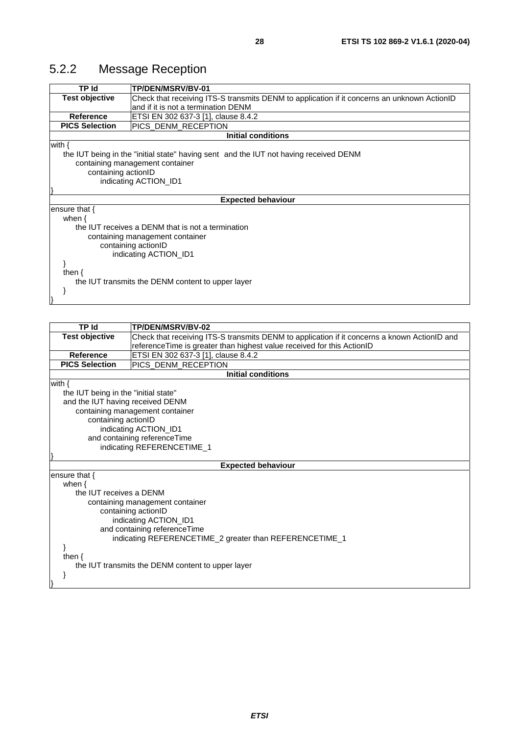## 5.2.2 Message Reception

| TP Id | TP/DEN/MSRV/BV-01 |
|---|---|
| **Test objective** | Check that receiving ITS-S transmits DENM to application if it concerns an unknown ActionID and if it is not a termination DENM |
| **Reference** | ETSI EN 302 637-3 [1], clause 8.4.2 |
| **PICS Selection** | PICS_DENM_RECEPTION |
| **Initial conditions** | |
| with {<br>&nbsp;&nbsp;&nbsp;&nbsp;the IUT being in the "initial state" having sent and the IUT not having received DENM<br>&nbsp;&nbsp;&nbsp;&nbsp;&nbsp;&nbsp;&nbsp;&nbsp;containing management container<br>&nbsp;&nbsp;&nbsp;&nbsp;&nbsp;&nbsp;&nbsp;&nbsp;&nbsp;&nbsp;&nbsp;&nbsp;containing actionID<br>&nbsp;&nbsp;&nbsp;&nbsp;&nbsp;&nbsp;&nbsp;&nbsp;&nbsp;&nbsp;&nbsp;&nbsp;&nbsp;&nbsp;&nbsp;&nbsp;indicating ACTION_ID1<br>} | |
| **Expected behaviour** | |
| ensure that {<br>&nbsp;&nbsp;&nbsp;&nbsp;when {<br>&nbsp;&nbsp;&nbsp;&nbsp;&nbsp;&nbsp;&nbsp;&nbsp;the IUT receives a DENM that is not a termination<br>&nbsp;&nbsp;&nbsp;&nbsp;&nbsp;&nbsp;&nbsp;&nbsp;&nbsp;&nbsp;&nbsp;&nbsp;containing management container<br>&nbsp;&nbsp;&nbsp;&nbsp;&nbsp;&nbsp;&nbsp;&nbsp;&nbsp;&nbsp;&nbsp;&nbsp;&nbsp;&nbsp;&nbsp;&nbsp;containing actionID<br>&nbsp;&nbsp;&nbsp;&nbsp;&nbsp;&nbsp;&nbsp;&nbsp;&nbsp;&nbsp;&nbsp;&nbsp;&nbsp;&nbsp;&nbsp;&nbsp;&nbsp;&nbsp;&nbsp;&nbsp;indicating ACTION_ID1<br>&nbsp;&nbsp;&nbsp;&nbsp;}<br>&nbsp;&nbsp;&nbsp;&nbsp;then {<br>&nbsp;&nbsp;&nbsp;&nbsp;&nbsp;&nbsp;&nbsp;&nbsp;the IUT transmits the DENM content to upper layer<br>&nbsp;&nbsp;&nbsp;&nbsp;}<br>} | |

| TP Id | TP/DEN/MSRV/BV-02 |
|---|---|
| **Test objective** | Check that receiving ITS-S transmits DENM to application if it concerns a known ActionID and referenceTime is greater than highest value received for this ActionID |
| **Reference** | ETSI EN 302 637-3 [1], clause 8.4.2 |
| **PICS Selection** | PICS_DENM_RECEPTION |
| **Initial conditions** | |
| with {<br>&nbsp;&nbsp;&nbsp;&nbsp;the IUT being in the "initial state"<br>&nbsp;&nbsp;&nbsp;&nbsp;and the IUT having received DENM<br>&nbsp;&nbsp;&nbsp;&nbsp;&nbsp;&nbsp;&nbsp;&nbsp;containing management container<br>&nbsp;&nbsp;&nbsp;&nbsp;&nbsp;&nbsp;&nbsp;&nbsp;&nbsp;&nbsp;&nbsp;&nbsp;containing actionID<br>&nbsp;&nbsp;&nbsp;&nbsp;&nbsp;&nbsp;&nbsp;&nbsp;&nbsp;&nbsp;&nbsp;&nbsp;&nbsp;&nbsp;&nbsp;&nbsp;indicating ACTION_ID1<br>&nbsp;&nbsp;&nbsp;&nbsp;&nbsp;&nbsp;&nbsp;&nbsp;&nbsp;&nbsp;&nbsp;&nbsp;and containing referenceTime<br>&nbsp;&nbsp;&nbsp;&nbsp;&nbsp;&nbsp;&nbsp;&nbsp;&nbsp;&nbsp;&nbsp;&nbsp;&nbsp;&nbsp;&nbsp;&nbsp;indicating REFERENCETIME_1<br>} | |
| **Expected behaviour** | |
| ensure that {<br>&nbsp;&nbsp;&nbsp;&nbsp;when {<br>&nbsp;&nbsp;&nbsp;&nbsp;&nbsp;&nbsp;&nbsp;&nbsp;the IUT receives a DENM<br>&nbsp;&nbsp;&nbsp;&nbsp;&nbsp;&nbsp;&nbsp;&nbsp;&nbsp;&nbsp;&nbsp;&nbsp;containing management container<br>&nbsp;&nbsp;&nbsp;&nbsp;&nbsp;&nbsp;&nbsp;&nbsp;&nbsp;&nbsp;&nbsp;&nbsp;&nbsp;&nbsp;&nbsp;&nbsp;containing actionID<br>&nbsp;&nbsp;&nbsp;&nbsp;&nbsp;&nbsp;&nbsp;&nbsp;&nbsp;&nbsp;&nbsp;&nbsp;&nbsp;&nbsp;&nbsp;&nbsp;&nbsp;&nbsp;&nbsp;&nbsp;indicating ACTION_ID1<br>&nbsp;&nbsp;&nbsp;&nbsp;&nbsp;&nbsp;&nbsp;&nbsp;&nbsp;&nbsp;&nbsp;&nbsp;&nbsp;&nbsp;&nbsp;&nbsp;and containing referenceTime<br>&nbsp;&nbsp;&nbsp;&nbsp;&nbsp;&nbsp;&nbsp;&nbsp;&nbsp;&nbsp;&nbsp;&nbsp;&nbsp;&nbsp;&nbsp;&nbsp;&nbsp;&nbsp;&nbsp;&nbsp;indicating REFERENCETIME_2 greater than REFERENCETIME_1<br>&nbsp;&nbsp;&nbsp;&nbsp;}<br>&nbsp;&nbsp;&nbsp;&nbsp;then {<br>&nbsp;&nbsp;&nbsp;&nbsp;&nbsp;&nbsp;&nbsp;&nbsp;the IUT transmits the DENM content to upper layer<br>&nbsp;&nbsp;&nbsp;&nbsp;}<br>} | |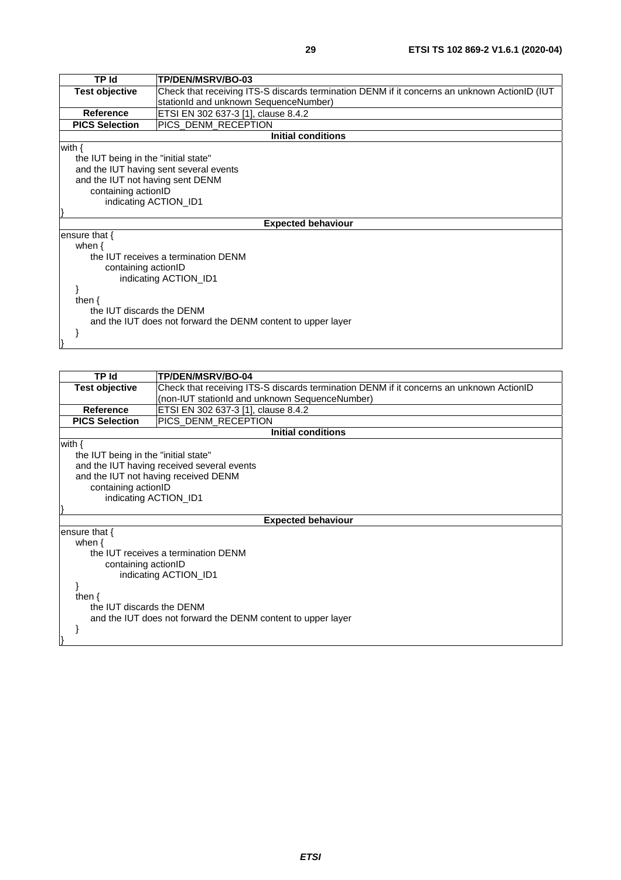| TP Id | TP/DEN/MSRV/BO-03 |
| --- | --- |
| **Test objective** | Check that receiving ITS-S discards termination DENM if it concerns an unknown ActionID (IUT stationId and unknown SequenceNumber) |
| **Reference** | ETSI EN 302 637-3 [1], clause 8.4.2 |
| **PICS Selection** | PICS_DENM_RECEPTION |
| **Initial conditions** | |
| with {<br>  the IUT being in the "initial state"<br>  and the IUT having sent several events<br>  and the IUT not having sent DENM<br>    containing actionID<br>      indicating ACTION_ID1<br>} | |
| **Expected behaviour** | |
| ensure that {<br>  when {<br>    the IUT receives a termination DENM<br>      containing actionID<br>        indicating ACTION_ID1<br>  }<br>  then {<br>    the IUT discards the DENM<br>    and the IUT does not forward the DENM content to upper layer<br>  }<br>} | |

| TP Id | TP/DEN/MSRV/BO-04 |
| --- | --- |
| **Test objective** | Check that receiving ITS-S discards termination DENM if it concerns an unknown ActionID (non-IUT stationId and unknown SequenceNumber) |
| **Reference** | ETSI EN 302 637-3 [1], clause 8.4.2 |
| **PICS Selection** | PICS_DENM_RECEPTION |
| **Initial conditions** | |
| with {<br>  the IUT being in the "initial state"<br>  and the IUT having received several events<br>  and the IUT not having received DENM<br>    containing actionID<br>      indicating ACTION_ID1<br>} | |
| **Expected behaviour** | |
| ensure that {<br>  when {<br>    the IUT receives a termination DENM<br>      containing actionID<br>        indicating ACTION_ID1<br>  }<br>  then {<br>    the IUT discards the DENM<br>    and the IUT does not forward the DENM content to upper layer<br>  }<br>} | |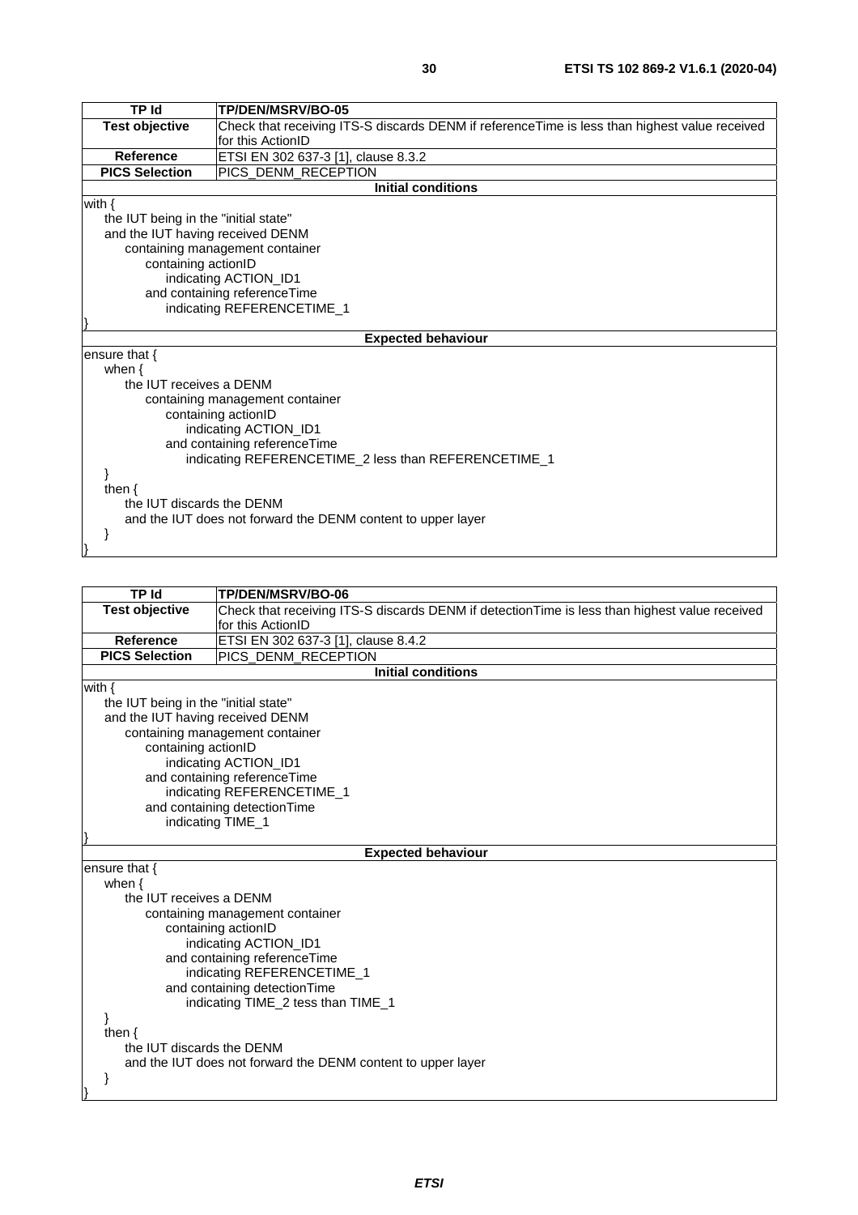| TP Id | TP/DEN/MSRV/BO-05 |
|---|---|
| **Test objective** | Check that receiving ITS-S discards DENM if referenceTime is less than highest value received for this ActionID |
| **Reference** | ETSI EN 302 637-3 [1], clause 8.3.2 |
| **PICS Selection** | PICS_DENM_RECEPTION |
| **Initial conditions** | |
| with {<br>    the IUT being in the "initial state"<br>    and the IUT having received DENM<br>        containing management container<br>            containing actionID<br>                indicating ACTION_ID1<br>            and containing referenceTime<br>                indicating REFERENCETIME_1<br>} | |
| **Expected behaviour** | |
| ensure that {<br>    when {<br>        the IUT receives a DENM<br>            containing management container<br>                containing actionID<br>                    indicating ACTION_ID1<br>                and containing referenceTime<br>                    indicating REFERENCETIME_2 less than REFERENCETIME_1<br>    }<br>    then {<br>        the IUT discards the DENM<br>        and the IUT does not forward the DENM content to upper layer<br>    }<br>} | |

| TP Id | TP/DEN/MSRV/BO-06 |
|---|---|
| **Test objective** | Check that receiving ITS-S discards DENM if detectionTime is less than highest value received for this ActionID |
| **Reference** | ETSI EN 302 637-3 [1], clause 8.4.2 |
| **PICS Selection** | PICS_DENM_RECEPTION |
| **Initial conditions** | |
| with {<br>    the IUT being in the "initial state"<br>    and the IUT having received DENM<br>        containing management container<br>            containing actionID<br>                indicating ACTION_ID1<br>            and containing referenceTime<br>                indicating REFERENCETIME_1<br>            and containing detectionTime<br>                indicating TIME_1<br>} | |
| **Expected behaviour** | |
| ensure that {<br>    when {<br>        the IUT receives a DENM<br>            containing management container<br>                containing actionID<br>                    indicating ACTION_ID1<br>                and containing referenceTime<br>                    indicating REFERENCETIME_1<br>                and containing detectionTime<br>                    indicating TIME_2 tess than TIME_1<br>    }<br>    then {<br>        the IUT discards the DENM<br>        and the IUT does not forward the DENM content to upper layer<br>    }<br>} | |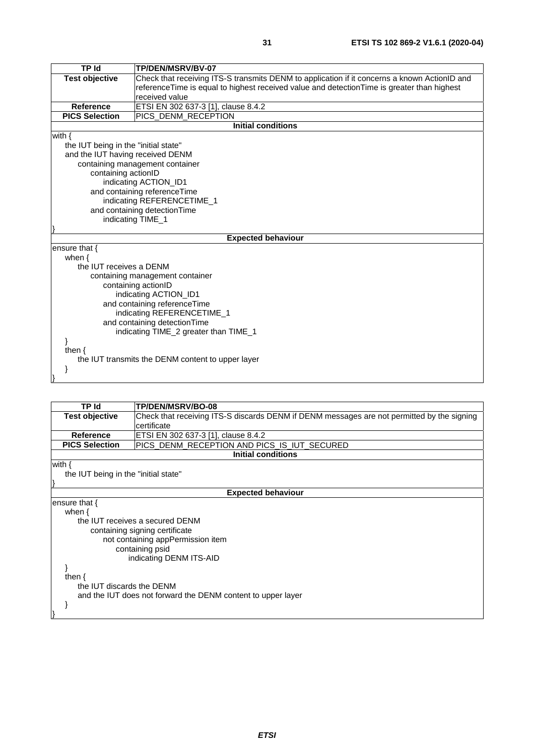| TP Id | TP/DEN/MSRV/BV-07 |
|---|---|
| Test objective | Check that receiving ITS-S transmits DENM to application if it concerns a known ActionID and referenceTime is equal to highest received value and detectionTime is greater than highest received value |
| Reference | ETSI EN 302 637-3 [1], clause 8.4.2 |
| PICS Selection | PICS_DENM_RECEPTION |
| **Initial conditions** | |
| with {<br>&nbsp;&nbsp;&nbsp;&nbsp;the IUT being in the "initial state"<br>&nbsp;&nbsp;&nbsp;&nbsp;and the IUT having received DENM<br>&nbsp;&nbsp;&nbsp;&nbsp;&nbsp;&nbsp;&nbsp;&nbsp;containing management container<br>&nbsp;&nbsp;&nbsp;&nbsp;&nbsp;&nbsp;&nbsp;&nbsp;&nbsp;&nbsp;&nbsp;&nbsp;containing actionID<br>&nbsp;&nbsp;&nbsp;&nbsp;&nbsp;&nbsp;&nbsp;&nbsp;&nbsp;&nbsp;&nbsp;&nbsp;&nbsp;&nbsp;&nbsp;&nbsp;indicating ACTION_ID1<br>&nbsp;&nbsp;&nbsp;&nbsp;&nbsp;&nbsp;&nbsp;&nbsp;&nbsp;&nbsp;&nbsp;&nbsp;and containing referenceTime<br>&nbsp;&nbsp;&nbsp;&nbsp;&nbsp;&nbsp;&nbsp;&nbsp;&nbsp;&nbsp;&nbsp;&nbsp;&nbsp;&nbsp;&nbsp;&nbsp;indicating REFERENCETIME_1<br>&nbsp;&nbsp;&nbsp;&nbsp;&nbsp;&nbsp;&nbsp;&nbsp;&nbsp;&nbsp;&nbsp;&nbsp;and containing detectionTime<br>&nbsp;&nbsp;&nbsp;&nbsp;&nbsp;&nbsp;&nbsp;&nbsp;&nbsp;&nbsp;&nbsp;&nbsp;&nbsp;&nbsp;&nbsp;&nbsp;indicating TIME_1<br>} | |
| **Expected behaviour** | |
| ensure that {<br>&nbsp;&nbsp;&nbsp;&nbsp;when {<br>&nbsp;&nbsp;&nbsp;&nbsp;&nbsp;&nbsp;&nbsp;&nbsp;the IUT receives a DENM<br>&nbsp;&nbsp;&nbsp;&nbsp;&nbsp;&nbsp;&nbsp;&nbsp;&nbsp;&nbsp;&nbsp;&nbsp;containing management container<br>&nbsp;&nbsp;&nbsp;&nbsp;&nbsp;&nbsp;&nbsp;&nbsp;&nbsp;&nbsp;&nbsp;&nbsp;&nbsp;&nbsp;&nbsp;&nbsp;containing actionID<br>&nbsp;&nbsp;&nbsp;&nbsp;&nbsp;&nbsp;&nbsp;&nbsp;&nbsp;&nbsp;&nbsp;&nbsp;&nbsp;&nbsp;&nbsp;&nbsp;&nbsp;&nbsp;&nbsp;&nbsp;indicating ACTION_ID1<br>&nbsp;&nbsp;&nbsp;&nbsp;&nbsp;&nbsp;&nbsp;&nbsp;&nbsp;&nbsp;&nbsp;&nbsp;&nbsp;&nbsp;&nbsp;&nbsp;and containing referenceTime<br>&nbsp;&nbsp;&nbsp;&nbsp;&nbsp;&nbsp;&nbsp;&nbsp;&nbsp;&nbsp;&nbsp;&nbsp;&nbsp;&nbsp;&nbsp;&nbsp;&nbsp;&nbsp;&nbsp;&nbsp;indicating REFERENCETIME_1<br>&nbsp;&nbsp;&nbsp;&nbsp;&nbsp;&nbsp;&nbsp;&nbsp;&nbsp;&nbsp;&nbsp;&nbsp;&nbsp;&nbsp;&nbsp;&nbsp;and containing detectionTime<br>&nbsp;&nbsp;&nbsp;&nbsp;&nbsp;&nbsp;&nbsp;&nbsp;&nbsp;&nbsp;&nbsp;&nbsp;&nbsp;&nbsp;&nbsp;&nbsp;&nbsp;&nbsp;&nbsp;&nbsp;indicating TIME_2 greater than TIME_1<br>&nbsp;&nbsp;&nbsp;&nbsp;}<br>&nbsp;&nbsp;&nbsp;&nbsp;then {<br>&nbsp;&nbsp;&nbsp;&nbsp;&nbsp;&nbsp;&nbsp;&nbsp;the IUT transmits the DENM content to upper layer<br>&nbsp;&nbsp;&nbsp;&nbsp;}<br>} | |

| TP Id | TP/DEN/MSRV/BO-08 |
|---|---|
| Test objective | Check that receiving ITS-S discards DENM if DENM messages are not permitted by the signing certificate |
| Reference | ETSI EN 302 637-3 [1], clause 8.4.2 |
| PICS Selection | PICS_DENM_RECEPTION AND PICS_IS_IUT_SECURED |
| **Initial conditions** | |
| with {<br>&nbsp;&nbsp;&nbsp;&nbsp;the IUT being in the "initial state"<br>} | |
| **Expected behaviour** | |
| ensure that {<br>&nbsp;&nbsp;&nbsp;&nbsp;when {<br>&nbsp;&nbsp;&nbsp;&nbsp;&nbsp;&nbsp;&nbsp;&nbsp;the IUT receives a secured DENM<br>&nbsp;&nbsp;&nbsp;&nbsp;&nbsp;&nbsp;&nbsp;&nbsp;&nbsp;&nbsp;&nbsp;&nbsp;containing signing certificate<br>&nbsp;&nbsp;&nbsp;&nbsp;&nbsp;&nbsp;&nbsp;&nbsp;&nbsp;&nbsp;&nbsp;&nbsp;&nbsp;&nbsp;&nbsp;&nbsp;not containing appPermission item<br>&nbsp;&nbsp;&nbsp;&nbsp;&nbsp;&nbsp;&nbsp;&nbsp;&nbsp;&nbsp;&nbsp;&nbsp;&nbsp;&nbsp;&nbsp;&nbsp;&nbsp;&nbsp;&nbsp;&nbsp;containing psid<br>&nbsp;&nbsp;&nbsp;&nbsp;&nbsp;&nbsp;&nbsp;&nbsp;&nbsp;&nbsp;&nbsp;&nbsp;&nbsp;&nbsp;&nbsp;&nbsp;&nbsp;&nbsp;&nbsp;&nbsp;&nbsp;&nbsp;&nbsp;&nbsp;indicating DENM ITS-AID<br>&nbsp;&nbsp;&nbsp;&nbsp;}<br>&nbsp;&nbsp;&nbsp;&nbsp;then {<br>&nbsp;&nbsp;&nbsp;&nbsp;&nbsp;&nbsp;&nbsp;&nbsp;the IUT discards the DENM<br>&nbsp;&nbsp;&nbsp;&nbsp;&nbsp;&nbsp;&nbsp;&nbsp;and the IUT does not forward the DENM content to upper layer<br>&nbsp;&nbsp;&nbsp;&nbsp;}<br>} | |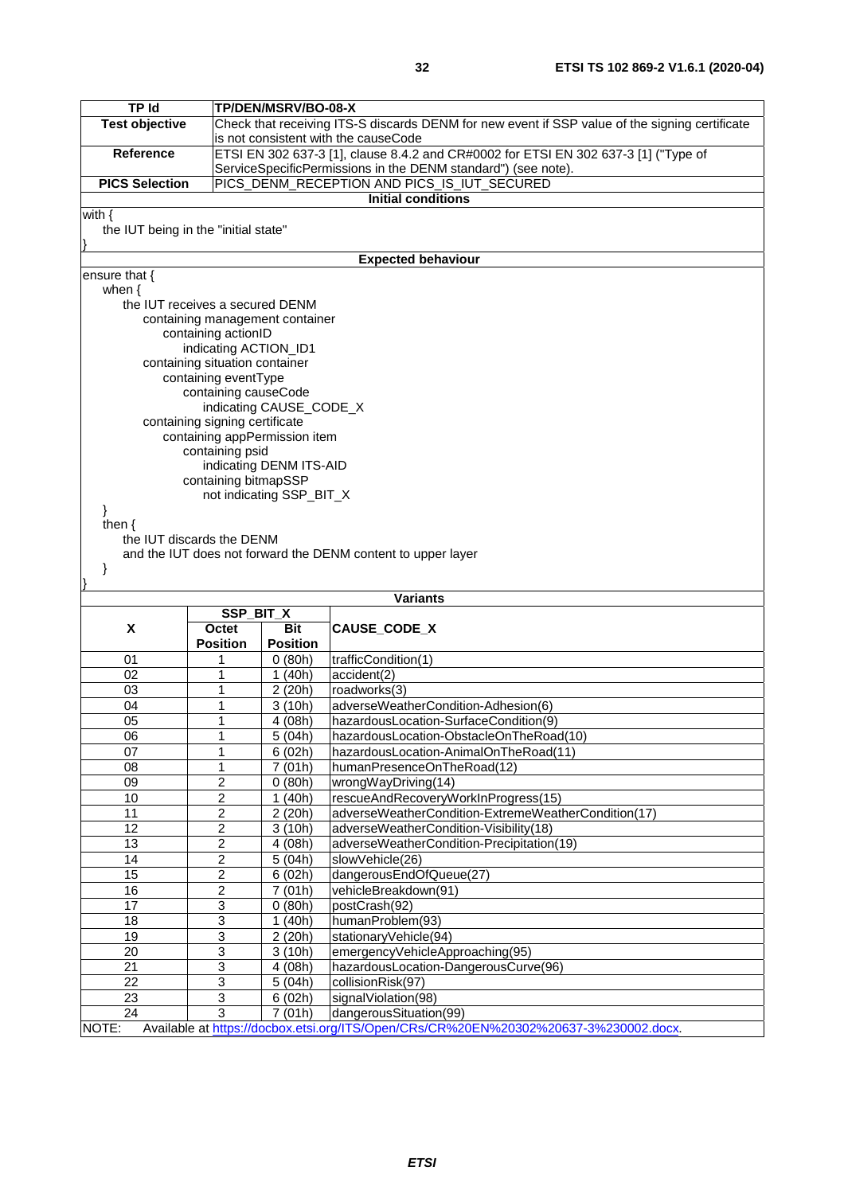| TP Id | TP/DEN/MSRV/BO-08-X |
|---|---|
| Test objective | Check that receiving ITS-S discards DENM for new event if SSP value of the signing certificate is not consistent with the causeCode |
| Reference | ETSI EN 302 637-3 [1], clause 8.4.2 and CR#0002 for ETSI EN 302 637-3 [1] ("Type of ServiceSpecificPermissions in the DENM standard") (see note). |
| PICS Selection | PICS_DENM_RECEPTION AND PICS_IS_IUT_SECURED |

**Initial conditions**

```
with {
  the IUT being in the "initial state"
}
```

**Expected behaviour**

```
ensure that {
  when {
    the IUT receives a secured DENM
      containing management container
        containing actionID
          indicating ACTION_ID1
      containing situation container
        containing eventType
          containing causeCode
            indicating CAUSE_CODE_X
      containing signing certificate
        containing appPermission item
          containing psid
            indicating DENM ITS-AID
          containing bitmapSSP
            not indicating SSP_BIT_X
  }
  then {
    the IUT discards the DENM
    and the IUT does not forward the DENM content to upper layer
  }
}
```

**Variants**

| X | SSP_BIT_X | | CAUSE_CODE_X |
|---|---|---|---|
| | Octet Position | Bit Position | |
| 01 | 1 | 0 (80h) | trafficCondition(1) |
| 02 | 1 | 1 (40h) | accident(2) |
| 03 | 1 | 2 (20h) | roadworks(3) |
| 04 | 1 | 3 (10h) | adverseWeatherCondition-Adhesion(6) |
| 05 | 1 | 4 (08h) | hazardousLocation-SurfaceCondition(9) |
| 06 | 1 | 5 (04h) | hazardousLocation-ObstacleOnTheRoad(10) |
| 07 | 1 | 6 (02h) | hazardousLocation-AnimalOnTheRoad(11) |
| 08 | 1 | 7 (01h) | humanPresenceOnTheRoad(12) |
| 09 | 2 | 0 (80h) | wrongWayDriving(14) |
| 10 | 2 | 1 (40h) | rescueAndRecoveryWorkInProgress(15) |
| 11 | 2 | 2 (20h) | adverseWeatherCondition-ExtremeWeatherCondition(17) |
| 12 | 2 | 3 (10h) | adverseWeatherCondition-Visibility(18) |
| 13 | 2 | 4 (08h) | adverseWeatherCondition-Precipitation(19) |
| 14 | 2 | 5 (04h) | slowVehicle(26) |
| 15 | 2 | 6 (02h) | dangerousEndOfQueue(27) |
| 16 | 2 | 7 (01h) | vehicleBreakdown(91) |
| 17 | 3 | 0 (80h) | postCrash(92) |
| 18 | 3 | 1 (40h) | humanProblem(93) |
| 19 | 3 | 2 (20h) | stationaryVehicle(94) |
| 20 | 3 | 3 (10h) | emergencyVehicleApproaching(95) |
| 21 | 3 | 4 (08h) | hazardousLocation-DangerousCurve(96) |
| 22 | 3 | 5 (04h) | collisionRisk(97) |
| 23 | 3 | 6 (02h) | signalViolation(98) |
| 24 | 3 | 7 (01h) | dangerousSituation(99) |

NOTE: Available at https://docbox.etsi.org/ITS/Open/CRs/CR%20EN%20302%20637-3%230002.docx.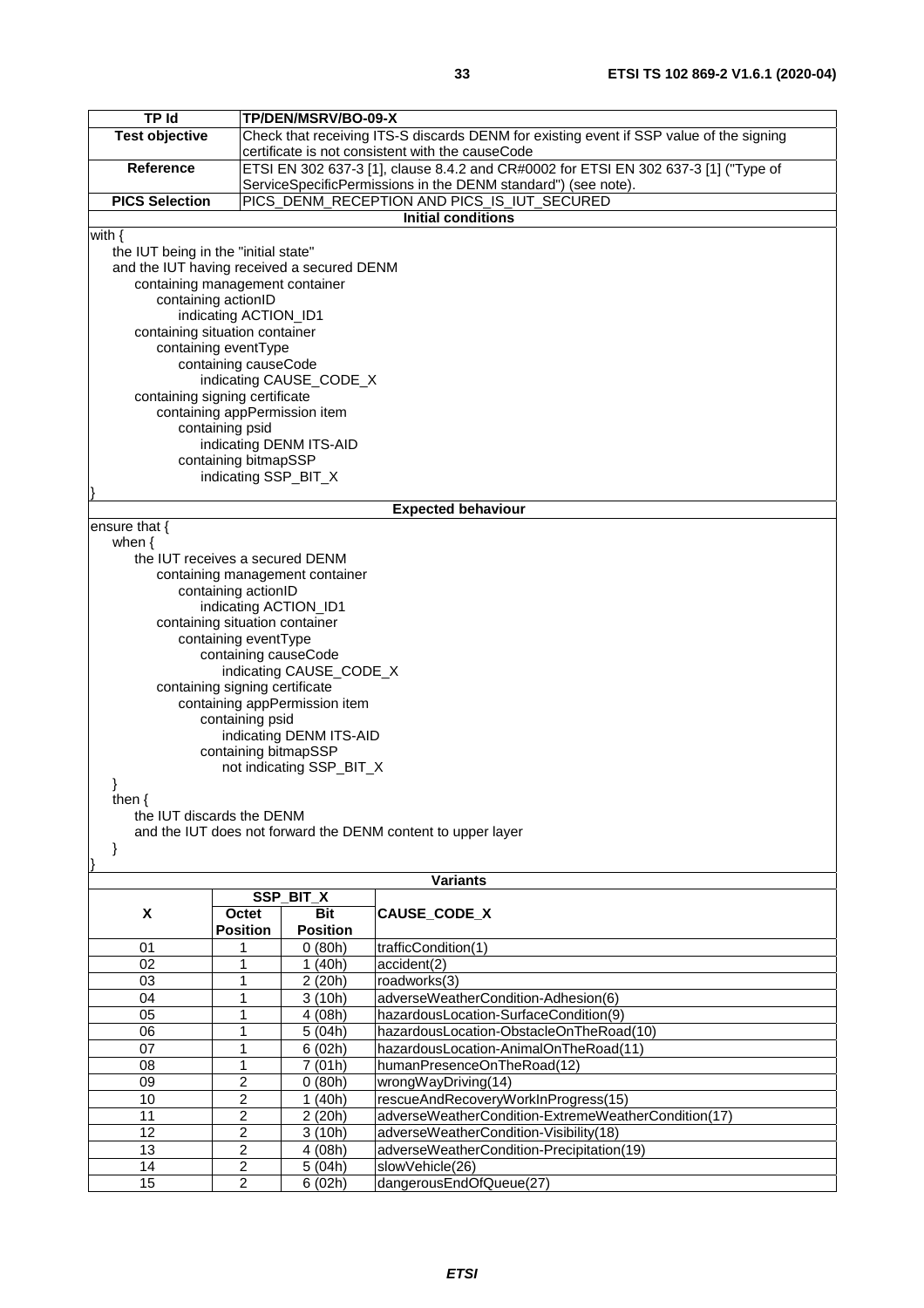| TP Id | TP/DEN/MSRV/BO-09-X |
|---|---|
| Test objective | Check that receiving ITS-S discards DENM for existing event if SSP value of the signing certificate is not consistent with the causeCode |
| Reference | ETSI EN 302 637-3 [1], clause 8.4.2 and CR#0002 for ETSI EN 302 637-3 [1] ("Type of ServiceSpecificPermissions in the DENM standard") (see note). |
| PICS Selection | PICS_DENM_RECEPTION AND PICS_IS_IUT_SECURED |

**Initial conditions**

```
with {
  the IUT being in the "initial state"
  and the IUT having received a secured DENM
      containing management container
          containing actionID
              indicating ACTION_ID1
      containing situation container
          containing eventType
              containing causeCode
                  indicating CAUSE_CODE_X
      containing signing certificate
          containing appPermission item
              containing psid
                  indicating DENM ITS-AID
              containing bitmapSSP
                  indicating SSP_BIT_X
}
```

**Expected behaviour**

```
ensure that {
  when {
      the IUT receives a secured DENM
          containing management container
              containing actionID
                  indicating ACTION_ID1
          containing situation container
              containing eventType
                  containing causeCode
                      indicating CAUSE_CODE_X
          containing signing certificate
              containing appPermission item
                  containing psid
                      indicating DENM ITS-AID
                  containing bitmapSSP
                      not indicating SSP_BIT_X
  }
  then {
      the IUT discards the DENM
      and the IUT does not forward the DENM content to upper layer
  }
}
```

**Variants**

| X | SSP_BIT_X | | CAUSE_CODE_X |
|---|---|---|---|
| | Octet Position | Bit Position | |
| 01 | 1 | 0 (80h) | trafficCondition(1) |
| 02 | 1 | 1 (40h) | accident(2) |
| 03 | 1 | 2 (20h) | roadworks(3) |
| 04 | 1 | 3 (10h) | adverseWeatherCondition-Adhesion(6) |
| 05 | 1 | 4 (08h) | hazardousLocation-SurfaceCondition(9) |
| 06 | 1 | 5 (04h) | hazardousLocation-ObstacleOnTheRoad(10) |
| 07 | 1 | 6 (02h) | hazardousLocation-AnimalOnTheRoad(11) |
| 08 | 1 | 7 (01h) | humanPresenceOnTheRoad(12) |
| 09 | 2 | 0 (80h) | wrongWayDriving(14) |
| 10 | 2 | 1 (40h) | rescueAndRecoveryWorkInProgress(15) |
| 11 | 2 | 2 (20h) | adverseWeatherCondition-ExtremeWeatherCondition(17) |
| 12 | 2 | 3 (10h) | adverseWeatherCondition-Visibility(18) |
| 13 | 2 | 4 (08h) | adverseWeatherCondition-Precipitation(19) |
| 14 | 2 | 5 (04h) | slowVehicle(26) |
| 15 | 2 | 6 (02h) | dangerousEndOfQueue(27) |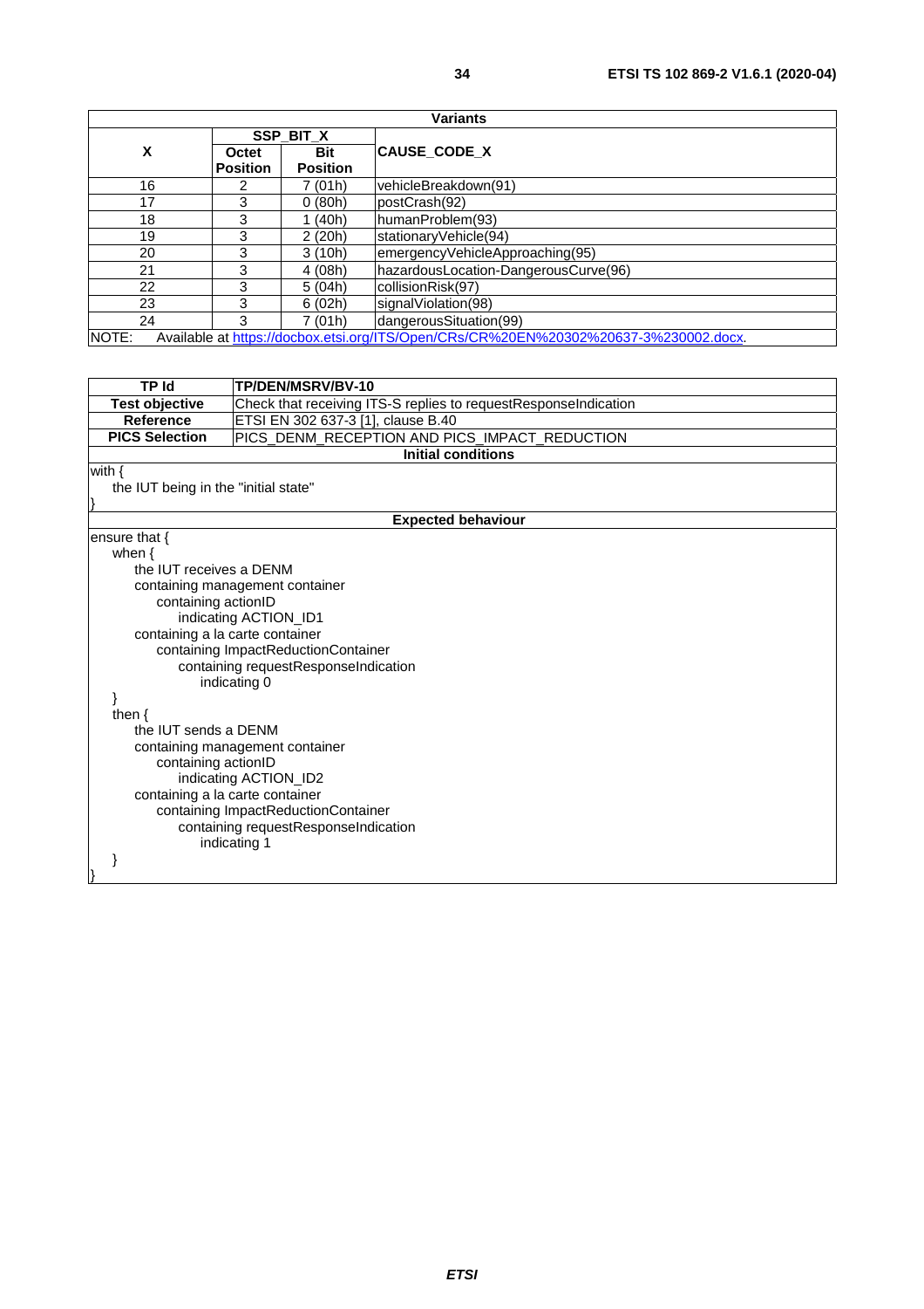| Variants | | | |
|---|---|---|---|
| **X** | **SSP_BIT_X** | | **CAUSE_CODE_X** |
| | **Octet Position** | **Bit Position** | |
| 16 | 2 | 7 (01h) | vehicleBreakdown(91) |
| 17 | 3 | 0 (80h) | postCrash(92) |
| 18 | 3 | 1 (40h) | humanProblem(93) |
| 19 | 3 | 2 (20h) | stationaryVehicle(94) |
| 20 | 3 | 3 (10h) | emergencyVehicleApproaching(95) |
| 21 | 3 | 4 (08h) | hazardousLocation-DangerousCurve(96) |
| 22 | 3 | 5 (04h) | collisionRisk(97) |
| 23 | 3 | 6 (02h) | signalViolation(98) |
| 24 | 3 | 7 (01h) | dangerousSituation(99) |
| NOTE: Available at https://docbox.etsi.org/ITS/Open/CRs/CR%20EN%20302%20637-3%230002.docx. | | | |

| **TP Id** | **TP/DEN/MSRV/BV-10** |
|---|---|
| **Test objective** | Check that receiving ITS-S replies to requestResponseIndication |
| **Reference** | ETSI EN 302 637-3 [1], clause B.40 |
| **PICS Selection** | PICS_DENM_RECEPTION AND PICS_IMPACT_REDUCTION |
| **Initial conditions** | |

```
with {
    the IUT being in the "initial state"
}
```

**Expected behaviour**

```
ensure that {
    when {
        the IUT receives a DENM
        containing management container
            containing actionID
                indicating ACTION_ID1
        containing a la carte container
            containing ImpactReductionContainer
                containing requestResponseIndication
                    indicating 0
    }
    then {
        the IUT sends a DENM
        containing management container
            containing actionID
                indicating ACTION_ID2
        containing a la carte container
            containing ImpactReductionContainer
                containing requestResponseIndication
                    indicating 1
    }
}
```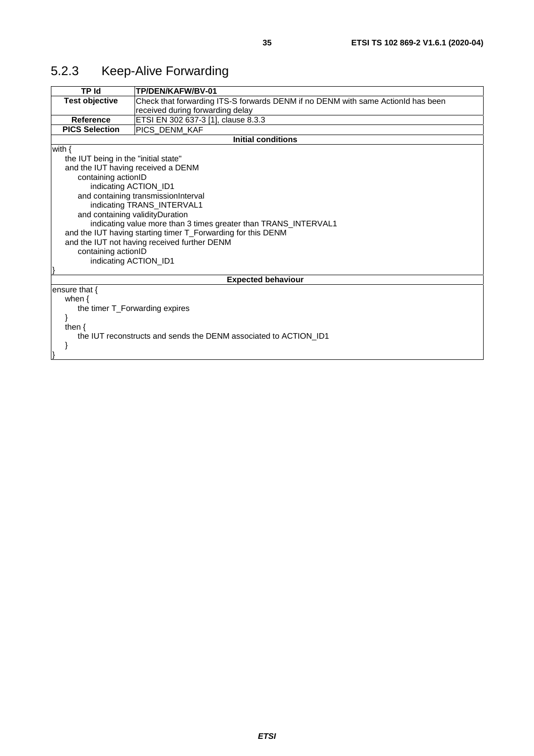## 5.2.3 Keep-Alive Forwarding

| TP Id | TP/DEN/KAFW/BV-01 |
|---|---|
| **Test objective** | Check that forwarding ITS-S forwards DENM if no DENM with same ActionId has been received during forwarding delay |
| **Reference** | ETSI EN 302 637-3 [1], clause 8.3.3 |
| **PICS Selection** | PICS_DENM_KAF |

**Initial conditions**

```
with {
    the IUT being in the "initial state"
    and the IUT having received a DENM
        containing actionID
            indicating ACTION_ID1
        and containing transmissionInterval
            indicating TRANS_INTERVAL1
        and containing validityDuration
            indicating value more than 3 times greater than TRANS_INTERVAL1
    and the IUT having starting timer T_Forwarding for this DENM
    and the IUT not having received further DENM
        containing actionID
            indicating ACTION_ID1
}
```

**Expected behaviour**

```
ensure that {
    when {
        the timer T_Forwarding expires
    }
    then {
        the IUT reconstructs and sends the DENM associated to ACTION_ID1
    }
}
```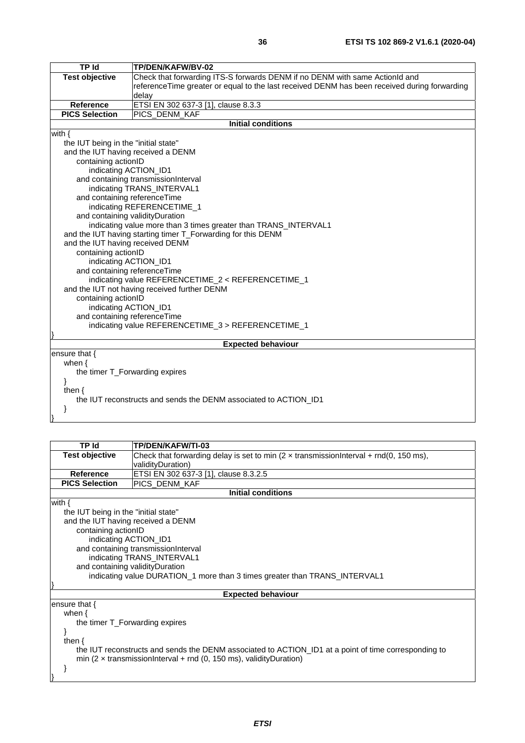| TP Id | TP/DEN/KAFW/BV-02 |
|---|---|
| Test objective | Check that forwarding ITS-S forwards DENM if no DENM with same ActionId and referenceTime greater or equal to the last received DENM has been received during forwarding delay |
| Reference | ETSI EN 302 637-3 [1], clause 8.3.3 |
| PICS Selection | PICS_DENM_KAF |
| **Initial conditions** | |
| with {<br>&nbsp;&nbsp;&nbsp;&nbsp;the IUT being in the "initial state"<br>&nbsp;&nbsp;&nbsp;&nbsp;and the IUT having received a DENM<br>&nbsp;&nbsp;&nbsp;&nbsp;&nbsp;&nbsp;&nbsp;&nbsp;containing actionID<br>&nbsp;&nbsp;&nbsp;&nbsp;&nbsp;&nbsp;&nbsp;&nbsp;&nbsp;&nbsp;&nbsp;&nbsp;indicating ACTION_ID1<br>&nbsp;&nbsp;&nbsp;&nbsp;&nbsp;&nbsp;&nbsp;&nbsp;and containing transmissionInterval<br>&nbsp;&nbsp;&nbsp;&nbsp;&nbsp;&nbsp;&nbsp;&nbsp;&nbsp;&nbsp;&nbsp;&nbsp;indicating TRANS_INTERVAL1<br>&nbsp;&nbsp;&nbsp;&nbsp;&nbsp;&nbsp;&nbsp;&nbsp;and containing referenceTime<br>&nbsp;&nbsp;&nbsp;&nbsp;&nbsp;&nbsp;&nbsp;&nbsp;&nbsp;&nbsp;&nbsp;&nbsp;indicating REFERENCETIME_1<br>&nbsp;&nbsp;&nbsp;&nbsp;&nbsp;&nbsp;&nbsp;&nbsp;and containing validityDuration<br>&nbsp;&nbsp;&nbsp;&nbsp;&nbsp;&nbsp;&nbsp;&nbsp;&nbsp;&nbsp;&nbsp;&nbsp;indicating value more than 3 times greater than TRANS_INTERVAL1<br>&nbsp;&nbsp;&nbsp;&nbsp;and the IUT having starting timer T_Forwarding for this DENM<br>&nbsp;&nbsp;&nbsp;&nbsp;and the IUT having received DENM<br>&nbsp;&nbsp;&nbsp;&nbsp;&nbsp;&nbsp;&nbsp;&nbsp;containing actionID<br>&nbsp;&nbsp;&nbsp;&nbsp;&nbsp;&nbsp;&nbsp;&nbsp;&nbsp;&nbsp;&nbsp;&nbsp;indicating ACTION_ID1<br>&nbsp;&nbsp;&nbsp;&nbsp;&nbsp;&nbsp;&nbsp;&nbsp;and containing referenceTime<br>&nbsp;&nbsp;&nbsp;&nbsp;&nbsp;&nbsp;&nbsp;&nbsp;&nbsp;&nbsp;&nbsp;&nbsp;indicating value REFERENCETIME_2 < REFERENCETIME_1<br>&nbsp;&nbsp;&nbsp;&nbsp;and the IUT not having received further DENM<br>&nbsp;&nbsp;&nbsp;&nbsp;&nbsp;&nbsp;&nbsp;&nbsp;containing actionID<br>&nbsp;&nbsp;&nbsp;&nbsp;&nbsp;&nbsp;&nbsp;&nbsp;&nbsp;&nbsp;&nbsp;&nbsp;indicating ACTION_ID1<br>&nbsp;&nbsp;&nbsp;&nbsp;&nbsp;&nbsp;&nbsp;&nbsp;and containing referenceTime<br>&nbsp;&nbsp;&nbsp;&nbsp;&nbsp;&nbsp;&nbsp;&nbsp;&nbsp;&nbsp;&nbsp;&nbsp;indicating value REFERENCETIME_3 > REFERENCETIME_1<br>} | |
| **Expected behaviour** | |
| ensure that {<br>&nbsp;&nbsp;&nbsp;&nbsp;when {<br>&nbsp;&nbsp;&nbsp;&nbsp;&nbsp;&nbsp;&nbsp;&nbsp;the timer T_Forwarding expires<br>&nbsp;&nbsp;&nbsp;&nbsp;}<br>&nbsp;&nbsp;&nbsp;&nbsp;then {<br>&nbsp;&nbsp;&nbsp;&nbsp;&nbsp;&nbsp;&nbsp;&nbsp;the IUT reconstructs and sends the DENM associated to ACTION_ID1<br>&nbsp;&nbsp;&nbsp;&nbsp;}<br>} | |

| TP Id | TP/DEN/KAFW/TI-03 |
|---|---|
| Test objective | Check that forwarding delay is set to min (2 × transmissionInterval + rnd(0, 150 ms), validityDuration) |
| Reference | ETSI EN 302 637-3 [1], clause 8.3.2.5 |
| PICS Selection | PICS_DENM_KAF |
| **Initial conditions** | |
| with {<br>&nbsp;&nbsp;&nbsp;&nbsp;the IUT being in the "initial state"<br>&nbsp;&nbsp;&nbsp;&nbsp;and the IUT having received a DENM<br>&nbsp;&nbsp;&nbsp;&nbsp;&nbsp;&nbsp;&nbsp;&nbsp;containing actionID<br>&nbsp;&nbsp;&nbsp;&nbsp;&nbsp;&nbsp;&nbsp;&nbsp;&nbsp;&nbsp;&nbsp;&nbsp;indicating ACTION_ID1<br>&nbsp;&nbsp;&nbsp;&nbsp;&nbsp;&nbsp;&nbsp;&nbsp;and containing transmissionInterval<br>&nbsp;&nbsp;&nbsp;&nbsp;&nbsp;&nbsp;&nbsp;&nbsp;&nbsp;&nbsp;&nbsp;&nbsp;indicating TRANS_INTERVAL1<br>&nbsp;&nbsp;&nbsp;&nbsp;&nbsp;&nbsp;&nbsp;&nbsp;and containing validityDuration<br>&nbsp;&nbsp;&nbsp;&nbsp;&nbsp;&nbsp;&nbsp;&nbsp;&nbsp;&nbsp;&nbsp;&nbsp;indicating value DURATION_1 more than 3 times greater than TRANS_INTERVAL1<br>} | |
| **Expected behaviour** | |
| ensure that {<br>&nbsp;&nbsp;&nbsp;&nbsp;when {<br>&nbsp;&nbsp;&nbsp;&nbsp;&nbsp;&nbsp;&nbsp;&nbsp;the timer T_Forwarding expires<br>&nbsp;&nbsp;&nbsp;&nbsp;}<br>&nbsp;&nbsp;&nbsp;&nbsp;then {<br>&nbsp;&nbsp;&nbsp;&nbsp;&nbsp;&nbsp;&nbsp;&nbsp;the IUT reconstructs and sends the DENM associated to ACTION_ID1 at a point of time corresponding to<br>&nbsp;&nbsp;&nbsp;&nbsp;&nbsp;&nbsp;&nbsp;&nbsp;min (2 × transmissionInterval + rnd (0, 150 ms), validityDuration)<br>&nbsp;&nbsp;&nbsp;&nbsp;}<br>} | |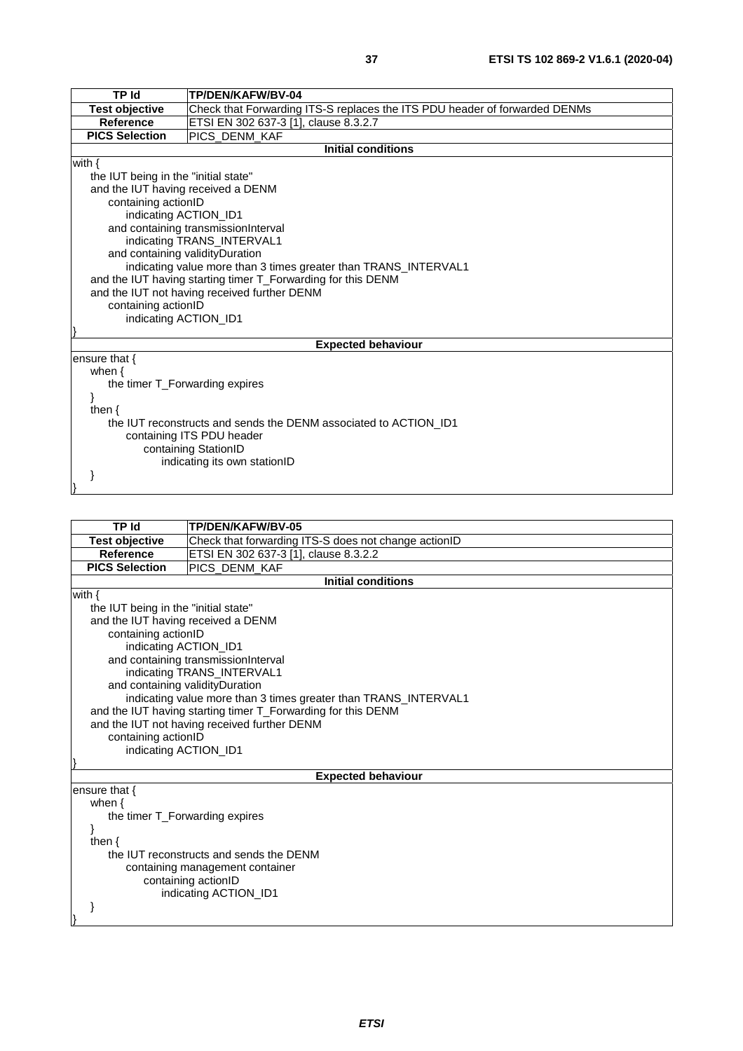| TP Id | TP/DEN/KAFW/BV-04 |
|---|---|
| **Test objective** | Check that Forwarding ITS-S replaces the ITS PDU header of forwarded DENMs |
| **Reference** | ETSI EN 302 637-3 [1], clause 8.3.2.7 |
| **PICS Selection** | PICS_DENM_KAF |

**Initial conditions**

```
with {
    the IUT being in the "initial state"
    and the IUT having received a DENM
        containing actionID
            indicating ACTION_ID1
        and containing transmissionInterval
            indicating TRANS_INTERVAL1
        and containing validityDuration
            indicating value more than 3 times greater than TRANS_INTERVAL1
    and the IUT having starting timer T_Forwarding for this DENM
    and the IUT not having received further DENM
        containing actionID
            indicating ACTION_ID1
}
```

**Expected behaviour**

```
ensure that {
    when {
        the timer T_Forwarding expires
    }
    then {
        the IUT reconstructs and sends the DENM associated to ACTION_ID1
            containing ITS PDU header
                containing StationID
                    indicating its own stationID
    }
}
```

| TP Id | TP/DEN/KAFW/BV-05 |
|---|---|
| **Test objective** | Check that forwarding ITS-S does not change actionID |
| **Reference** | ETSI EN 302 637-3 [1], clause 8.3.2.2 |
| **PICS Selection** | PICS_DENM_KAF |

**Initial conditions**

```
with {
    the IUT being in the "initial state"
    and the IUT having received a DENM
        containing actionID
            indicating ACTION_ID1
        and containing transmissionInterval
            indicating TRANS_INTERVAL1
        and containing validityDuration
            indicating value more than 3 times greater than TRANS_INTERVAL1
    and the IUT having starting timer T_Forwarding for this DENM
    and the IUT not having received further DENM
        containing actionID
            indicating ACTION_ID1
}
```

**Expected behaviour**

```
ensure that {
    when {
        the timer T_Forwarding expires
    }
    then {
        the IUT reconstructs and sends the DENM
            containing management container
                containing actionID
                    indicating ACTION_ID1
    }
}
```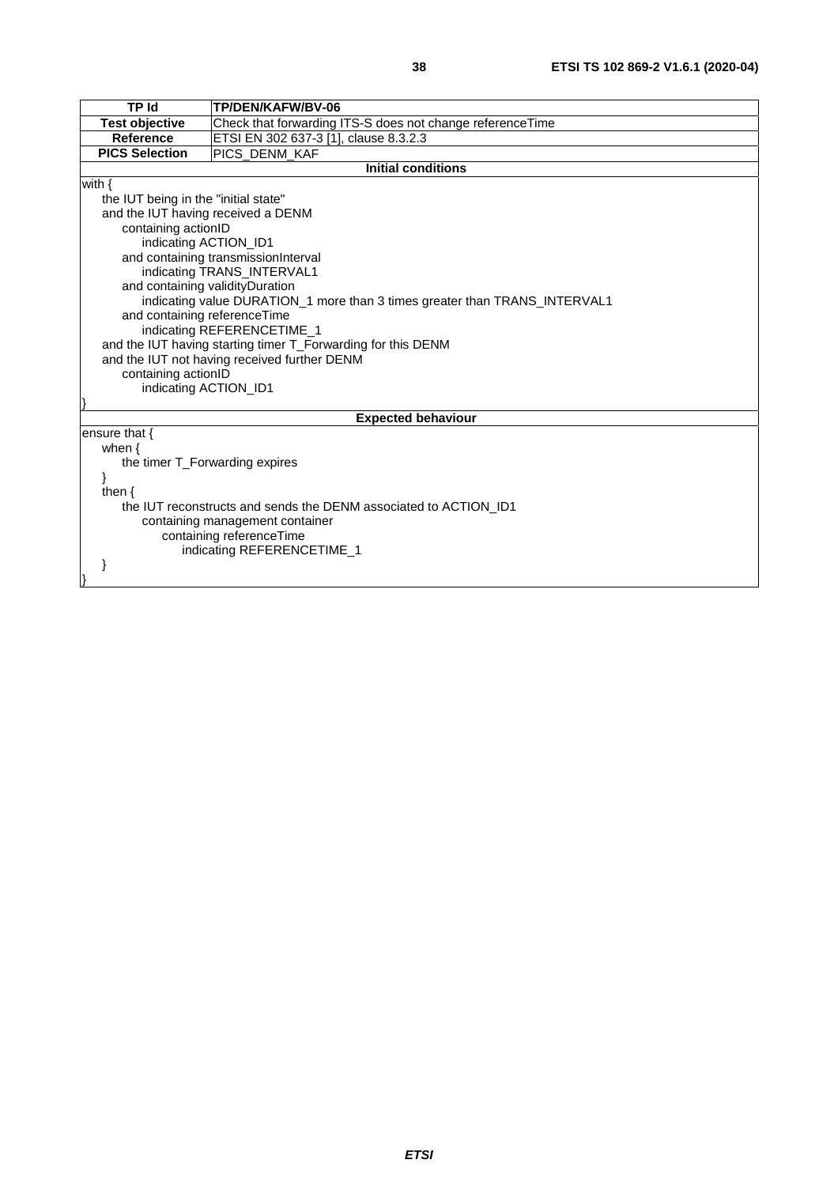| TP Id | TP/DEN/KAFW/BV-06 |
|---|---|
| **Test objective** | Check that forwarding ITS-S does not change referenceTime |
| **Reference** | ETSI EN 302 637-3 [1], clause 8.3.2.3 |
| **PICS Selection** | PICS_DENM_KAF |
| **Initial conditions** | |
| with {<br>    the IUT being in the "initial state"<br>    and the IUT having received a DENM<br>        containing actionID<br>            indicating ACTION_ID1<br>        and containing transmissionInterval<br>            indicating TRANS_INTERVAL1<br>        and containing validityDuration<br>            indicating value DURATION_1 more than 3 times greater than TRANS_INTERVAL1<br>        and containing referenceTime<br>            indicating REFERENCETIME_1<br>    and the IUT having starting timer T_Forwarding for this DENM<br>    and the IUT not having received further DENM<br>        containing actionID<br>            indicating ACTION_ID1<br>} | |
| **Expected behaviour** | |
| ensure that {<br>    when {<br>        the timer T_Forwarding expires<br>    }<br>    then {<br>        the IUT reconstructs and sends the DENM associated to ACTION_ID1<br>            containing management container<br>                containing referenceTime<br>                    indicating REFERENCETIME_1<br>    }<br>} | |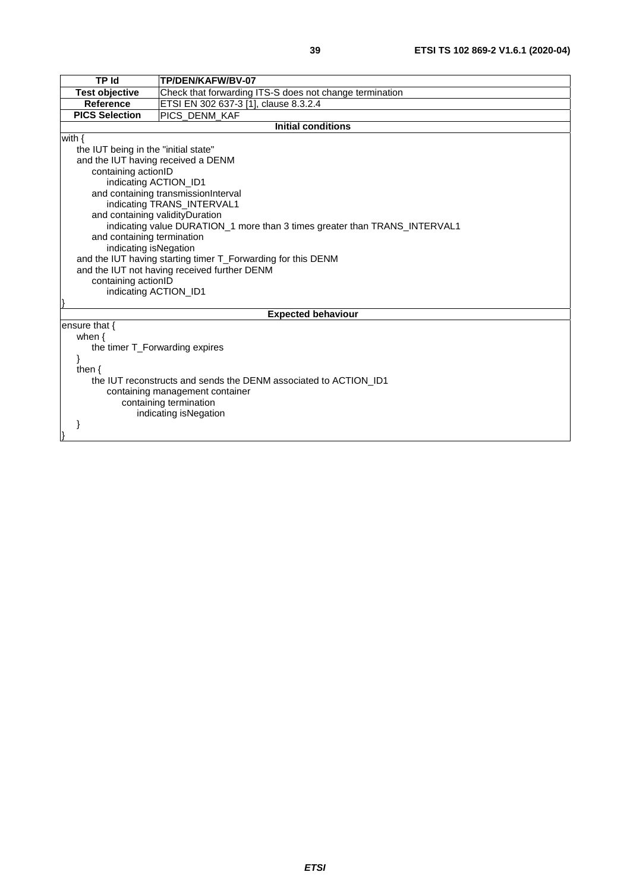| TP Id | TP/DEN/KAFW/BV-07 |
|---|---|
| Test objective | Check that forwarding ITS-S does not change termination |
| Reference | ETSI EN 302 637-3 [1], clause 8.3.2.4 |
| PICS Selection | PICS_DENM_KAF |

**Initial conditions**

```
with {
    the IUT being in the "initial state"
    and the IUT having received a DENM
        containing actionID
            indicating ACTION_ID1
        and containing transmissionInterval
            indicating TRANS_INTERVAL1
        and containing validityDuration
            indicating value DURATION_1 more than 3 times greater than TRANS_INTERVAL1
        and containing termination
            indicating isNegation
    and the IUT having starting timer T_Forwarding for this DENM
    and the IUT not having received further DENM
        containing actionID
            indicating ACTION_ID1
}
```

**Expected behaviour**

```
ensure that {
    when {
        the timer T_Forwarding expires
    }
    then {
        the IUT reconstructs and sends the DENM associated to ACTION_ID1
            containing management container
                containing termination
                    indicating isNegation
    }
}
```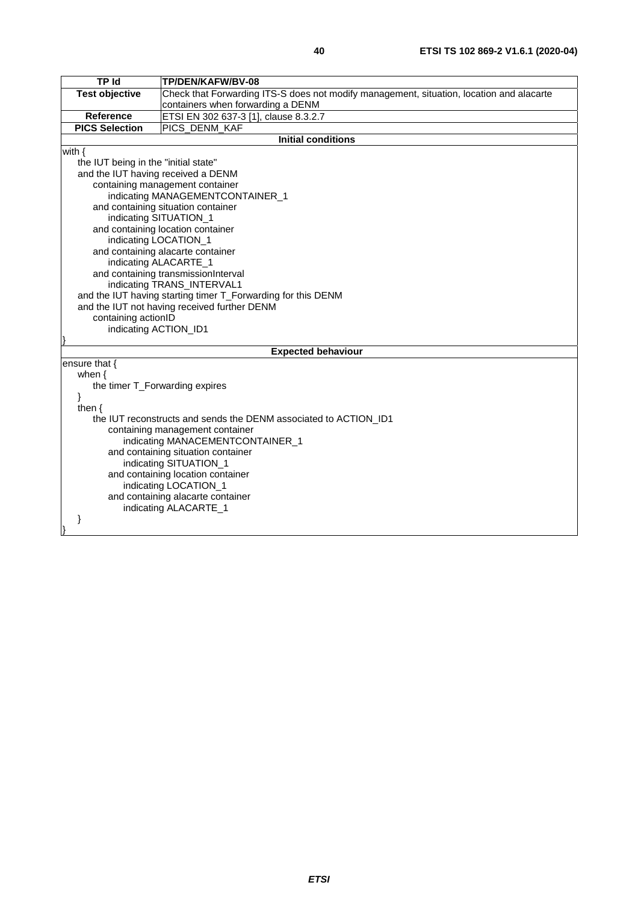| TP Id | TP/DEN/KAFW/BV-08 |
| --- | --- |
| Test objective | Check that Forwarding ITS-S does not modify management, situation, location and alacarte containers when forwarding a DENM |
| Reference | ETSI EN 302 637-3 [1], clause 8.3.2.7 |
| PICS Selection | PICS_DENM_KAF |
| **Initial conditions** | |
| with {<br>the IUT being in the "initial state"<br>and the IUT having received a DENM<br>containing management container<br>indicating MANAGEMENTCONTAINER_1<br>and containing situation container<br>indicating SITUATION_1<br>and containing location container<br>indicating LOCATION_1<br>and containing alacarte container<br>indicating ALACARTE_1<br>and containing transmissionInterval<br>indicating TRANS_INTERVAL1<br>and the IUT having starting timer T_Forwarding for this DENM<br>and the IUT not having received further DENM<br>containing actionID<br>indicating ACTION_ID1<br>} | |
| **Expected behaviour** | |
| ensure that {<br>when {<br>the timer T_Forwarding expires<br>}<br>then {<br>the IUT reconstructs and sends the DENM associated to ACTION_ID1<br>containing management container<br>indicating MANACEMENTCONTAINER_1<br>and containing situation container<br>indicating SITUATION_1<br>and containing location container<br>indicating LOCATION_1<br>and containing alacarte container<br>indicating ALACARTE_1<br>}<br>} | |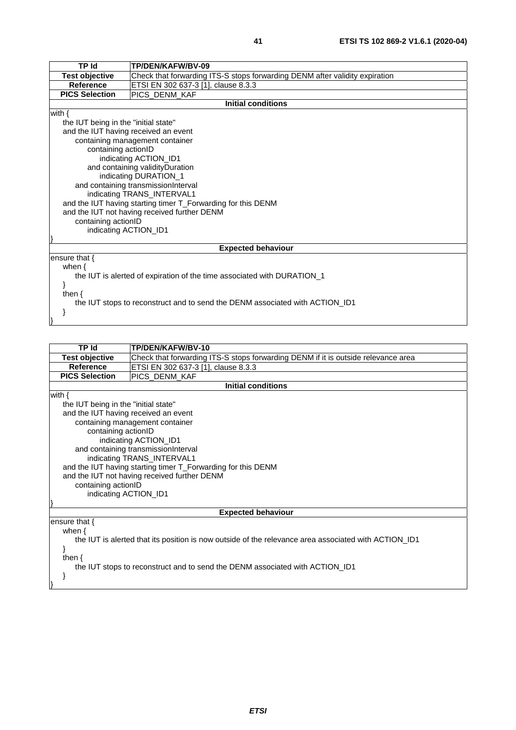| TP Id | TP/DEN/KAFW/BV-09 |
|---|---|
| **Test objective** | Check that forwarding ITS-S stops forwarding DENM after validity expiration |
| **Reference** | ETSI EN 302 637-3 [1], clause 8.3.3 |
| **PICS Selection** | PICS_DENM_KAF |

**Initial conditions**

```
with {
    the IUT being in the "initial state"
    and the IUT having received an event
        containing management container
            containing actionID
                indicating ACTION_ID1
            and containing validityDuration
                indicating DURATION_1
        and containing transmissionInterval
            indicating TRANS_INTERVAL1
    and the IUT having starting timer T_Forwarding for this DENM
    and the IUT not having received further DENM
        containing actionID
            indicating ACTION_ID1
}
```

**Expected behaviour**

```
ensure that {
    when {
        the IUT is alerted of expiration of the time associated with DURATION_1
    }
    then {
        the IUT stops to reconstruct and to send the DENM associated with ACTION_ID1
    }
}
```

| TP Id | TP/DEN/KAFW/BV-10 |
|---|---|
| **Test objective** | Check that forwarding ITS-S stops forwarding DENM if it is outside relevance area |
| **Reference** | ETSI EN 302 637-3 [1], clause 8.3.3 |
| **PICS Selection** | PICS_DENM_KAF |

**Initial conditions**

```
with {
    the IUT being in the "initial state"
    and the IUT having received an event
        containing management container
            containing actionID
                indicating ACTION_ID1
        and containing transmissionInterval
            indicating TRANS_INTERVAL1
    and the IUT having starting timer T_Forwarding for this DENM
    and the IUT not having received further DENM
        containing actionID
            indicating ACTION_ID1
}
```

**Expected behaviour**

```
ensure that {
    when {
        the IUT is alerted that its position is now outside of the relevance area associated with ACTION_ID1
    }
    then {
        the IUT stops to reconstruct and to send the DENM associated with ACTION_ID1
    }
}
```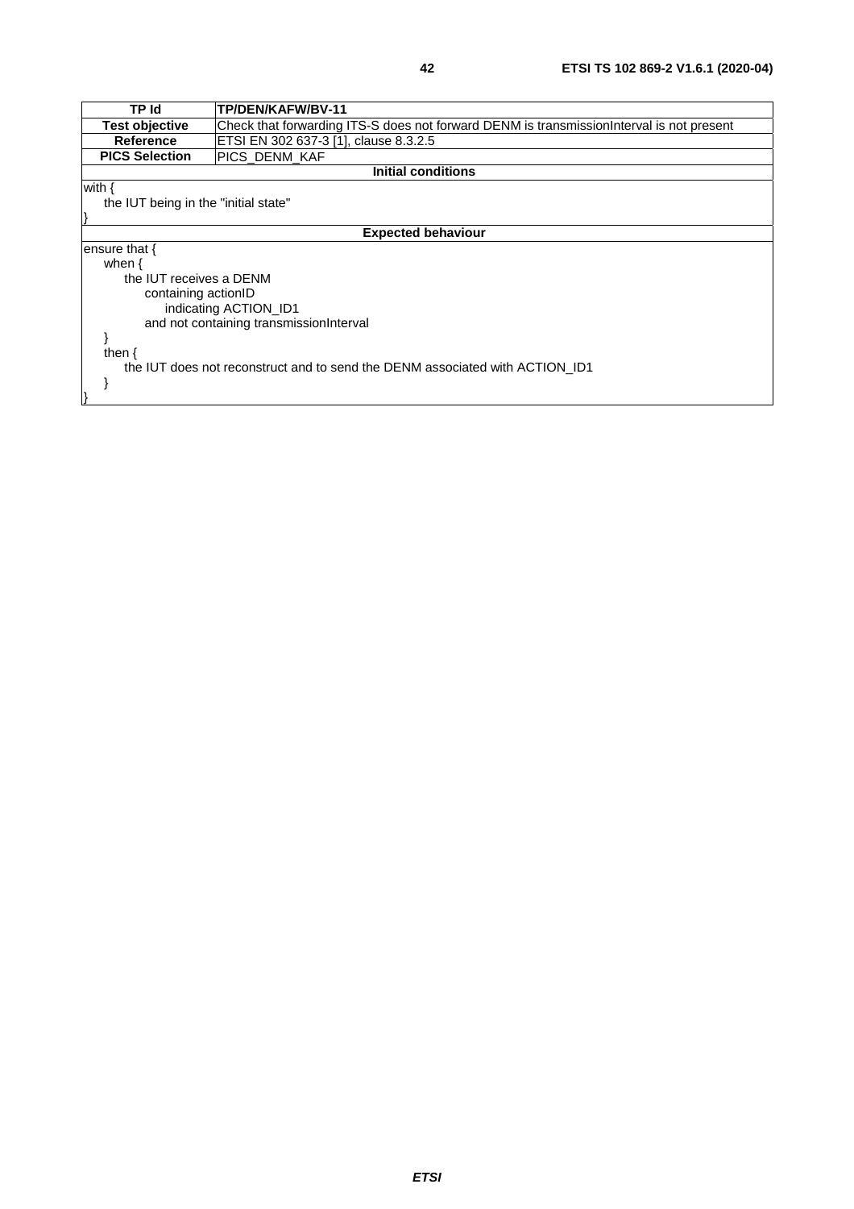| TP Id | TP/DEN/KAFW/BV-11 |
|---|---|
| **Test objective** | Check that forwarding ITS-S does not forward DENM is transmissionInterval is not present |
| **Reference** | ETSI EN 302 637-3 [1], clause 8.3.2.5 |
| **PICS Selection** | PICS_DENM_KAF |
| **Initial conditions** | |
| with {<br>    the IUT being in the "initial state"<br>} | |
| **Expected behaviour** | |
| ensure that {<br>    when {<br>        the IUT receives a DENM<br>            containing actionID<br>                indicating ACTION_ID1<br>            and not containing transmissionInterval<br>    }<br>    then {<br>        the IUT does not reconstruct and to send the DENM associated with ACTION_ID1<br>    }<br>} | |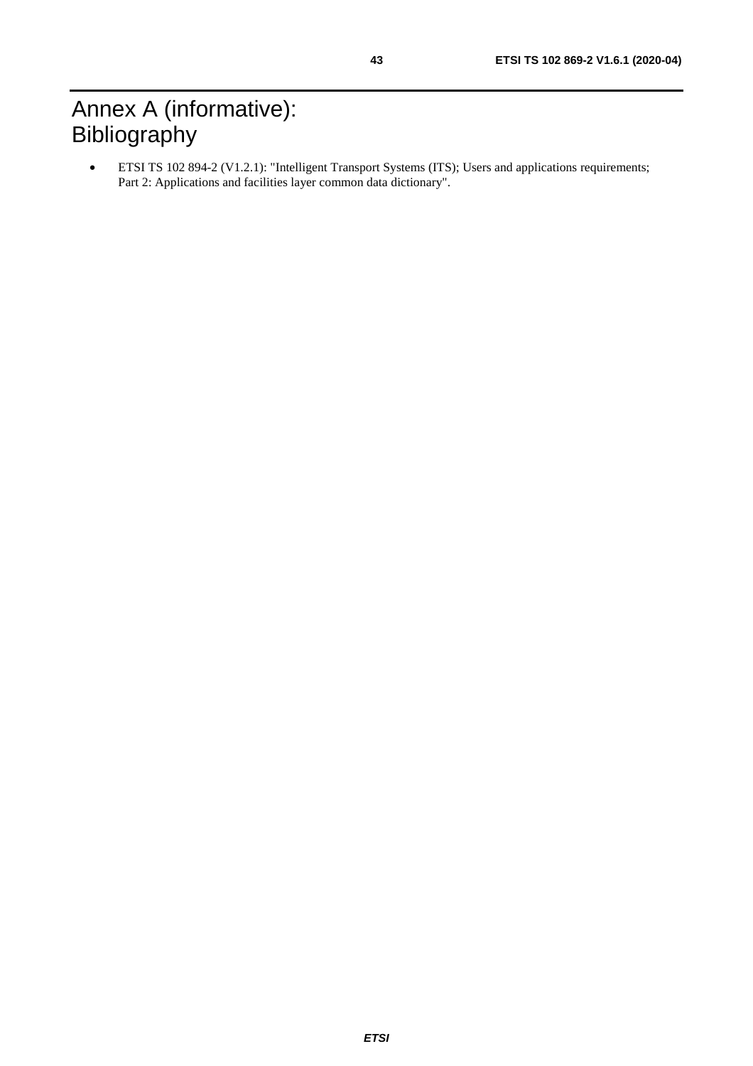# Annex A (informative): Bibliography

- ETSI TS 102 894-2 (V1.2.1): "Intelligent Transport Systems (ITS); Users and applications requirements; Part 2: Applications and facilities layer common data dictionary".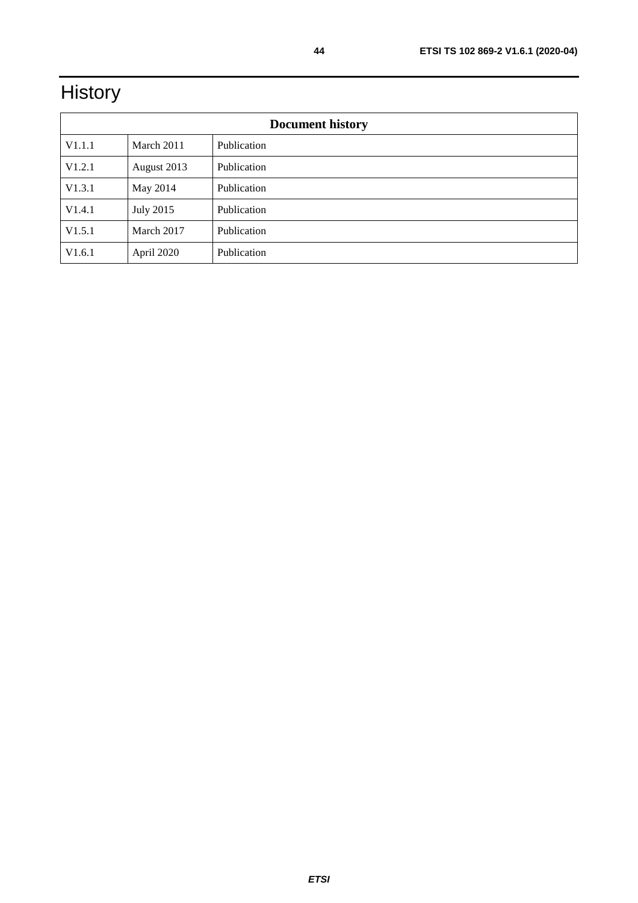# History

| Document history | | |
|---|---|---|
| V1.1.1 | March 2011 | Publication |
| V1.2.1 | August 2013 | Publication |
| V1.3.1 | May 2014 | Publication |
| V1.4.1 | July 2015 | Publication |
| V1.5.1 | March 2017 | Publication |
| V1.6.1 | April 2020 | Publication |